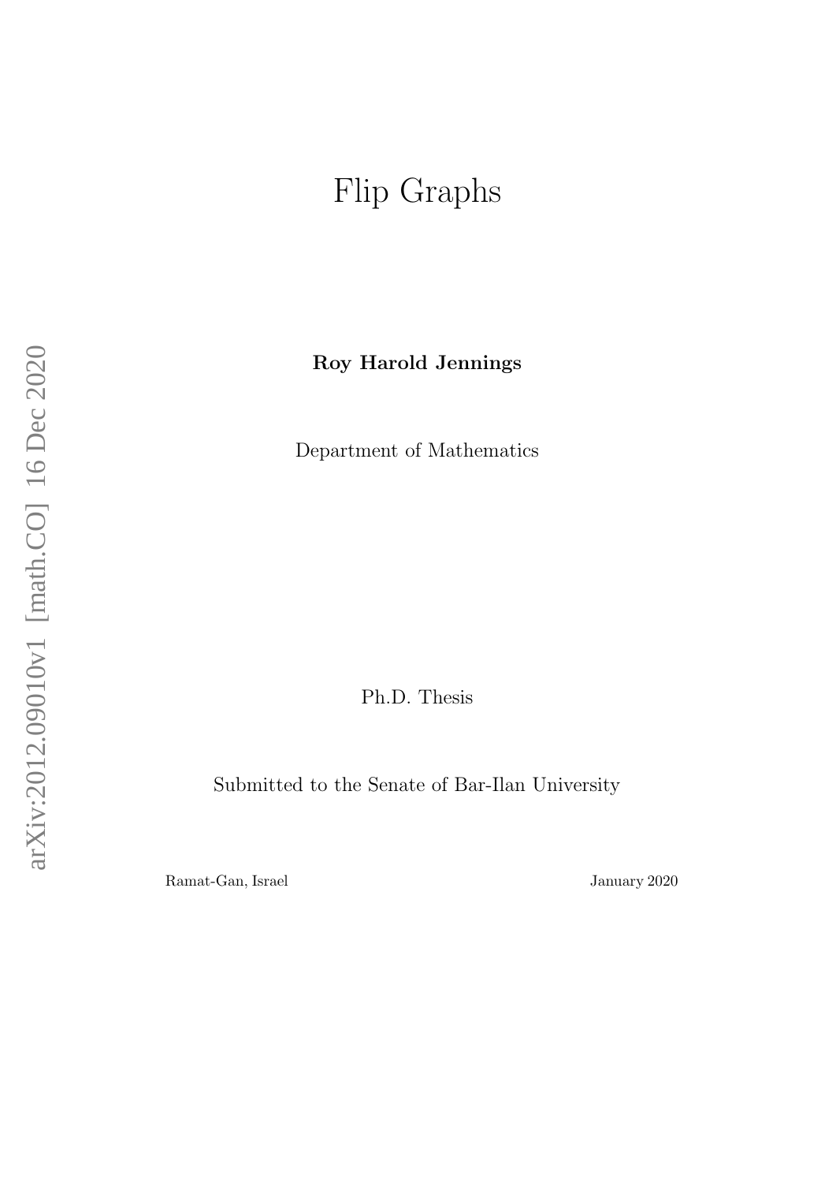# Flip Graphs

**Roy Harold Jennings**

Department of Mathematics

Ph.D. Thesis

Submitted to the Senate of Bar-Ilan University

Ramat-Gan, Israel

January 2020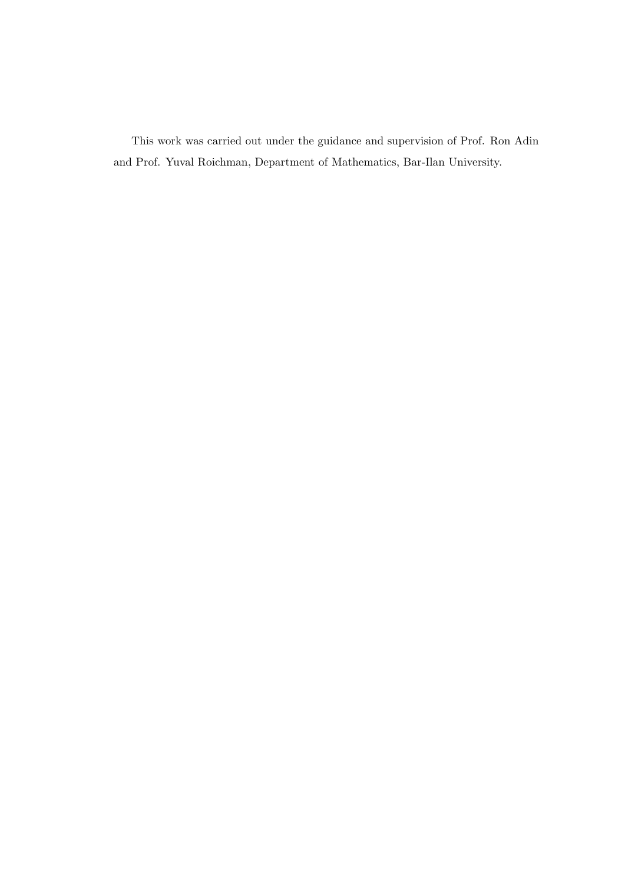This work was carried out under the guidance and supervision of Prof. Ron Adin and Prof. Yuval Roichman, Department of Mathematics, Bar-Ilan University.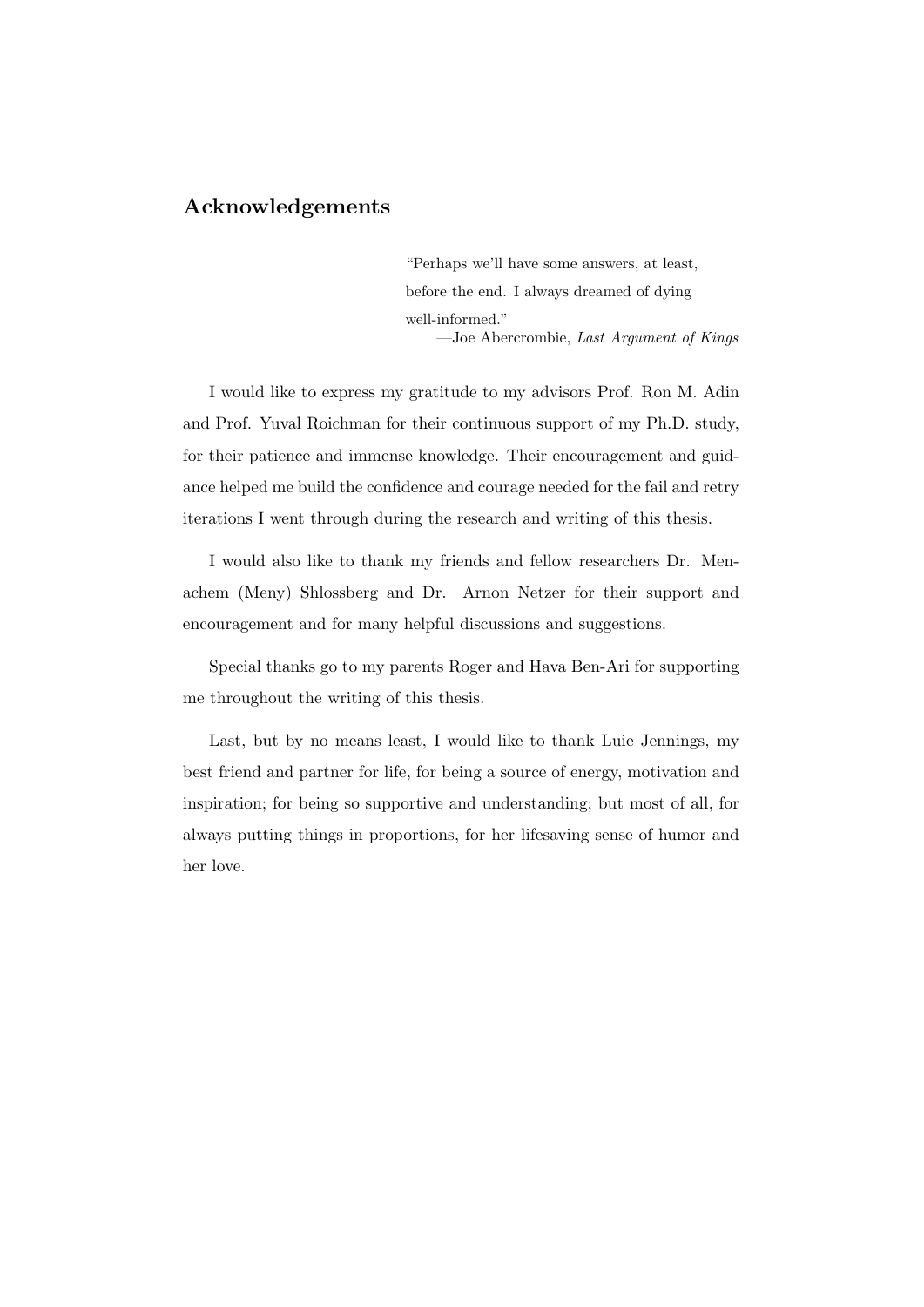## Acknowledgements

> "Perhaps we'll have some answers, at least, before the end. I always dreamed of dying well-informed."
>
> —Joe Abercrombie, *Last Argument of Kings*

I would like to express my gratitude to my advisors Prof. Ron M. Adin and Prof. Yuval Roichman for their continuous support of my Ph.D. study, for their patience and immense knowledge. Their encouragement and guidance helped me build the confidence and courage needed for the fail and retry iterations I went through during the research and writing of this thesis.

I would also like to thank my friends and fellow researchers Dr. Menachem (Meny) Shlossberg and Dr. Arnon Netzer for their support and encouragement and for many helpful discussions and suggestions.

Special thanks go to my parents Roger and Hava Ben-Ari for supporting me throughout the writing of this thesis.

Last, but by no means least, I would like to thank Luie Jennings, my best friend and partner for life, for being a source of energy, motivation and inspiration; for being so supportive and understanding; but most of all, for always putting things in proportions, for her lifesaving sense of humor and her love.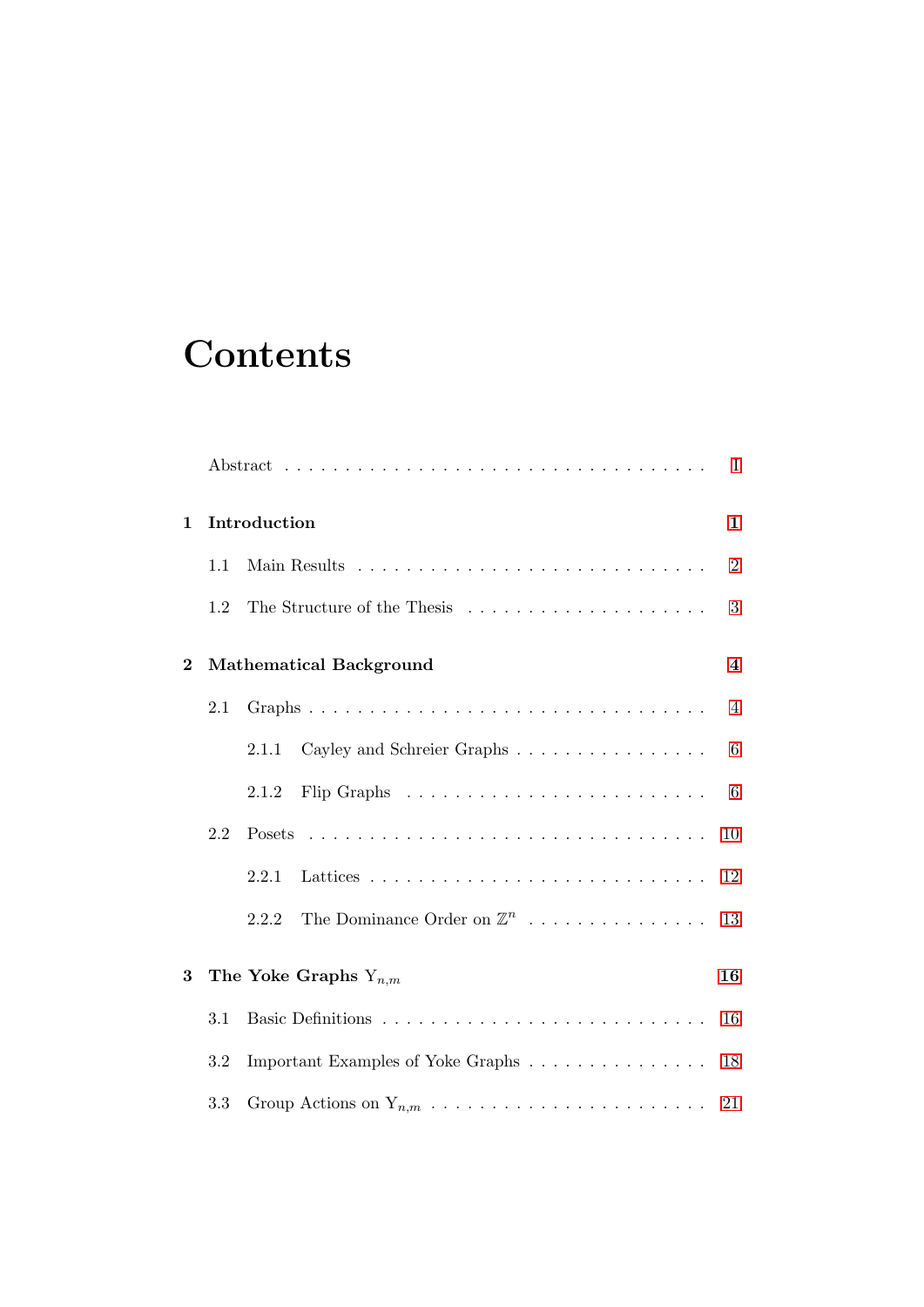# Contents

Abstract . . . . . . . . . . . . . . . . . . . . . . . . . . . . . . . . . . I

**1 Introduction** **1**

1.1 Main Results . . . . . . . . . . . . . . . . . . . . . . . . . . . . 2

1.2 The Structure of the Thesis . . . . . . . . . . . . . . . . . . . . 3

**2 Mathematical Background** **4**

2.1 Graphs . . . . . . . . . . . . . . . . . . . . . . . . . . . . . . . . 4

2.1.1 Cayley and Schreier Graphs . . . . . . . . . . . . . . . . 6

2.1.2 Flip Graphs . . . . . . . . . . . . . . . . . . . . . . . . . 6

2.2 Posets . . . . . . . . . . . . . . . . . . . . . . . . . . . . . . . . 10

2.2.1 Lattices . . . . . . . . . . . . . . . . . . . . . . . . . . . 12

2.2.2 The Dominance Order on $\mathbb{Z}^n$ . . . . . . . . . . . . . . . 13

**3 The Yoke Graphs $\mathrm{Y}_{n,m}$** **16**

3.1 Basic Definitions . . . . . . . . . . . . . . . . . . . . . . . . . . 16

3.2 Important Examples of Yoke Graphs . . . . . . . . . . . . . . . 18

3.3 Group Actions on $\mathrm{Y}_{n,m}$ . . . . . . . . . . . . . . . . . . . . . . 21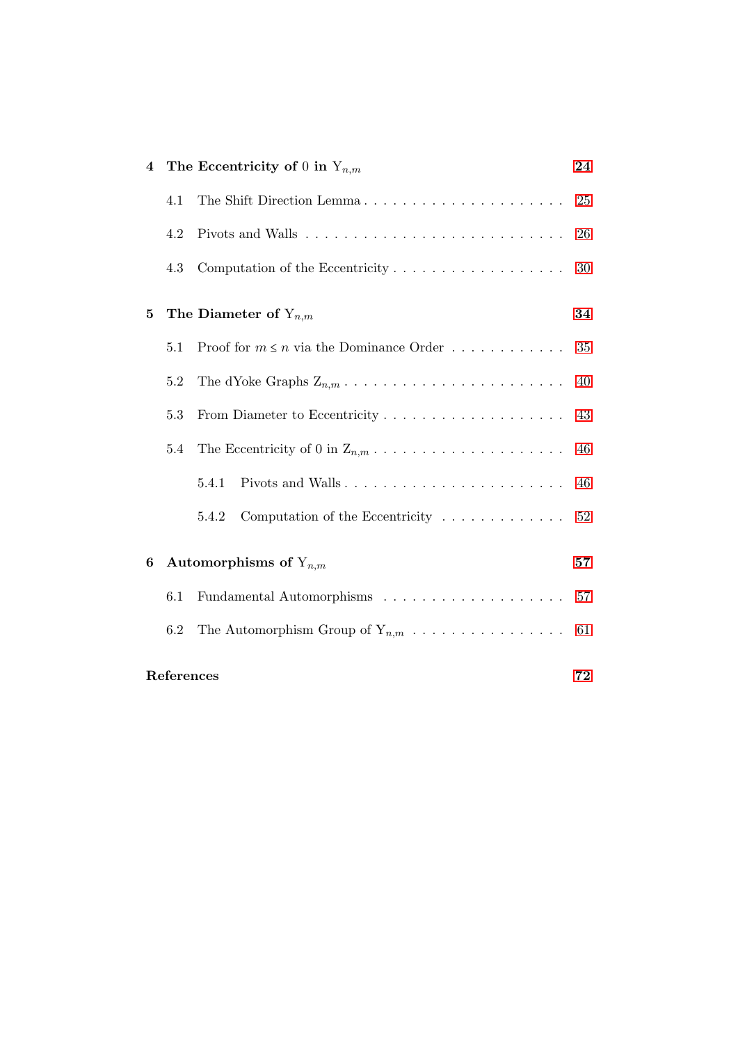**4 The Eccentricity of 0 in $\mathrm{Y}_{n,m}$** — 24

- 4.1 The Shift Direction Lemma — 25
- 4.2 Pivots and Walls — 26
- 4.3 Computation of the Eccentricity — 30

**5 The Diameter of $\mathrm{Y}_{n,m}$** — 34

- 5.1 Proof for $m \leq n$ via the Dominance Order — 35
- 5.2 The dYoke Graphs $\mathrm{Z}_{n,m}$ — 40
- 5.3 From Diameter to Eccentricity — 43
- 5.4 The Eccentricity of 0 in $\mathrm{Z}_{n,m}$ — 46
  - 5.4.1 Pivots and Walls — 46
  - 5.4.2 Computation of the Eccentricity — 52

**6 Automorphisms of $\mathrm{Y}_{n,m}$** — 57

- 6.1 Fundamental Automorphisms — 57
- 6.2 The Automorphism Group of $\mathrm{Y}_{n,m}$ — 61

**References** — 72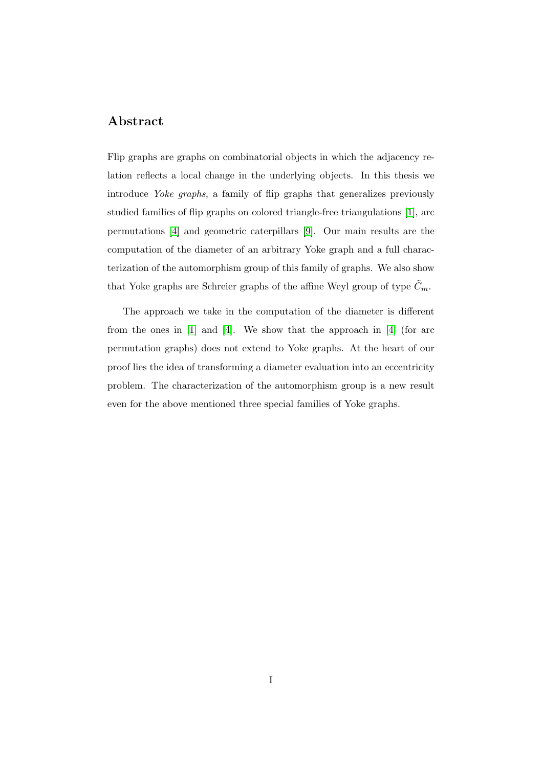## Abstract

Flip graphs are graphs on combinatorial objects in which the adjacency relation reflects a local change in the underlying objects. In this thesis we introduce *Yoke graphs*, a family of flip graphs that generalizes previously studied families of flip graphs on colored triangle-free triangulations [1], arc permutations [4] and geometric caterpillars [9]. Our main results are the computation of the diameter of an arbitrary Yoke graph and a full characterization of the automorphism group of this family of graphs. We also show that Yoke graphs are Schreier graphs of the affine Weyl group of type $\tilde{C}_m$.

The approach we take in the computation of the diameter is different from the ones in [1] and [4]. We show that the approach in [4] (for arc permutation graphs) does not extend to Yoke graphs. At the heart of our proof lies the idea of transforming a diameter evaluation into an eccentricity problem. The characterization of the automorphism group is a new result even for the above mentioned three special families of Yoke graphs.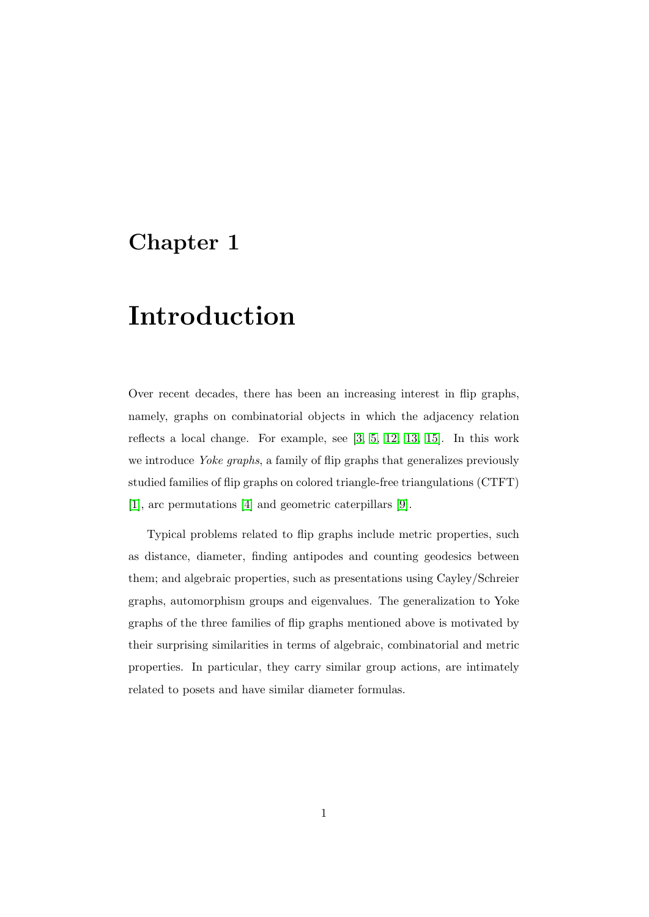# Chapter 1

# Introduction

Over recent decades, there has been an increasing interest in flip graphs, namely, graphs on combinatorial objects in which the adjacency relation reflects a local change. For example, see [3, 5, 12, 13, 15]. In this work we introduce *Yoke graphs*, a family of flip graphs that generalizes previously studied families of flip graphs on colored triangle-free triangulations (CTFT) [1], arc permutations [4] and geometric caterpillars [9].

Typical problems related to flip graphs include metric properties, such as distance, diameter, finding antipodes and counting geodesics between them; and algebraic properties, such as presentations using Cayley/Schreier graphs, automorphism groups and eigenvalues. The generalization to Yoke graphs of the three families of flip graphs mentioned above is motivated by their surprising similarities in terms of algebraic, combinatorial and metric properties. In particular, they carry similar group actions, are intimately related to posets and have similar diameter formulas.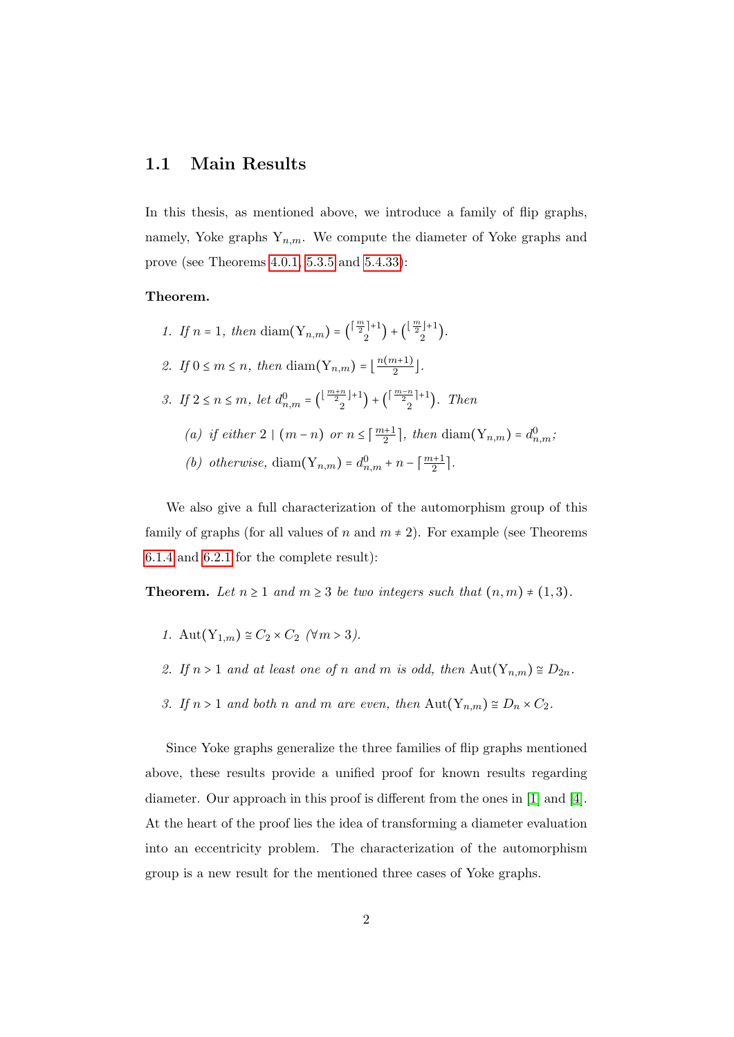## 1.1 Main Results

In this thesis, as mentioned above, we introduce a family of flip graphs, namely, Yoke graphs $\mathrm{Y}_{n,m}$. We compute the diameter of Yoke graphs and prove (see Theorems 4.0.1, 5.3.5 and 5.4.33):

**Theorem.**

1. *If* $n = 1$*, then* $\mathrm{diam}(\mathrm{Y}_{n,m}) = \binom{\lceil \frac{m}{2} \rceil + 1}{2} + \binom{\lfloor \frac{m}{2} \rfloor + 1}{2}$.
2. *If* $0 \leq m \leq n$*, then* $\mathrm{diam}(\mathrm{Y}_{n,m}) = \lfloor \frac{n(m+1)}{2} \rfloor$.
3. *If* $2 \leq n \leq m$*, let* $d^0_{n,m} = \binom{\lfloor \frac{m+n}{2} \rfloor + 1}{2} + \binom{\lceil \frac{m-n}{2} \rceil + 1}{2}$*. Then*
   (a) *if either* $2 \mid (m-n)$ *or* $n \leq \lceil \frac{m+1}{2} \rceil$*, then* $\mathrm{diam}(\mathrm{Y}_{n,m}) = d^0_{n,m}$*;*
   (b) *otherwise,* $\mathrm{diam}(\mathrm{Y}_{n,m}) = d^0_{n,m} + n - \lceil \frac{m+1}{2} \rceil$.

We also give a full characterization of the automorphism group of this family of graphs (for all values of $n$ and $m \neq 2$). For example (see Theorems 6.1.4 and 6.2.1 for the complete result):

**Theorem.** *Let* $n \geq 1$ *and* $m \geq 3$ *be two integers such that* $(n, m) \neq (1, 3)$.

1. $\mathrm{Aut}(\mathrm{Y}_{1,m}) \cong C_2 \times C_2$ *(*$\forall m > 3$*).*
2. *If* $n > 1$ *and at least one of* $n$ *and* $m$ *is odd, then* $\mathrm{Aut}(\mathrm{Y}_{n,m}) \cong D_{2n}$.
3. *If* $n > 1$ *and both* $n$ *and* $m$ *are even, then* $\mathrm{Aut}(\mathrm{Y}_{n,m}) \cong D_n \times C_2$.

Since Yoke graphs generalize the three families of flip graphs mentioned above, these results provide a unified proof for known results regarding diameter. Our approach in this proof is different from the ones in [1] and [4]. At the heart of the proof lies the idea of transforming a diameter evaluation into an eccentricity problem. The characterization of the automorphism group is a new result for the mentioned three cases of Yoke graphs.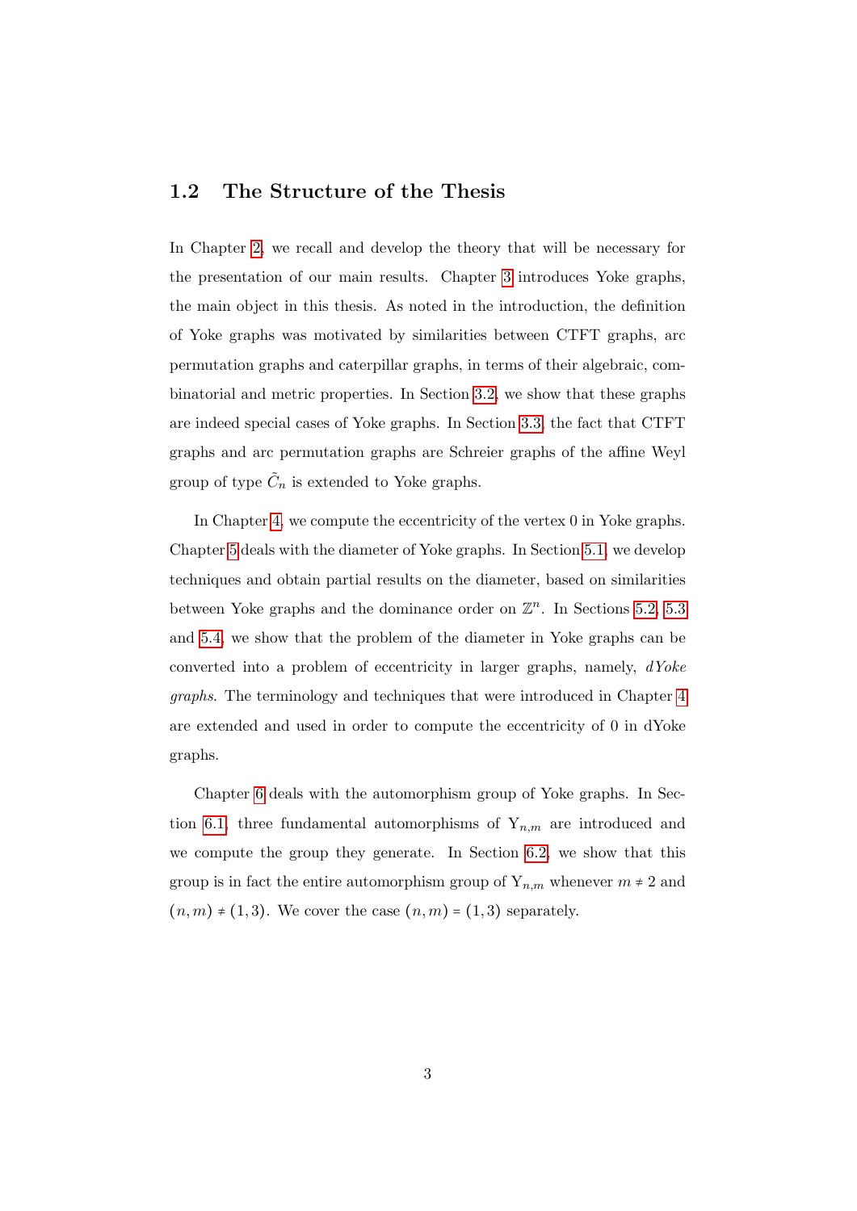## 1.2 The Structure of the Thesis

In Chapter 2, we recall and develop the theory that will be necessary for the presentation of our main results. Chapter 3 introduces Yoke graphs, the main object in this thesis. As noted in the introduction, the definition of Yoke graphs was motivated by similarities between CTFT graphs, arc permutation graphs and caterpillar graphs, in terms of their algebraic, combinatorial and metric properties. In Section 3.2, we show that these graphs are indeed special cases of Yoke graphs. In Section 3.3, the fact that CTFT graphs and arc permutation graphs are Schreier graphs of the affine Weyl group of type $\tilde{C}_n$ is extended to Yoke graphs.

In Chapter 4, we compute the eccentricity of the vertex 0 in Yoke graphs. Chapter 5 deals with the diameter of Yoke graphs. In Section 5.1, we develop techniques and obtain partial results on the diameter, based on similarities between Yoke graphs and the dominance order on $\mathbb{Z}^n$. In Sections 5.2, 5.3 and 5.4, we show that the problem of the diameter in Yoke graphs can be converted into a problem of eccentricity in larger graphs, namely, *dYoke graphs*. The terminology and techniques that were introduced in Chapter 4 are extended and used in order to compute the eccentricity of 0 in dYoke graphs.

Chapter 6 deals with the automorphism group of Yoke graphs. In Section 6.1, three fundamental automorphisms of $\mathrm{Y}_{n,m}$ are introduced and we compute the group they generate. In Section 6.2, we show that this group is in fact the entire automorphism group of $\mathrm{Y}_{n,m}$ whenever $m \neq 2$ and $(n,m) \neq (1,3)$. We cover the case $(n,m) = (1,3)$ separately.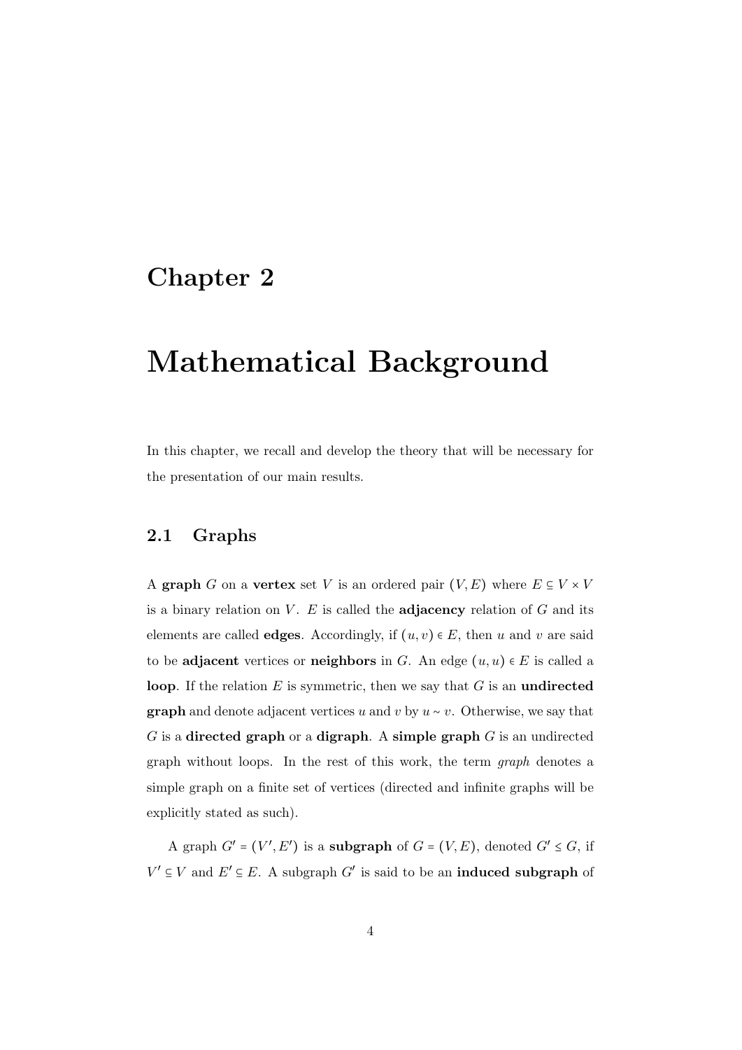# Chapter 2

# Mathematical Background

In this chapter, we recall and develop the theory that will be necessary for the presentation of our main results.

## 2.1 Graphs

A **graph** $G$ on a **vertex** set $V$ is an ordered pair $(V, E)$ where $E \subseteq V \times V$ is a binary relation on $V$. $E$ is called the **adjacency** relation of $G$ and its elements are called **edges**. Accordingly, if $(u, v) \in E$, then $u$ and $v$ are said to be **adjacent** vertices or **neighbors** in $G$. An edge $(u, u) \in E$ is called a **loop**. If the relation $E$ is symmetric, then we say that $G$ is an **undirected graph** and denote adjacent vertices $u$ and $v$ by $u \sim v$. Otherwise, we say that $G$ is a **directed graph** or a **digraph**. A **simple graph** $G$ is an undirected graph without loops. In the rest of this work, the term *graph* denotes a simple graph on a finite set of vertices (directed and infinite graphs will be explicitly stated as such).

A graph $G' = (V', E')$ is a **subgraph** of $G = (V, E)$, denoted $G' \leq G$, if $V' \subseteq V$ and $E' \subseteq E$. A subgraph $G'$ is said to be an **induced subgraph** of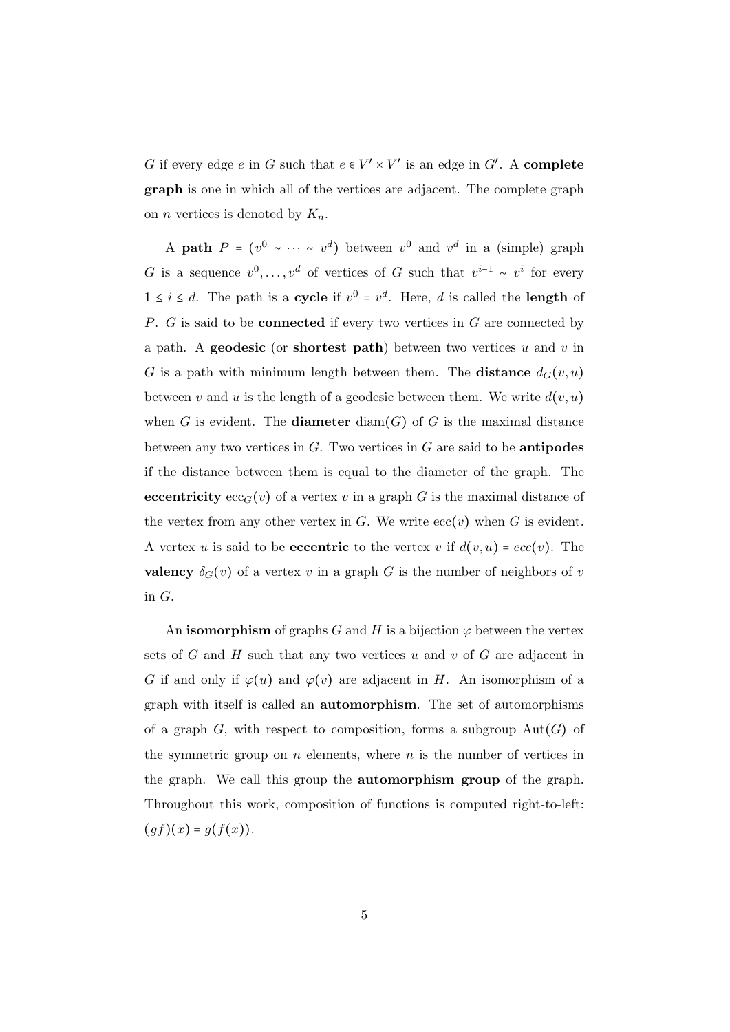$G$ if every edge $e$ in $G$ such that $e \in V' \times V'$ is an edge in $G'$. A **complete graph** is one in which all of the vertices are adjacent. The complete graph on $n$ vertices is denoted by $K_n$.

A **path** $P = (v^0 \sim \cdots \sim v^d)$ between $v^0$ and $v^d$ in a (simple) graph $G$ is a sequence $v^0, \ldots, v^d$ of vertices of $G$ such that $v^{i-1} \sim v^i$ for every $1 \leq i \leq d$. The path is a **cycle** if $v^0 = v^d$. Here, $d$ is called the **length** of $P$. $G$ is said to be **connected** if every two vertices in $G$ are connected by a path. A **geodesic** (or **shortest path**) between two vertices $u$ and $v$ in $G$ is a path with minimum length between them. The **distance** $d_G(v, u)$ between $v$ and $u$ is the length of a geodesic between them. We write $d(v, u)$ when $G$ is evident. The **diameter** $\operatorname{diam}(G)$ of $G$ is the maximal distance between any two vertices in $G$. Two vertices in $G$ are said to be **antipodes** if the distance between them is equal to the diameter of the graph. The **eccentricity** $\operatorname{ecc}_G(v)$ of a vertex $v$ in a graph $G$ is the maximal distance of the vertex from any other vertex in $G$. We write $\operatorname{ecc}(v)$ when $G$ is evident. A vertex $u$ is said to be **eccentric** to the vertex $v$ if $d(v, u) = ecc(v)$. The **valency** $\delta_G(v)$ of a vertex $v$ in a graph $G$ is the number of neighbors of $v$ in $G$.

An **isomorphism** of graphs $G$ and $H$ is a bijection $\varphi$ between the vertex sets of $G$ and $H$ such that any two vertices $u$ and $v$ of $G$ are adjacent in $G$ if and only if $\varphi(u)$ and $\varphi(v)$ are adjacent in $H$. An isomorphism of a graph with itself is called an **automorphism**. The set of automorphisms of a graph $G$, with respect to composition, forms a subgroup $\operatorname{Aut}(G)$ of the symmetric group on $n$ elements, where $n$ is the number of vertices in the graph. We call this group the **automorphism group** of the graph. Throughout this work, composition of functions is computed right-to-left: $(gf)(x) = g(f(x))$.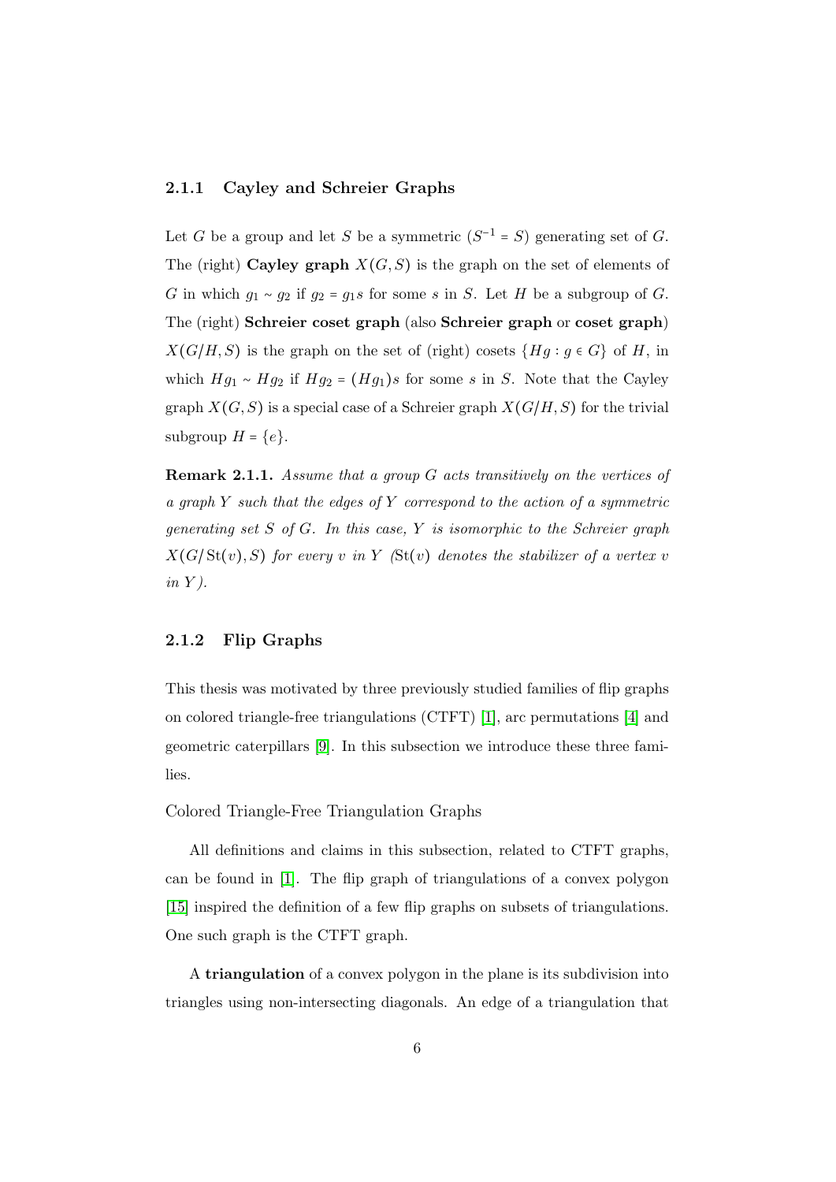### 2.1.1 Cayley and Schreier Graphs

Let $G$ be a group and let $S$ be a symmetric ($S^{-1} = S$) generating set of $G$. The (right) **Cayley graph** $X(G,S)$ is the graph on the set of elements of $G$ in which $g_1 \sim g_2$ if $g_2 = g_1 s$ for some $s$ in $S$. Let $H$ be a subgroup of $G$. The (right) **Schreier coset graph** (also **Schreier graph** or **coset graph**) $X(G/H,S)$ is the graph on the set of (right) cosets $\{Hg : g \in G\}$ of $H$, in which $Hg_1 \sim Hg_2$ if $Hg_2 = (Hg_1)s$ for some $s$ in $S$. Note that the Cayley graph $X(G,S)$ is a special case of a Schreier graph $X(G/H,S)$ for the trivial subgroup $H = \{e\}$.

**Remark 2.1.1.** *Assume that a group $G$ acts transitively on the vertices of a graph $Y$ such that the edges of $Y$ correspond to the action of a symmetric generating set $S$ of $G$. In this case, $Y$ is isomorphic to the Schreier graph $X(G/\mathrm{St}(v),S)$ for every $v$ in $Y$ ($\mathrm{St}(v)$ denotes the stabilizer of a vertex $v$ in $Y$).*

### 2.1.2 Flip Graphs

This thesis was motivated by three previously studied families of flip graphs on colored triangle-free triangulations (CTFT) [1], arc permutations [4] and geometric caterpillars [9]. In this subsection we introduce these three families.

Colored Triangle-Free Triangulation Graphs

All definitions and claims in this subsection, related to CTFT graphs, can be found in [1]. The flip graph of triangulations of a convex polygon [15] inspired the definition of a few flip graphs on subsets of triangulations. One such graph is the CTFT graph.

A **triangulation** of a convex polygon in the plane is its subdivision into triangles using non-intersecting diagonals. An edge of a triangulation that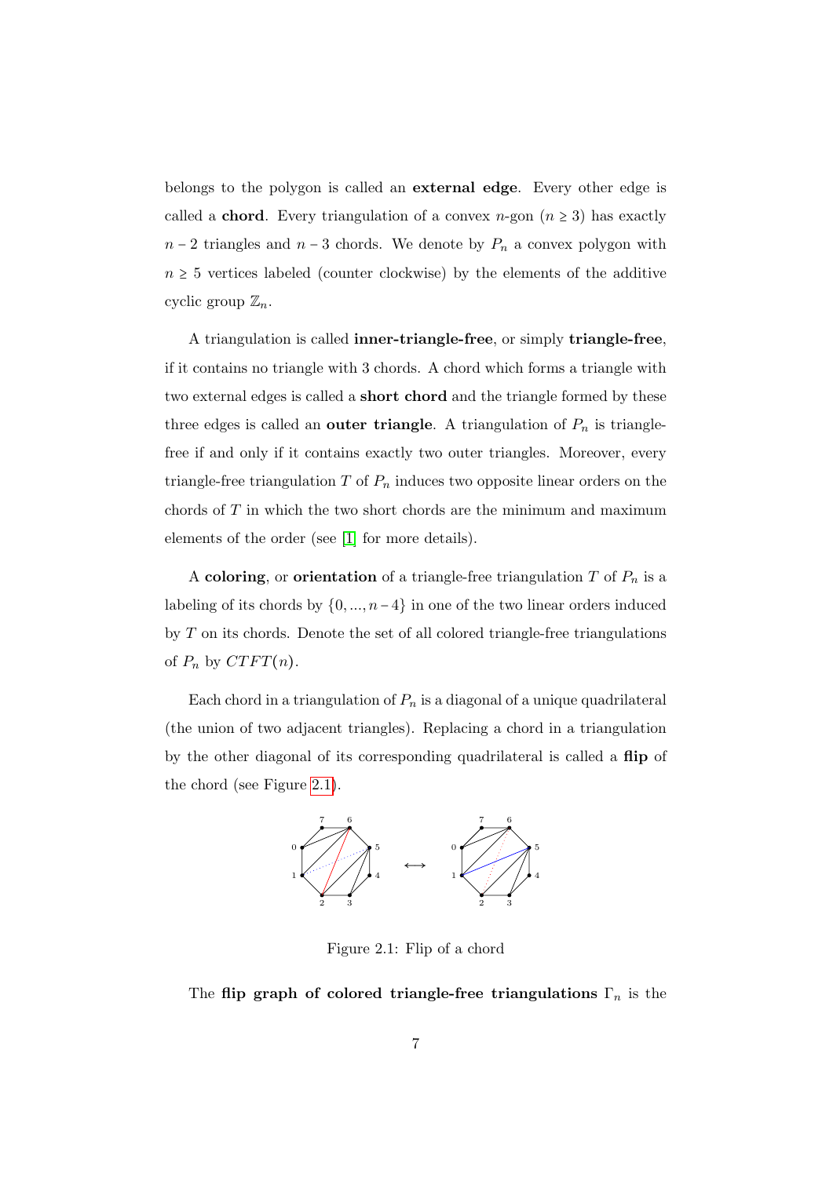belongs to the polygon is called an **external edge**. Every other edge is called a **chord**. Every triangulation of a convex $n$-gon ($n \geq 3$) has exactly $n-2$ triangles and $n-3$ chords. We denote by $P_n$ a convex polygon with $n \geq 5$ vertices labeled (counter clockwise) by the elements of the additive cyclic group $\mathbb{Z}_n$.

A triangulation is called **inner-triangle-free**, or simply **triangle-free**, if it contains no triangle with 3 chords. A chord which forms a triangle with two external edges is called a **short chord** and the triangle formed by these three edges is called an **outer triangle**. A triangulation of $P_n$ is triangle-free if and only if it contains exactly two outer triangles. Moreover, every triangle-free triangulation $T$ of $P_n$ induces two opposite linear orders on the chords of $T$ in which the two short chords are the minimum and maximum elements of the order (see [1] for more details).

A **coloring**, or **orientation** of a triangle-free triangulation $T$ of $P_n$ is a labeling of its chords by $\{0, ..., n-4\}$ in one of the two linear orders induced by $T$ on its chords. Denote the set of all colored triangle-free triangulations of $P_n$ by $CTFT(n)$.

Each chord in a triangulation of $P_n$ is a diagonal of a unique quadrilateral (the union of two adjacent triangles). Replacing a chord in a triangulation by the other diagonal of its corresponding quadrilateral is called a **flip** of the chord (see Figure 2.1).

Figure 2.1: Flip of a chord

The **flip graph of colored triangle-free triangulations** $\Gamma_n$ is the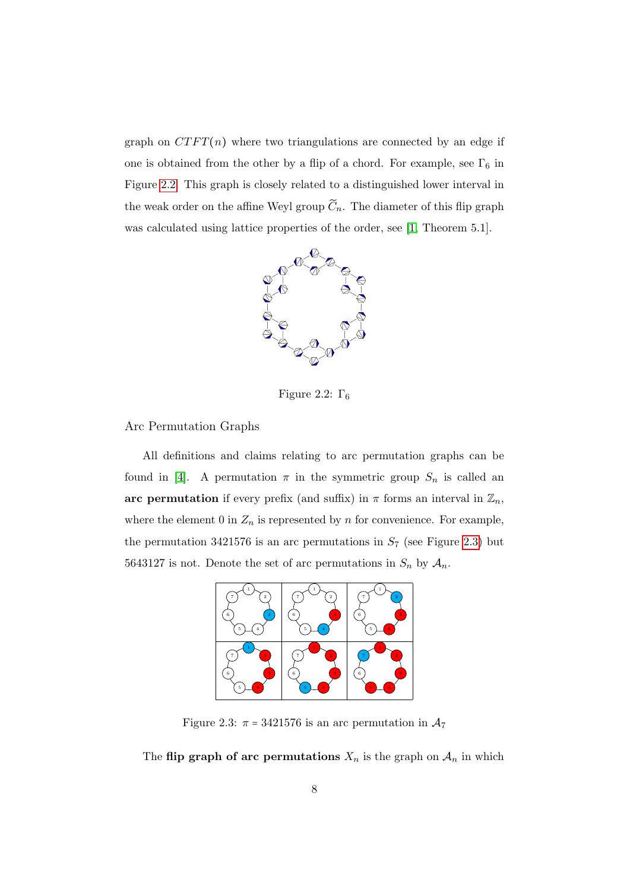graph on $CTFT(n)$ where two triangulations are connected by an edge if one is obtained from the other by a flip of a chord. For example, see $\Gamma_6$ in Figure 2.2. This graph is closely related to a distinguished lower interval in the weak order on the affine Weyl group $\widetilde{C}_n$. The diameter of this flip graph was calculated using lattice properties of the order, see [1, Theorem 5.1].

Figure 2.2: $\Gamma_6$

Arc Permutation Graphs

All definitions and claims relating to arc permutation graphs can be found in [4]. A permutation $\pi$ in the symmetric group $S_n$ is called an **arc permutation** if every prefix (and suffix) in $\pi$ forms an interval in $\mathbb{Z}_n$, where the element 0 in $Z_n$ is represented by $n$ for convenience. For example, the permutation 3421576 is an arc permutations in $S_7$ (see Figure 2.3) but 5643127 is not. Denote the set of arc permutations in $S_n$ by $\mathcal{A}_n$.

Figure 2.3: $\pi$ = 3421576 is an arc permutation in $\mathcal{A}_7$

The **flip graph of arc permutations** $X_n$ is the graph on $\mathcal{A}_n$ in which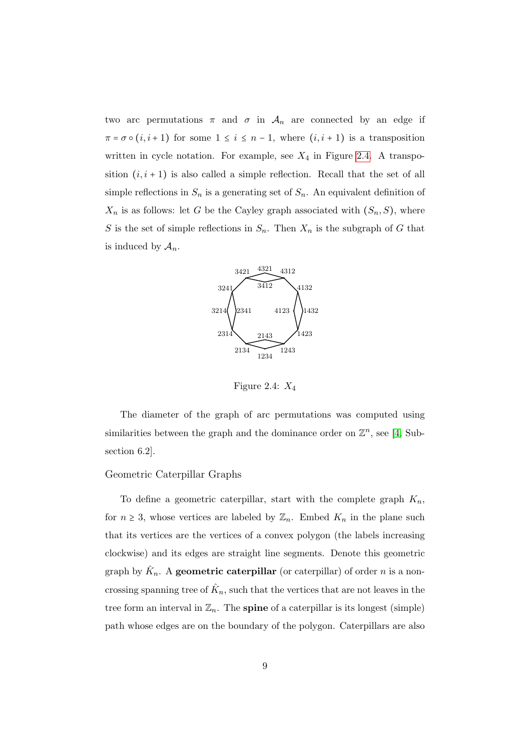two arc permutations $\pi$ and $\sigma$ in $\mathcal{A}_n$ are connected by an edge if $\pi = \sigma \circ (i, i+1)$ for some $1 \le i \le n-1$, where $(i, i+1)$ is a transposition written in cycle notation. For example, see $X_4$ in Figure 2.4. A transposition $(i, i+1)$ is also called a simple reflection. Recall that the set of all simple reflections in $S_n$ is a generating set of $S_n$. An equivalent definition of $X_n$ is as follows: let $G$ be the Cayley graph associated with $(S_n, S)$, where $S$ is the set of simple reflections in $S_n$. Then $X_n$ is the subgraph of $G$ that is induced by $\mathcal{A}_n$.

Figure 2.4: $X_4$

The diameter of the graph of arc permutations was computed using similarities between the graph and the dominance order on $\mathbb{Z}^n$, see [4, Subsection 6.2].

Geometric Caterpillar Graphs

To define a geometric caterpillar, start with the complete graph $K_n$, for $n \ge 3$, whose vertices are labeled by $\mathbb{Z}_n$. Embed $K_n$ in the plane such that its vertices are the vertices of a convex polygon (the labels increasing clockwise) and its edges are straight line segments. Denote this geometric graph by $\hat{K}_n$. A **geometric caterpillar** (or caterpillar) of order $n$ is a non-crossing spanning tree of $\hat{K}_n$, such that the vertices that are not leaves in the tree form an interval in $\mathbb{Z}_n$. The **spine** of a caterpillar is its longest (simple) path whose edges are on the boundary of the polygon. Caterpillars are also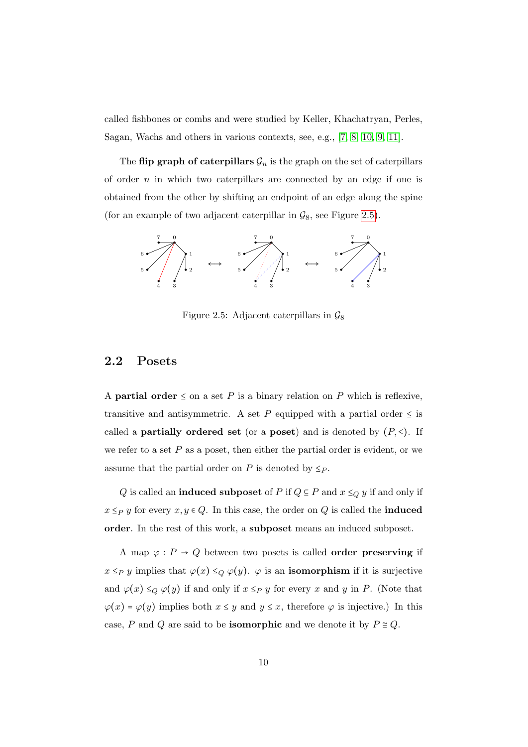called fishbones or combs and were studied by Keller, Khachatryan, Perles, Sagan, Wachs and others in various contexts, see, e.g., [7, 8, 10, 9, 11].

The **flip graph of caterpillars** $\mathcal{G}_n$ is the graph on the set of caterpillars of order $n$ in which two caterpillars are connected by an edge if one is obtained from the other by shifting an endpoint of an edge along the spine (for an example of two adjacent caterpillar in $\mathcal{G}_8$, see Figure 2.5).

Figure 2.5: Adjacent caterpillars in $\mathcal{G}_8$

## 2.2 Posets

A **partial order** $\le$ on a set $P$ is a binary relation on $P$ which is reflexive, transitive and antisymmetric. A set $P$ equipped with a partial order $\le$ is called a **partially ordered set** (or a **poset**) and is denoted by $(P, \le)$. If we refer to a set $P$ as a poset, then either the partial order is evident, or we assume that the partial order on $P$ is denoted by $\le_P$.

$Q$ is called an **induced subposet** of $P$ if $Q \subseteq P$ and $x \le_Q y$ if and only if $x \le_P y$ for every $x, y \in Q$. In this case, the order on $Q$ is called the **induced order**. In the rest of this work, a **subposet** means an induced subposet.

A map $\varphi : P \to Q$ between two posets is called **order preserving** if $x \le_P y$ implies that $\varphi(x) \le_Q \varphi(y)$. $\varphi$ is an **isomorphism** if it is surjective and $\varphi(x) \le_Q \varphi(y)$ if and only if $x \le_P y$ for every $x$ and $y$ in $P$. (Note that $\varphi(x) = \varphi(y)$ implies both $x \le y$ and $y \le x$, therefore $\varphi$ is injective.) In this case, $P$ and $Q$ are said to be **isomorphic** and we denote it by $P \cong Q$.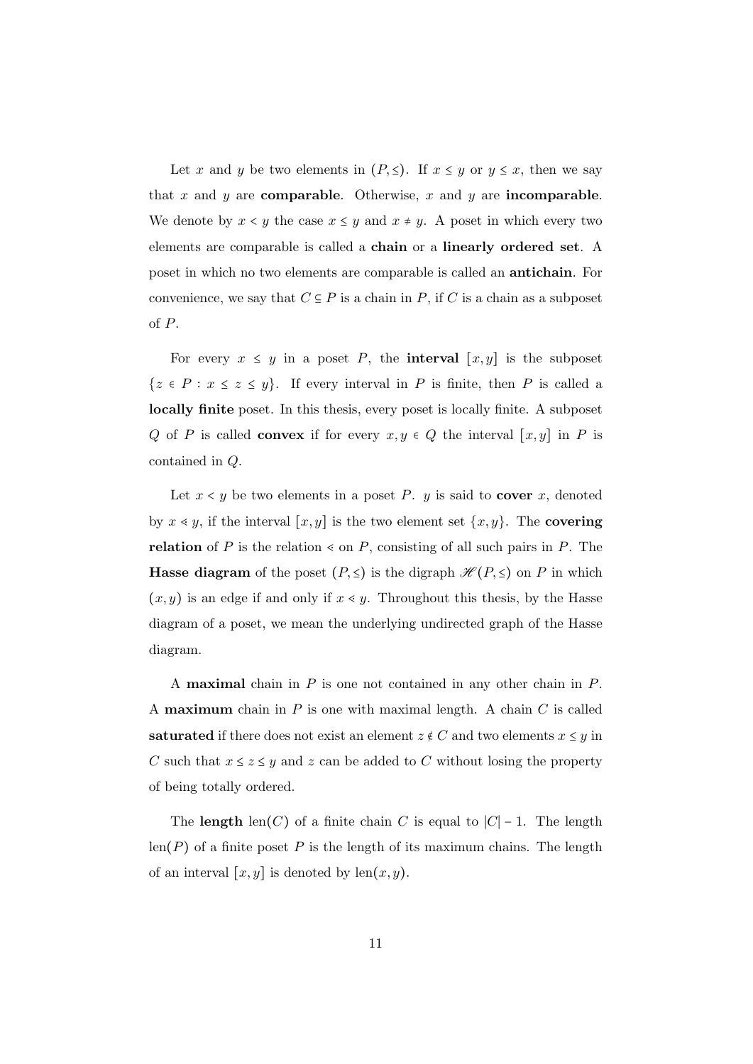Let $x$ and $y$ be two elements in $(P, \leq)$. If $x \leq y$ or $y \leq x$, then we say that $x$ and $y$ are **comparable**. Otherwise, $x$ and $y$ are **incomparable**. We denote by $x < y$ the case $x \leq y$ and $x \neq y$. A poset in which every two elements are comparable is called a **chain** or a **linearly ordered set**. A poset in which no two elements are comparable is called an **antichain**. For convenience, we say that $C \subseteq P$ is a chain in $P$, if $C$ is a chain as a subposet of $P$.

For every $x \leq y$ in a poset $P$, the **interval** $[x, y]$ is the subposet $\{z \in P : x \leq z \leq y\}$. If every interval in $P$ is finite, then $P$ is called a **locally finite** poset. In this thesis, every poset is locally finite. A subposet $Q$ of $P$ is called **convex** if for every $x, y \in Q$ the interval $[x, y]$ in $P$ is contained in $Q$.

Let $x < y$ be two elements in a poset $P$. $y$ is said to **cover** $x$, denoted by $x \lessdot y$, if the interval $[x, y]$ is the two element set $\{x, y\}$. The **covering relation** of $P$ is the relation $\lessdot$ on $P$, consisting of all such pairs in $P$. The **Hasse diagram** of the poset $(P, \leq)$ is the digraph $\mathscr{H}(P, \leq)$ on $P$ in which $(x, y)$ is an edge if and only if $x \lessdot y$. Throughout this thesis, by the Hasse diagram of a poset, we mean the underlying undirected graph of the Hasse diagram.

A **maximal** chain in $P$ is one not contained in any other chain in $P$. A **maximum** chain in $P$ is one with maximal length. A chain $C$ is called **saturated** if there does not exist an element $z \notin C$ and two elements $x \leq y$ in $C$ such that $x \leq z \leq y$ and $z$ can be added to $C$ without losing the property of being totally ordered.

The **length** $\text{len}(C)$ of a finite chain $C$ is equal to $|C| - 1$. The length $\text{len}(P)$ of a finite poset $P$ is the length of its maximum chains. The length of an interval $[x, y]$ is denoted by $\text{len}(x, y)$.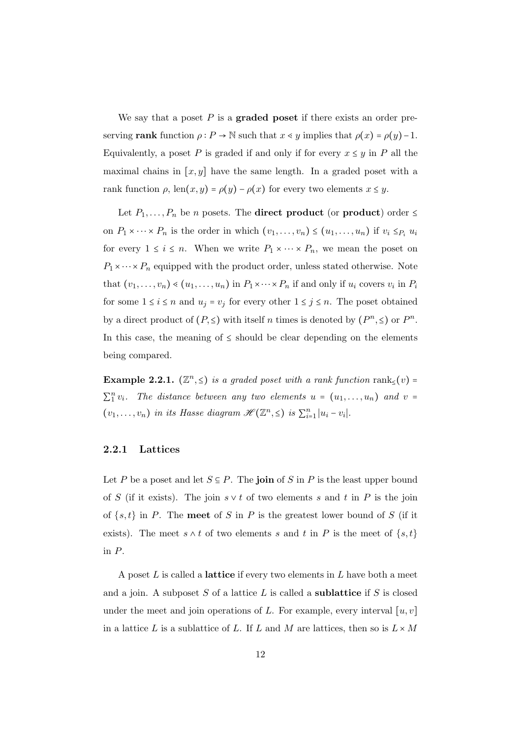We say that a poset $P$ is a **graded poset** if there exists an order preserving **rank** function $\rho : P \to \mathbb{N}$ such that $x \lessdot y$ implies that $\rho(x) = \rho(y) - 1$. Equivalently, a poset $P$ is graded if and only if for every $x \leq y$ in $P$ all the maximal chains in $[x, y]$ have the same length. In a graded poset with a rank function $\rho$, $\text{len}(x, y) = \rho(y) - \rho(x)$ for every two elements $x \leq y$.

Let $P_1, \ldots, P_n$ be $n$ posets. The **direct product** (or **product**) order $\leq$ on $P_1 \times \cdots \times P_n$ is the order in which $(v_1, \ldots, v_n) \leq (u_1, \ldots, u_n)$ if $v_i \leq_{P_i} u_i$ for every $1 \leq i \leq n$. When we write $P_1 \times \cdots \times P_n$, we mean the poset on $P_1 \times \cdots \times P_n$ equipped with the product order, unless stated otherwise. Note that $(v_1, \ldots, v_n) \lessdot (u_1, \ldots, u_n)$ in $P_1 \times \cdots \times P_n$ if and only if $u_i$ covers $v_i$ in $P_i$ for some $1 \leq i \leq n$ and $u_j = v_j$ for every other $1 \leq j \leq n$. The poset obtained by a direct product of $(P, \leq)$ with itself $n$ times is denoted by $(P^n, \leq)$ or $P^n$. In this case, the meaning of $\leq$ should be clear depending on the elements being compared.

**Example 2.2.1.** *$(\mathbb{Z}^n, \leq)$ is a graded poset with a rank function $\text{rank}_{\leq}(v) = \sum_1^n v_i$. The distance between any two elements $u = (u_1, \ldots, u_n)$ and $v = (v_1, \ldots, v_n)$ in its Hasse diagram $\mathscr{H}(\mathbb{Z}^n, \leq)$ is $\sum_{i=1}^n |u_i - v_i|$.*

### 2.2.1 Lattices

Let $P$ be a poset and let $S \subseteq P$. The **join** of $S$ in $P$ is the least upper bound of $S$ (if it exists). The join $s \vee t$ of two elements $s$ and $t$ in $P$ is the join of $\{s, t\}$ in $P$. The **meet** of $S$ in $P$ is the greatest lower bound of $S$ (if it exists). The meet $s \wedge t$ of two elements $s$ and $t$ in $P$ is the meet of $\{s, t\}$ in $P$.

A poset $L$ is called a **lattice** if every two elements in $L$ have both a meet and a join. A subposet $S$ of a lattice $L$ is called a **sublattice** if $S$ is closed under the meet and join operations of $L$. For example, every interval $[u, v]$ in a lattice $L$ is a sublattice of $L$. If $L$ and $M$ are lattices, then so is $L \times M$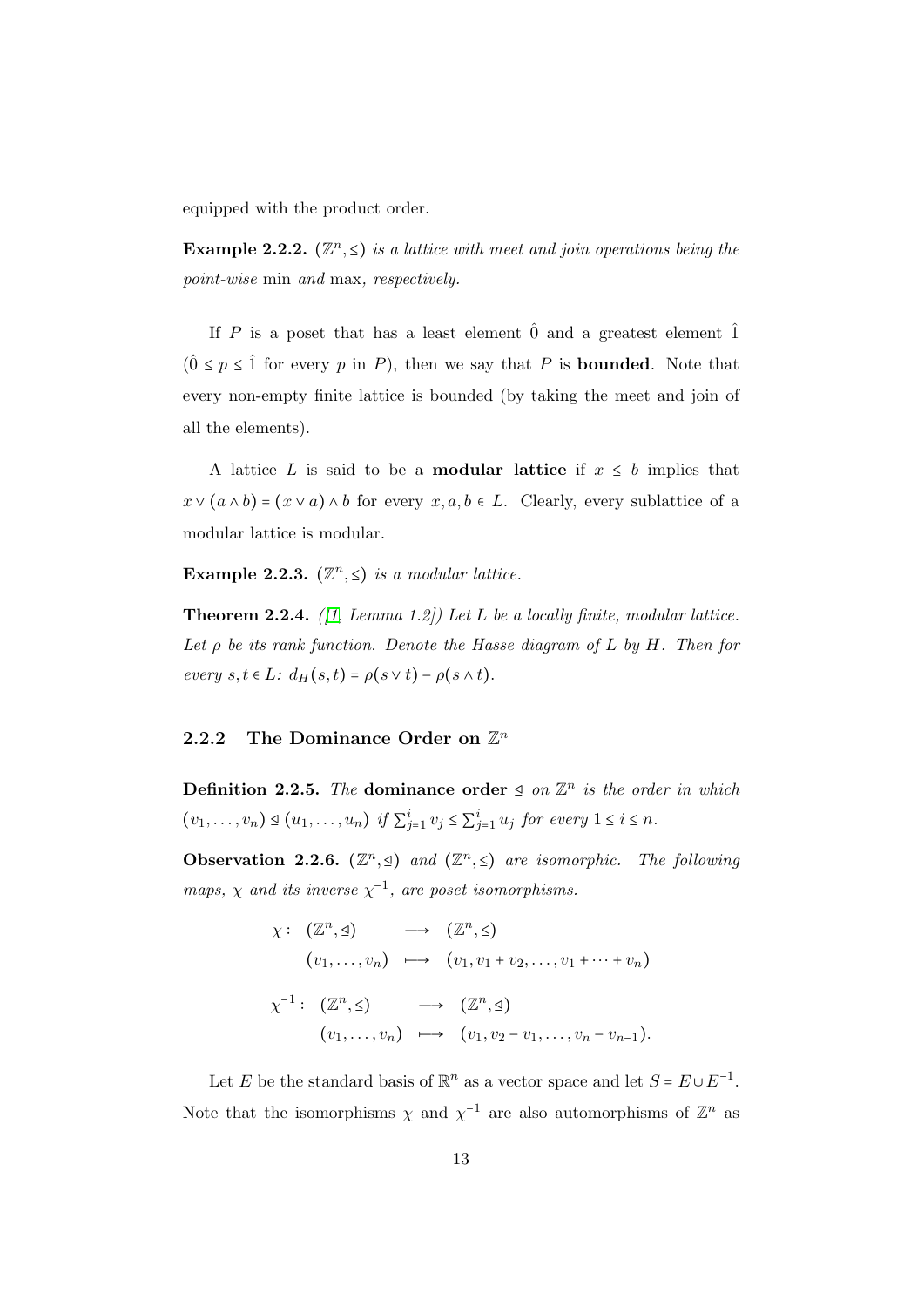equipped with the product order.

**Example 2.2.2.** $(\mathbb{Z}^n, \leq)$ *is a lattice with meet and join operations being the point-wise* min *and* max*, respectively.*

If $P$ is a poset that has a least element $\hat{0}$ and a greatest element $\hat{1}$ ($\hat{0} \leq p \leq \hat{1}$ for every $p$ in $P$), then we say that $P$ is **bounded**. Note that every non-empty finite lattice is bounded (by taking the meet and join of all the elements).

A lattice $L$ is said to be a **modular lattice** if $x \leq b$ implies that $x \vee (a \wedge b) = (x \vee a) \wedge b$ for every $x, a, b \in L$. Clearly, every sublattice of a modular lattice is modular.

**Example 2.2.3.** $(\mathbb{Z}^n, \leq)$ *is a modular lattice.*

**Theorem 2.2.4.** *([1, Lemma 1.2]) Let $L$ be a locally finite, modular lattice. Let $\rho$ be its rank function. Denote the Hasse diagram of $L$ by $H$. Then for every $s, t \in L$: $d_H(s,t) = \rho(s \vee t) - \rho(s \wedge t)$.*

### 2.2.2 The Dominance Order on $\mathbb{Z}^n$

**Definition 2.2.5.** *The* **dominance order** $\trianglelefteq$ *on $\mathbb{Z}^n$ is the order in which $(v_1, \ldots, v_n) \trianglelefteq (u_1, \ldots, u_n)$ if $\sum_{j=1}^{i} v_j \leq \sum_{j=1}^{i} u_j$ for every $1 \leq i \leq n$.*

**Observation 2.2.6.** $(\mathbb{Z}^n, \trianglelefteq)$ *and* $(\mathbb{Z}^n, \leq)$ *are isomorphic. The following maps, $\chi$ and its inverse $\chi^{-1}$, are poset isomorphisms.*

$$\begin{aligned}
\chi : \quad (\mathbb{Z}^n, \trianglelefteq) \quad &\longrightarrow \quad (\mathbb{Z}^n, \leq) \\
(v_1, \ldots, v_n) \quad &\longmapsto \quad (v_1, v_1 + v_2, \ldots, v_1 + \cdots + v_n)
\end{aligned}$$

$$\begin{aligned}
\chi^{-1} : \quad (\mathbb{Z}^n, \leq) \quad &\longrightarrow \quad (\mathbb{Z}^n, \trianglelefteq) \\
(v_1, \ldots, v_n) \quad &\longmapsto \quad (v_1, v_2 - v_1, \ldots, v_n - v_{n-1}).
\end{aligned}$$

Let $E$ be the standard basis of $\mathbb{R}^n$ as a vector space and let $S = E \cup E^{-1}$. Note that the isomorphisms $\chi$ and $\chi^{-1}$ are also automorphisms of $\mathbb{Z}^n$ as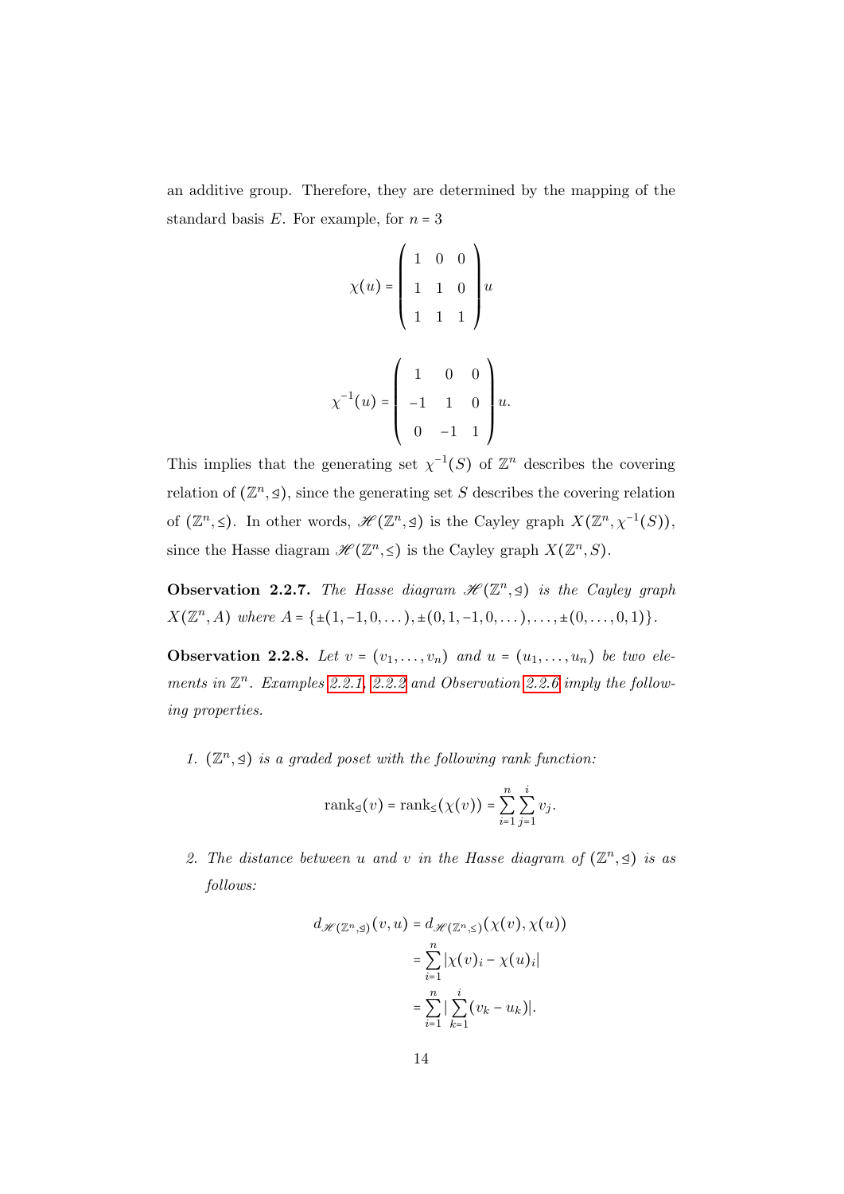an additive group. Therefore, they are determined by the mapping of the standard basis $E$. For example, for $n = 3$

$$\chi(u) = \begin{pmatrix} 1 & 0 & 0 \\ 1 & 1 & 0 \\ 1 & 1 & 1 \end{pmatrix} u$$

$$\chi^{-1}(u) = \begin{pmatrix} 1 & 0 & 0 \\ -1 & 1 & 0 \\ 0 & -1 & 1 \end{pmatrix} u.$$

This implies that the generating set $\chi^{-1}(S)$ of $\mathbb{Z}^n$ describes the covering relation of $(\mathbb{Z}^n, \trianglelefteq)$, since the generating set $S$ describes the covering relation of $(\mathbb{Z}^n, \leq)$. In other words, $\mathscr{H}(\mathbb{Z}^n, \trianglelefteq)$ is the Cayley graph $X(\mathbb{Z}^n, \chi^{-1}(S))$, since the Hasse diagram $\mathscr{H}(\mathbb{Z}^n, \leq)$ is the Cayley graph $X(\mathbb{Z}^n, S)$.

**Observation 2.2.7.** *The Hasse diagram $\mathscr{H}(\mathbb{Z}^n, \trianglelefteq)$ is the Cayley graph $X(\mathbb{Z}^n, A)$ where $A = \{\pm(1, -1, 0, \dots), \pm(0, 1, -1, 0, \dots), \dots, \pm(0, \dots, 0, 1)\}$.*

**Observation 2.2.8.** *Let $v = (v_1, \dots, v_n)$ and $u = (u_1, \dots, u_n)$ be two elements in $\mathbb{Z}^n$. Examples 2.2.1, 2.2.2 and Observation 2.2.6 imply the following properties.*

1. *$(\mathbb{Z}^n, \trianglelefteq)$ is a graded poset with the following rank function:*

$$\operatorname{rank}_{\trianglelefteq}(v) = \operatorname{rank}_{\leq}(\chi(v)) = \sum_{i=1}^{n} \sum_{j=1}^{i} v_j.$$

2. *The distance between $u$ and $v$ in the Hasse diagram of $(\mathbb{Z}^n, \trianglelefteq)$ is as follows:*

$$\begin{aligned} d_{\mathscr{H}(\mathbb{Z}^n, \trianglelefteq)}(v, u) &= d_{\mathscr{H}(\mathbb{Z}^n, \leq)}(\chi(v), \chi(u)) \\ &= \sum_{i=1}^{n} |\chi(v)_i - \chi(u)_i| \\ &= \sum_{i=1}^{n} \Big| \sum_{k=1}^{i} (v_k - u_k) \Big|. \end{aligned}$$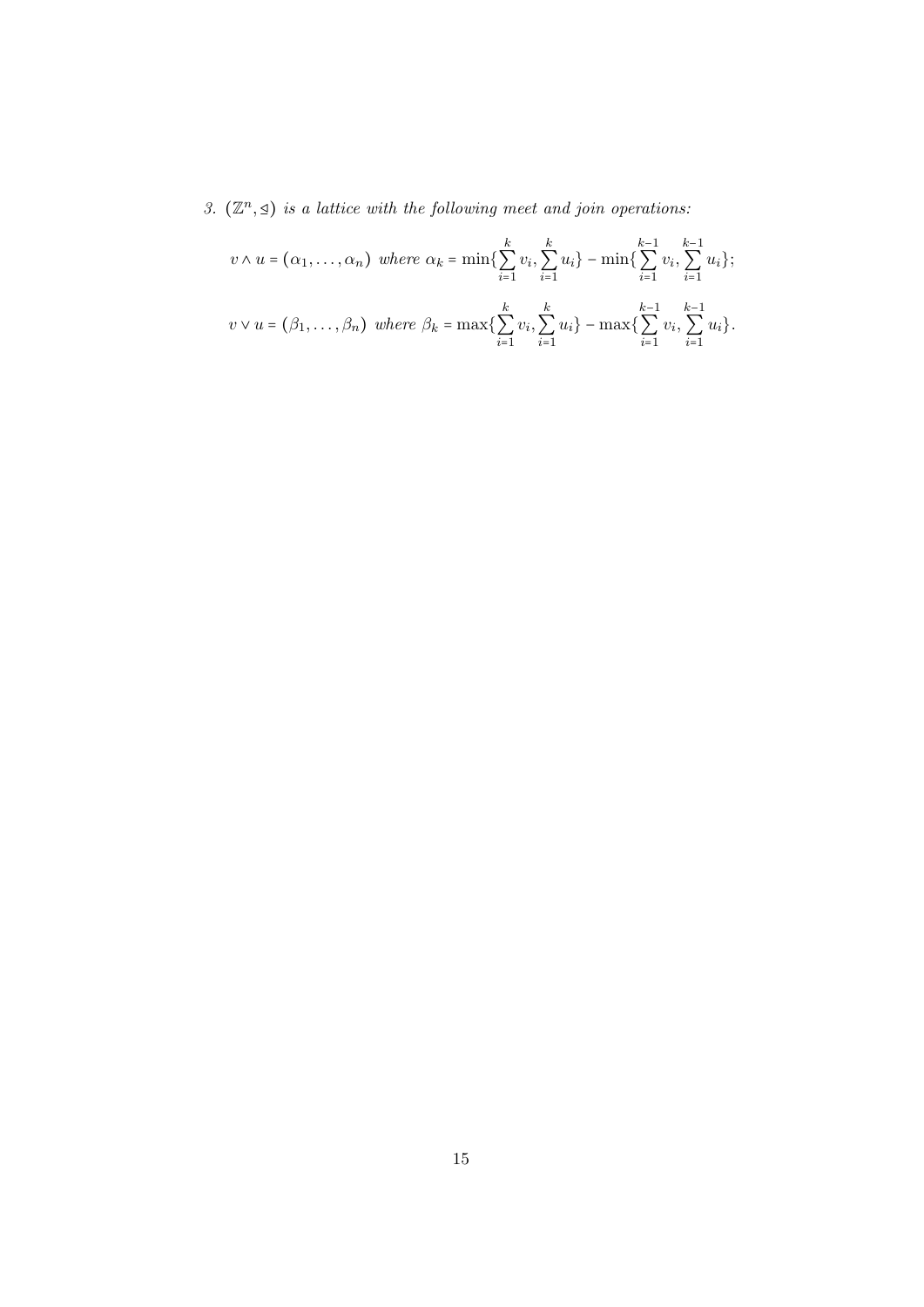3. $(\mathbb{Z}^n, \trianglelefteq)$ *is a lattice with the following meet and join operations:*

$$v \wedge u = (\alpha_1, \ldots, \alpha_n) \text{ where } \alpha_k = \min\{\sum_{i=1}^{k} v_i, \sum_{i=1}^{k} u_i\} - \min\{\sum_{i=1}^{k-1} v_i, \sum_{i=1}^{k-1} u_i\};$$

$$v \vee u = (\beta_1, \ldots, \beta_n) \text{ where } \beta_k = \max\{\sum_{i=1}^{k} v_i, \sum_{i=1}^{k} u_i\} - \max\{\sum_{i=1}^{k-1} v_i, \sum_{i=1}^{k-1} u_i\}.$$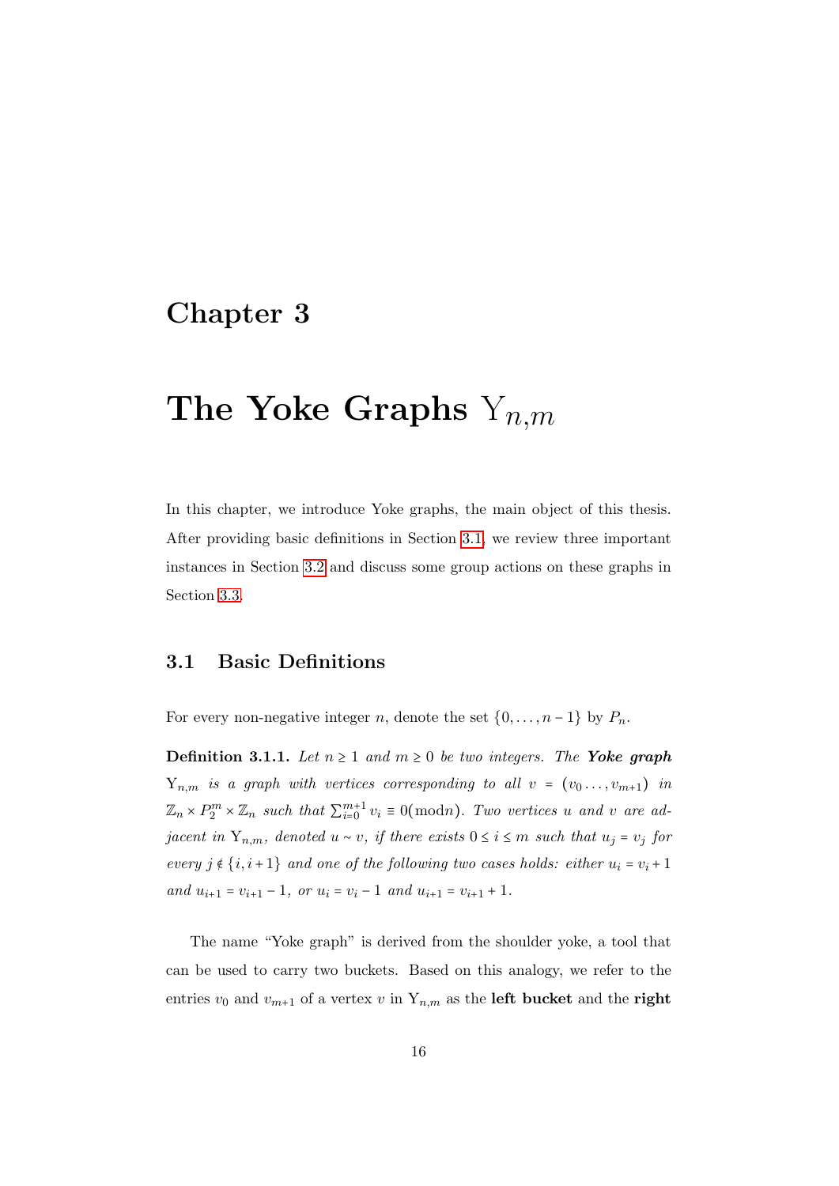# Chapter 3

# The Yoke Graphs $\mathrm{Y}_{n,m}$

In this chapter, we introduce Yoke graphs, the main object of this thesis. After providing basic definitions in Section 3.1, we review three important instances in Section 3.2 and discuss some group actions on these graphs in Section 3.3.

## 3.1 Basic Definitions

For every non-negative integer $n$, denote the set $\{0, \ldots, n-1\}$ by $P_n$.

**Definition 3.1.1.** *Let $n \geq 1$ and $m \geq 0$ be two integers. The* ***Yoke graph*** *$\mathrm{Y}_{n,m}$ is a graph with vertices corresponding to all $v = (v_0 \ldots, v_{m+1})$ in $\mathbb{Z}_n \times P_2^m \times \mathbb{Z}_n$ such that $\sum_{i=0}^{m+1} v_i \equiv 0 (\mathrm{mod} n)$. Two vertices $u$ and $v$ are adjacent in $\mathrm{Y}_{n,m}$, denoted $u \sim v$, if there exists $0 \leq i \leq m$ such that $u_j = v_j$ for every $j \notin \{i, i+1\}$ and one of the following two cases holds: either $u_i = v_i + 1$ and $u_{i+1} = v_{i+1} - 1$, or $u_i = v_i - 1$ and $u_{i+1} = v_{i+1} + 1$.*

The name "Yoke graph" is derived from the shoulder yoke, a tool that can be used to carry two buckets. Based on this analogy, we refer to the entries $v_0$ and $v_{m+1}$ of a vertex $v$ in $\mathrm{Y}_{n,m}$ as the **left bucket** and the **right**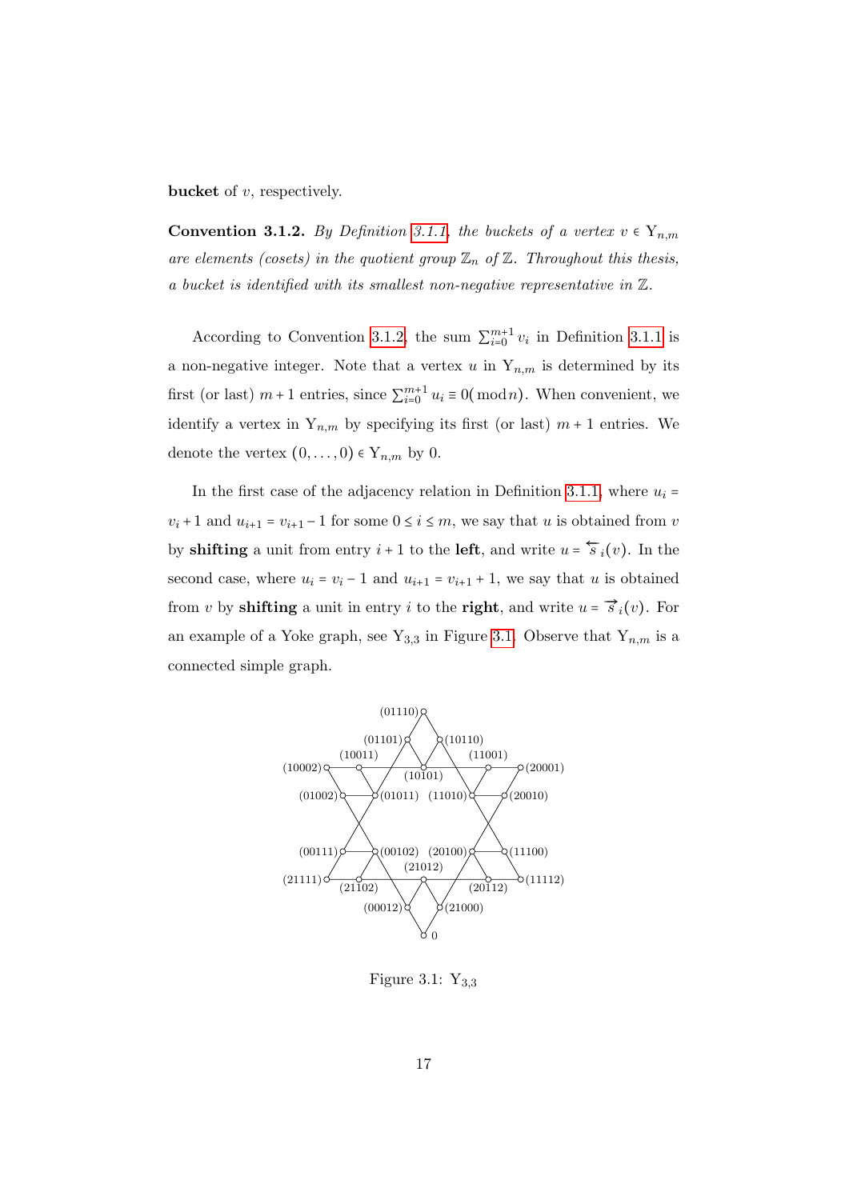**bucket** of $v$, respectively.

**Convention 3.1.2.** *By Definition 3.1.1, the buckets of a vertex $v \in \mathrm{Y}_{n,m}$ are elements (cosets) in the quotient group $\mathbb{Z}_n$ of $\mathbb{Z}$. Throughout this thesis, a bucket is identified with its smallest non-negative representative in $\mathbb{Z}$.*

According to Convention 3.1.2, the sum $\sum_{i=0}^{m+1} v_i$ in Definition 3.1.1 is a non-negative integer. Note that a vertex $u$ in $\mathrm{Y}_{n,m}$ is determined by its first (or last) $m+1$ entries, since $\sum_{i=0}^{m+1} u_i \equiv 0 (\bmod n)$. When convenient, we identify a vertex in $\mathrm{Y}_{n,m}$ by specifying its first (or last) $m+1$ entries. We denote the vertex $(0, \ldots, 0) \in \mathrm{Y}_{n,m}$ by 0.

In the first case of the adjacency relation in Definition 3.1.1, where $u_i = v_i + 1$ and $u_{i+1} = v_{i+1} - 1$ for some $0 \le i \le m$, we say that $u$ is obtained from $v$ by **shifting** a unit from entry $i+1$ to the **left**, and write $u = \overleftarrow{s}_i(v)$. In the second case, where $u_i = v_i - 1$ and $u_{i+1} = v_{i+1} + 1$, we say that $u$ is obtained from $v$ by **shifting** a unit in entry $i$ to the **right**, and write $u = \overrightarrow{s}_i(v)$. For an example of a Yoke graph, see $\mathrm{Y}_{3,3}$ in Figure 3.1. Observe that $\mathrm{Y}_{n,m}$ is a connected simple graph.

Figure 3.1: $\mathrm{Y}_{3,3}$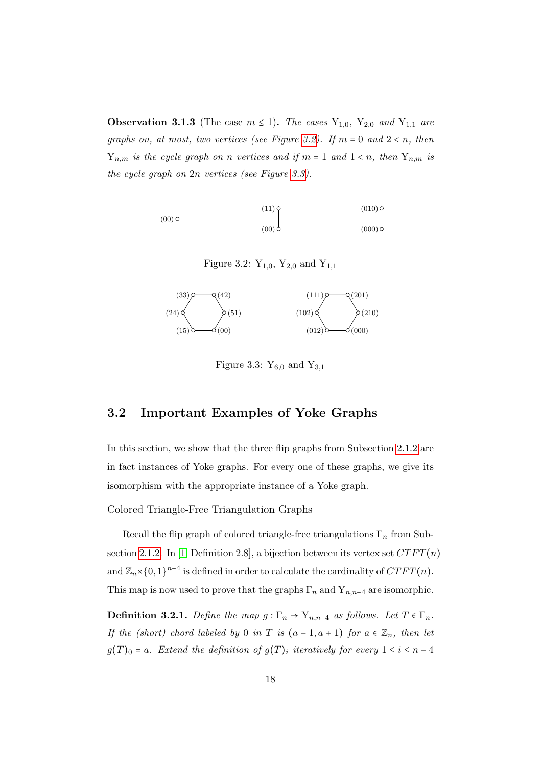**Observation 3.1.3** (The case $m \le 1$)**.** *The cases* $\mathrm{Y}_{1,0}$*,* $\mathrm{Y}_{2,0}$ *and* $\mathrm{Y}_{1,1}$ *are graphs on, at most, two vertices (see Figure 3.2). If* $m = 0$ *and* $2 < n$*, then* $\mathrm{Y}_{n,m}$ *is the cycle graph on* $n$ *vertices and if* $m = 1$ *and* $1 < n$*, then* $\mathrm{Y}_{n,m}$ *is the cycle graph on* $2n$ *vertices (see Figure 3.3).*

Figure 3.2: $\mathrm{Y}_{1,0}$, $\mathrm{Y}_{2,0}$ and $\mathrm{Y}_{1,1}$

Figure 3.3: $\mathrm{Y}_{6,0}$ and $\mathrm{Y}_{3,1}$

## 3.2 Important Examples of Yoke Graphs

In this section, we show that the three flip graphs from Subsection 2.1.2 are in fact instances of Yoke graphs. For every one of these graphs, we give its isomorphism with the appropriate instance of a Yoke graph.

Colored Triangle-Free Triangulation Graphs

Recall the flip graph of colored triangle-free triangulations $\Gamma_n$ from Subsection 2.1.2. In [1, Definition 2.8], a bijection between its vertex set $CTFT(n)$ and $\mathbb{Z}_n \times \{0,1\}^{n-4}$ is defined in order to calculate the cardinality of $CTFT(n)$. This map is now used to prove that the graphs $\Gamma_n$ and $\mathrm{Y}_{n,n-4}$ are isomorphic.

**Definition 3.2.1.** *Define the map* $g : \Gamma_n \to \mathrm{Y}_{n,n-4}$ *as follows. Let* $T \in \Gamma_n$*. If the (short) chord labeled by 0 in* $T$ *is* $(a-1, a+1)$ *for* $a \in \mathbb{Z}_n$*, then let* $g(T)_0 = a$*. Extend the definition of* $g(T)_i$ *iteratively for every* $1 \le i \le n-4$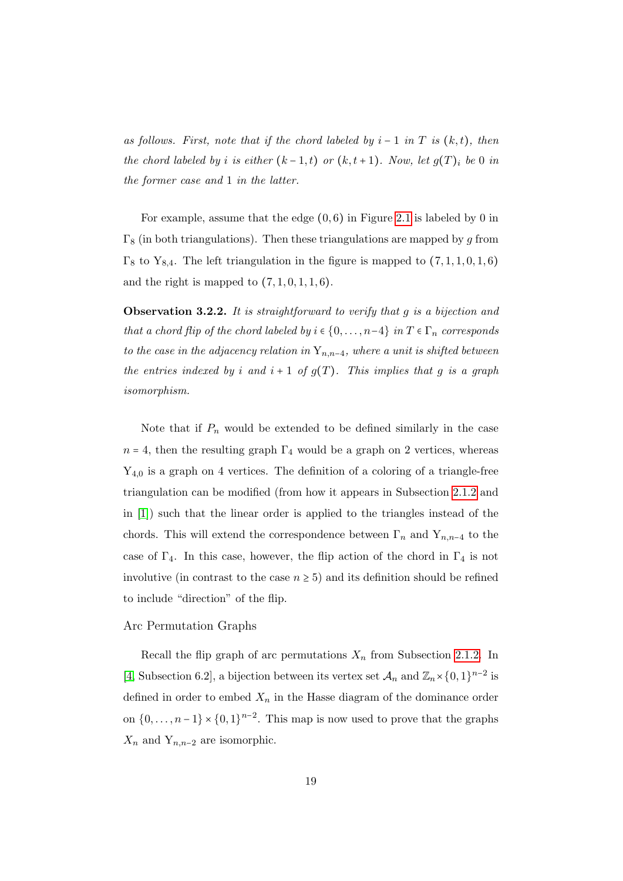*as follows. First, note that if the chord labeled by $i-1$ in $T$ is $(k,t)$, then the chord labeled by $i$ is either $(k-1,t)$ or $(k,t+1)$. Now, let $g(T)_i$ be 0 in the former case and 1 in the latter.*

For example, assume that the edge $(0,6)$ in Figure 2.1 is labeled by 0 in $\Gamma_8$ (in both triangulations). Then these triangulations are mapped by $g$ from $\Gamma_8$ to $\mathrm{Y}_{8,4}$. The left triangulation in the figure is mapped to $(7,1,1,0,1,6)$ and the right is mapped to $(7,1,0,1,1,6)$.

**Observation 3.2.2.** *It is straightforward to verify that $g$ is a bijection and that a chord flip of the chord labeled by $i \in \{0,\ldots,n-4\}$ in $T \in \Gamma_n$ corresponds to the case in the adjacency relation in $\mathrm{Y}_{n,n-4}$, where a unit is shifted between the entries indexed by $i$ and $i+1$ of $g(T)$. This implies that $g$ is a graph isomorphism.*

Note that if $P_n$ would be extended to be defined similarly in the case $n=4$, then the resulting graph $\Gamma_4$ would be a graph on 2 vertices, whereas $\mathrm{Y}_{4,0}$ is a graph on 4 vertices. The definition of a coloring of a triangle-free triangulation can be modified (from how it appears in Subsection 2.1.2 and in [1]) such that the linear order is applied to the triangles instead of the chords. This will extend the correspondence between $\Gamma_n$ and $\mathrm{Y}_{n,n-4}$ to the case of $\Gamma_4$. In this case, however, the flip action of the chord in $\Gamma_4$ is not involutive (in contrast to the case $n \geq 5$) and its definition should be refined to include "direction" of the flip.

### Arc Permutation Graphs

Recall the flip graph of arc permutations $X_n$ from Subsection 2.1.2. In [4, Subsection 6.2], a bijection between its vertex set $\mathcal{A}_n$ and $\mathbb{Z}_n \times \{0,1\}^{n-2}$ is defined in order to embed $X_n$ in the Hasse diagram of the dominance order on $\{0,\ldots,n-1\} \times \{0,1\}^{n-2}$. This map is now used to prove that the graphs $X_n$ and $\mathrm{Y}_{n,n-2}$ are isomorphic.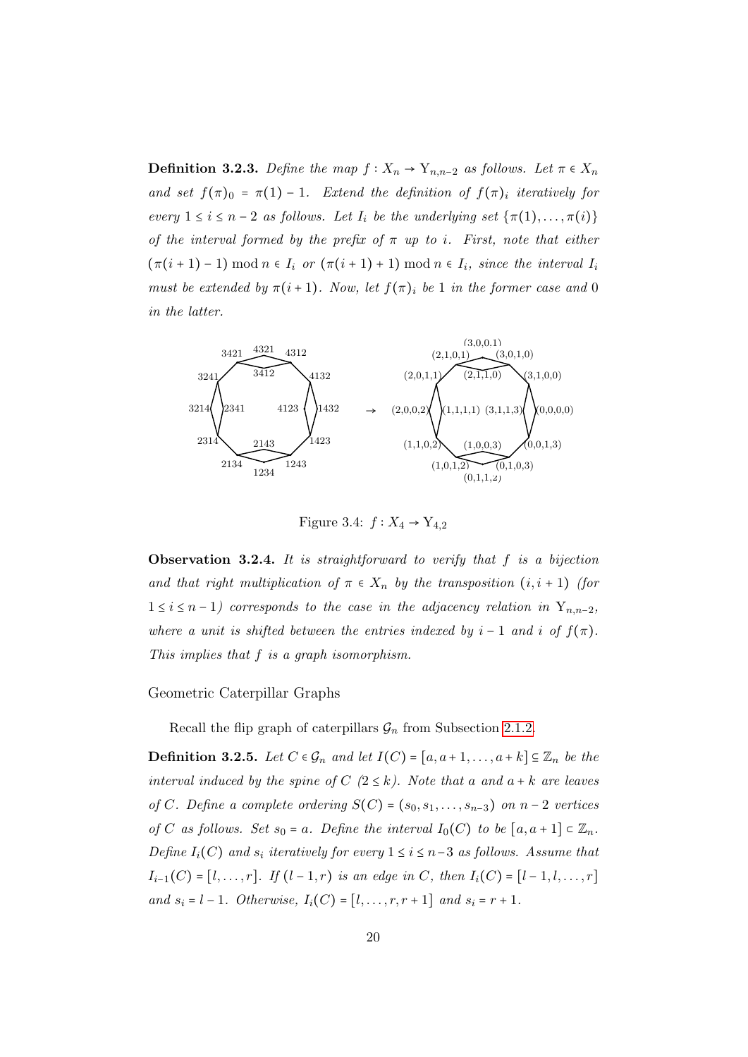**Definition 3.2.3.** *Define the map $f : X_n \to \mathrm{Y}_{n,n-2}$ as follows. Let $\pi \in X_n$ and set $f(\pi)_0 = \pi(1) - 1$. Extend the definition of $f(\pi)_i$ iteratively for every $1 \le i \le n-2$ as follows. Let $I_i$ be the underlying set $\{\pi(1), \ldots, \pi(i)\}$ of the interval formed by the prefix of $\pi$ up to $i$. First, note that either $(\pi(i+1) - 1) \bmod n \in I_i$ or $(\pi(i+1)+1) \bmod n \in I_i$, since the interval $I_i$ must be extended by $\pi(i+1)$. Now, let $f(\pi)_i$ be $1$ in the former case and $0$ in the latter.*

Figure 3.4: $f : X_4 \to \mathrm{Y}_{4,2}$

**Observation 3.2.4.** *It is straightforward to verify that $f$ is a bijection and that right multiplication of $\pi \in X_n$ by the transposition $(i, i+1)$ (for $1 \le i \le n-1$) corresponds to the case in the adjacency relation in $\mathrm{Y}_{n,n-2}$, where a unit is shifted between the entries indexed by $i-1$ and $i$ of $f(\pi)$. This implies that $f$ is a graph isomorphism.*

Geometric Caterpillar Graphs

Recall the flip graph of caterpillars $\mathcal{G}_n$ from Subsection 2.1.2.

**Definition 3.2.5.** *Let $C \in \mathcal{G}_n$ and let $I(C) = [a, a+1, \ldots, a+k] \subseteq \mathbb{Z}_n$ be the interval induced by the spine of $C$ ($2 \le k$). Note that $a$ and $a+k$ are leaves of $C$. Define a complete ordering $S(C) = (s_0, s_1, \ldots, s_{n-3})$ on $n-2$ vertices of $C$ as follows. Set $s_0 = a$. Define the interval $I_0(C)$ to be $[a, a+1] \subset \mathbb{Z}_n$. Define $I_i(C)$ and $s_i$ iteratively for every $1 \le i \le n-3$ as follows. Assume that $I_{i-1}(C) = [l, \ldots, r]$. If $(l-1, r)$ is an edge in $C$, then $I_i(C) = [l-1, l, \ldots, r]$ and $s_i = l-1$. Otherwise, $I_i(C) = [l, \ldots, r, r+1]$ and $s_i = r+1$.*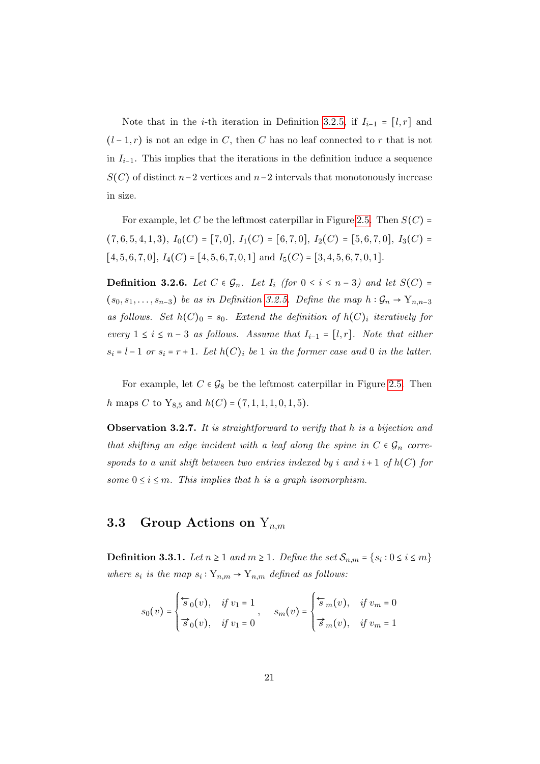Note that in the $i$-th iteration in Definition 3.2.5, if $I_{i-1} = [l, r]$ and $(l-1, r)$ is not an edge in $C$, then $C$ has no leaf connected to $r$ that is not in $I_{i-1}$. This implies that the iterations in the definition induce a sequence $S(C)$ of distinct $n-2$ vertices and $n-2$ intervals that monotonously increase in size.

For example, let $C$ be the leftmost caterpillar in Figure 2.5. Then $S(C) = (7, 6, 5, 4, 1, 3)$, $I_0(C) = [7, 0]$, $I_1(C) = [6, 7, 0]$, $I_2(C) = [5, 6, 7, 0]$, $I_3(C) = [4, 5, 6, 7, 0]$, $I_4(C) = [4, 5, 6, 7, 0, 1]$ and $I_5(C) = [3, 4, 5, 6, 7, 0, 1]$.

**Definition 3.2.6.** *Let $C \in \mathcal{G}_n$. Let $I_i$ (for $0 \le i \le n-3$) and let $S(C) = (s_0, s_1, \ldots, s_{n-3})$ be as in Definition 3.2.5. Define the map $h : \mathcal{G}_n \to \mathrm{Y}_{n,n-3}$ as follows. Set $h(C)_0 = s_0$. Extend the definition of $h(C)_i$ iteratively for every $1 \le i \le n-3$ as follows. Assume that $I_{i-1} = [l, r]$. Note that either $s_i = l-1$ or $s_i = r+1$. Let $h(C)_i$ be 1 in the former case and 0 in the latter.*

For example, let $C \in \mathcal{G}_8$ be the leftmost caterpillar in Figure 2.5. Then $h$ maps $C$ to $\mathrm{Y}_{8,5}$ and $h(C) = (7, 1, 1, 1, 0, 1, 5)$.

**Observation 3.2.7.** *It is straightforward to verify that $h$ is a bijection and that shifting an edge incident with a leaf along the spine in $C \in \mathcal{G}_n$ corresponds to a unit shift between two entries indexed by $i$ and $i+1$ of $h(C)$ for some $0 \le i \le m$. This implies that $h$ is a graph isomorphism.*

## 3.3 Group Actions on $\mathrm{Y}_{n,m}$

**Definition 3.3.1.** *Let $n \ge 1$ and $m \ge 1$. Define the set $\mathcal{S}_{n,m} = \{s_i : 0 \le i \le m\}$ where $s_i$ is the map $s_i : \mathrm{Y}_{n,m} \to \mathrm{Y}_{n,m}$ defined as follows:*

$$s_0(v) = \begin{cases} \overleftarrow{s}_0(v), & \text{if } v_1 = 1 \\ \overrightarrow{s}_0(v), & \text{if } v_1 = 0 \end{cases}, \quad s_m(v) = \begin{cases} \overleftarrow{s}_m(v), & \text{if } v_m = 0 \\ \overrightarrow{s}_m(v), & \text{if } v_m = 1 \end{cases}$$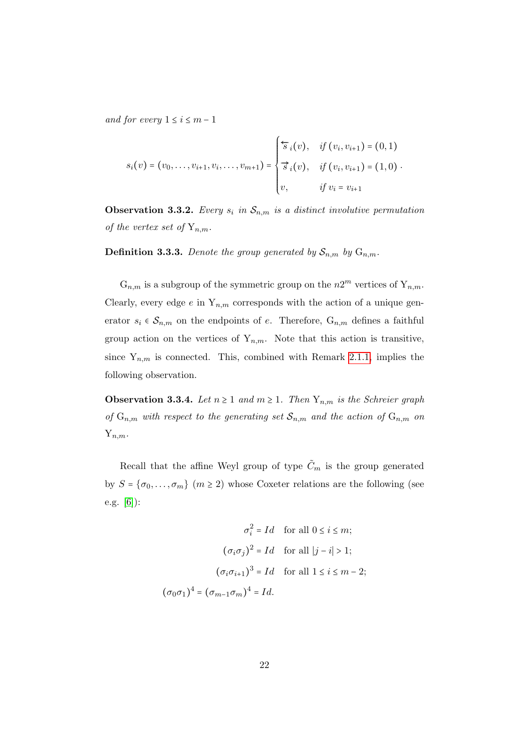*and for every* $1 \le i \le m-1$

$$s_i(v) = (v_0, \dots, v_{i+1}, v_i, \dots, v_{m+1}) = \begin{cases} \overleftarrow{s}_i(v), & \text{if } (v_i, v_{i+1}) = (0,1) \\ \overrightarrow{s}_i(v), & \text{if } (v_i, v_{i+1}) = (1,0) \\ v, & \text{if } v_i = v_{i+1} \end{cases}.$$

**Observation 3.3.2.** *Every* $s_i$ *in* $\mathcal{S}_{n,m}$ *is a distinct involutive permutation of the vertex set of* $\mathrm{Y}_{n,m}$*.*

**Definition 3.3.3.** *Denote the group generated by* $\mathcal{S}_{n,m}$ *by* $\mathrm{G}_{n,m}$*.*

$\mathrm{G}_{n,m}$ is a subgroup of the symmetric group on the $n2^m$ vertices of $\mathrm{Y}_{n,m}$. Clearly, every edge $e$ in $\mathrm{Y}_{n,m}$ corresponds with the action of a unique generator $s_i \in \mathcal{S}_{n,m}$ on the endpoints of $e$. Therefore, $\mathrm{G}_{n,m}$ defines a faithful group action on the vertices of $\mathrm{Y}_{n,m}$. Note that this action is transitive, since $\mathrm{Y}_{n,m}$ is connected. This, combined with Remark 2.1.1, implies the following observation.

**Observation 3.3.4.** *Let* $n \ge 1$ *and* $m \ge 1$*. Then* $\mathrm{Y}_{n,m}$ *is the Schreier graph of* $\mathrm{G}_{n,m}$ *with respect to the generating set* $\mathcal{S}_{n,m}$ *and the action of* $\mathrm{G}_{n,m}$ *on* $\mathrm{Y}_{n,m}$*.*

Recall that the affine Weyl group of type $\tilde{C}_m$ is the group generated by $S = \{\sigma_0, \dots, \sigma_m\}$ ($m \ge 2$) whose Coxeter relations are the following (see e.g. [6]):

$$\begin{aligned} \sigma_i^2 &= Id \quad \text{for all } 0 \le i \le m; \\ (\sigma_i \sigma_j)^2 &= Id \quad \text{for all } |j-i| > 1; \\ (\sigma_i \sigma_{i+1})^3 &= Id \quad \text{for all } 1 \le i \le m-2; \\ (\sigma_0 \sigma_1)^4 = (\sigma_{m-1}\sigma_m)^4 &= Id. \end{aligned}$$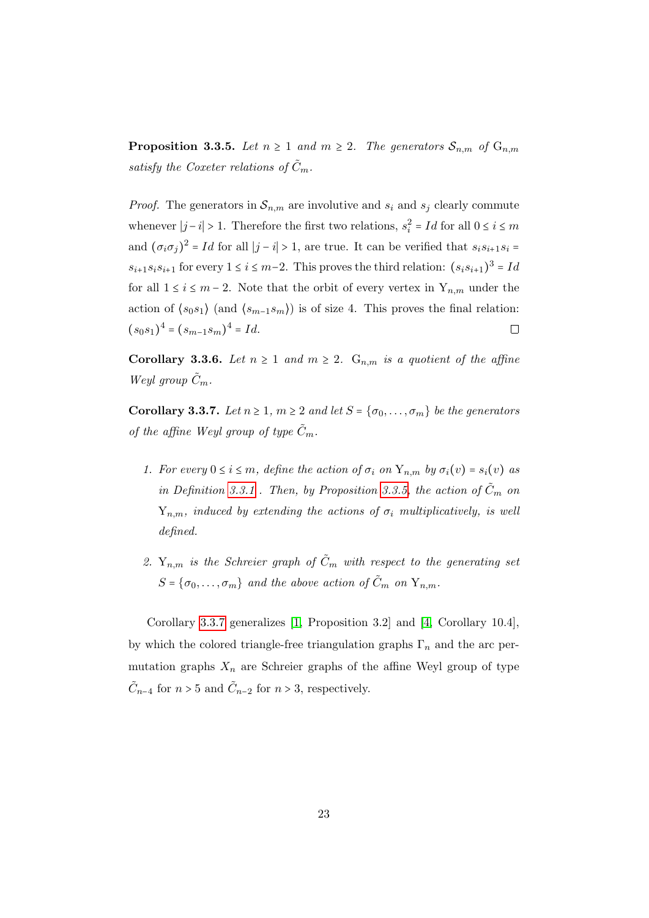**Proposition 3.3.5.** *Let $n \geq 1$ and $m \geq 2$. The generators $\mathcal{S}_{n,m}$ of $\mathrm{G}_{n,m}$ satisfy the Coxeter relations of $\tilde{C}_m$.*

*Proof.* The generators in $\mathcal{S}_{n,m}$ are involutive and $s_i$ and $s_j$ clearly commute whenever $|j - i| > 1$. Therefore the first two relations, $s_i^2 = Id$ for all $0 \leq i \leq m$ and $(\sigma_i \sigma_j)^2 = Id$ for all $|j - i| > 1$, are true. It can be verified that $s_i s_{i+1} s_i = s_{i+1} s_i s_{i+1}$ for every $1 \leq i \leq m-2$. This proves the third relation: $(s_i s_{i+1})^3 = Id$ for all $1 \leq i \leq m - 2$. Note that the orbit of every vertex in $\mathrm{Y}_{n,m}$ under the action of $\langle s_0 s_1 \rangle$ (and $\langle s_{m-1} s_m \rangle$) is of size 4. This proves the final relation: $(s_0 s_1)^4 = (s_{m-1} s_m)^4 = Id$. □

**Corollary 3.3.6.** *Let $n \geq 1$ and $m \geq 2$. $\mathrm{G}_{n,m}$ is a quotient of the affine Weyl group $\tilde{C}_m$.*

**Corollary 3.3.7.** *Let $n \geq 1$, $m \geq 2$ and let $S = \{\sigma_0, \ldots, \sigma_m\}$ be the generators of the affine Weyl group of type $\tilde{C}_m$.*

1. *For every $0 \leq i \leq m$, define the action of $\sigma_i$ on $\mathrm{Y}_{n,m}$ by $\sigma_i(v) = s_i(v)$ as in Definition 3.3.1 . Then, by Proposition 3.3.5, the action of $\tilde{C}_m$ on $\mathrm{Y}_{n,m}$, induced by extending the actions of $\sigma_i$ multiplicatively, is well defined.*

2. *$\mathrm{Y}_{n,m}$ is the Schreier graph of $\tilde{C}_m$ with respect to the generating set $S = \{\sigma_0, \ldots, \sigma_m\}$ and the above action of $\tilde{C}_m$ on $\mathrm{Y}_{n,m}$.*

Corollary 3.3.7 generalizes [1, Proposition 3.2] and [4, Corollary 10.4], by which the colored triangle-free triangulation graphs $\Gamma_n$ and the arc permutation graphs $X_n$ are Schreier graphs of the affine Weyl group of type $\tilde{C}_{n-4}$ for $n > 5$ and $\tilde{C}_{n-2}$ for $n > 3$, respectively.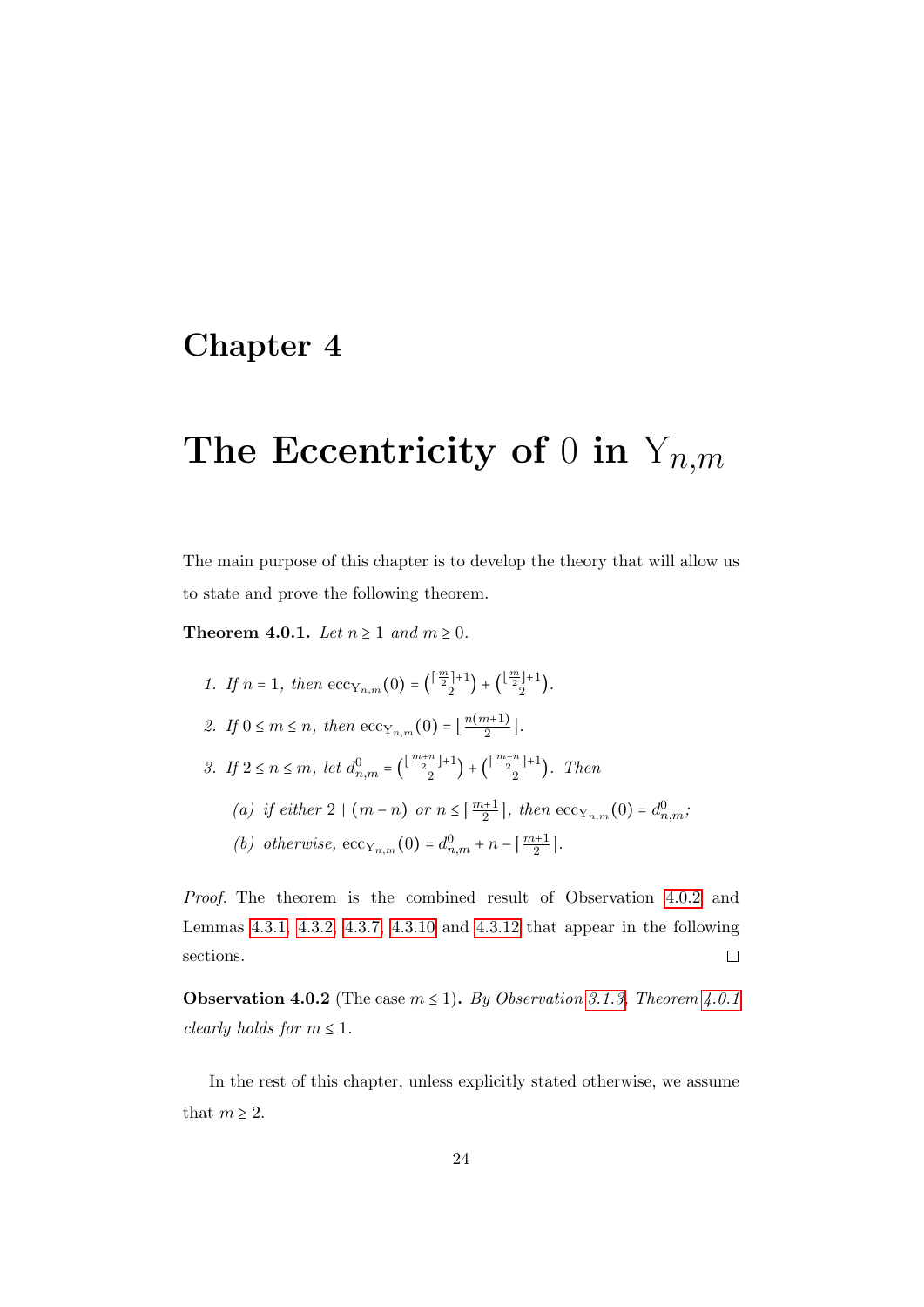# Chapter 4

# The Eccentricity of $0$ in $\mathrm{Y}_{n,m}$

The main purpose of this chapter is to develop the theory that will allow us to state and prove the following theorem.

**Theorem 4.0.1.** *Let $n \geq 1$ and $m \geq 0$.*

1. *If $n = 1$, then $\mathrm{ecc}_{\mathrm{Y}_{n,m}}(0) = \binom{\lceil \frac{m}{2} \rceil + 1}{2} + \binom{\lfloor \frac{m}{2} \rfloor + 1}{2}$.*
2. *If $0 \leq m \leq n$, then $\mathrm{ecc}_{\mathrm{Y}_{n,m}}(0) = \lfloor \frac{n(m+1)}{2} \rfloor$.*
3. *If $2 \leq n \leq m$, let $d^0_{n,m} = \binom{\lfloor \frac{m+n}{2} \rfloor + 1}{2} + \binom{\lceil \frac{m-n}{2} \rceil + 1}{2}$. Then*
   - *(a) if either $2 \mid (m - n)$ or $n \leq \lceil \frac{m+1}{2} \rceil$, then $\mathrm{ecc}_{\mathrm{Y}_{n,m}}(0) = d^0_{n,m}$;*
   - *(b) otherwise, $\mathrm{ecc}_{\mathrm{Y}_{n,m}}(0) = d^0_{n,m} + n - \lceil \frac{m+1}{2} \rceil$.*

*Proof.* The theorem is the combined result of Observation 4.0.2 and Lemmas 4.3.1, 4.3.2, 4.3.7, 4.3.10 and 4.3.12 that appear in the following sections. □

**Observation 4.0.2** (The case $m \leq 1$)**.** *By Observation 3.1.3, Theorem 4.0.1 clearly holds for $m \leq 1$.*

In the rest of this chapter, unless explicitly stated otherwise, we assume that $m \geq 2$.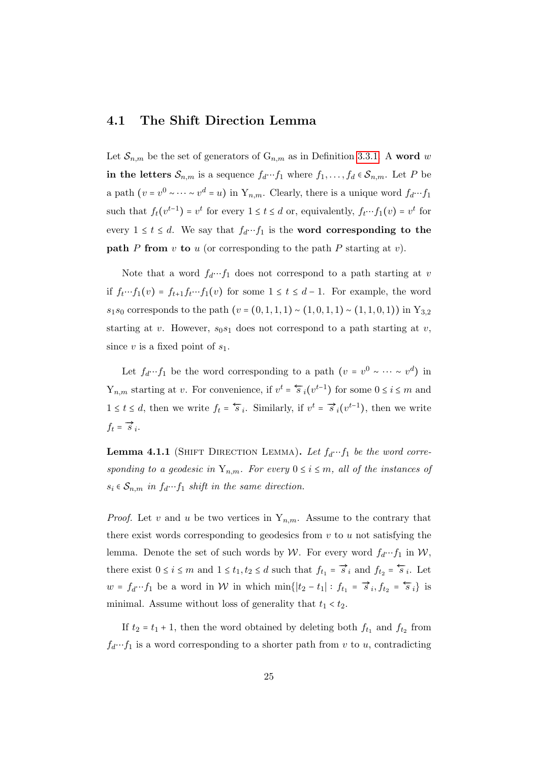## 4.1 The Shift Direction Lemma

Let $\mathcal{S}_{n,m}$ be the set of generators of $\mathrm{G}_{n,m}$ as in Definition 3.3.1. A **word** $w$ **in the letters** $\mathcal{S}_{n,m}$ is a sequence $f_d \cdots f_1$ where $f_1, \ldots, f_d \in \mathcal{S}_{n,m}$. Let $P$ be a path $(v = v^0 \sim \cdots \sim v^d = u)$ in $\mathrm{Y}_{n,m}$. Clearly, there is a unique word $f_d \cdots f_1$ such that $f_t(v^{t-1}) = v^t$ for every $1 \le t \le d$ or, equivalently, $f_t \cdots f_1(v) = v^t$ for every $1 \le t \le d$. We say that $f_d \cdots f_1$ is the **word corresponding to the path** $P$ **from** $v$ **to** $u$ (or corresponding to the path $P$ starting at $v$).

Note that a word $f_d \cdots f_1$ does not correspond to a path starting at $v$ if $f_t \cdots f_1(v) = f_{t+1} f_t \cdots f_1(v)$ for some $1 \le t \le d-1$. For example, the word $s_1 s_0$ corresponds to the path $(v = (0,1,1,1) \sim (1,0,1,1) \sim (1,1,0,1))$ in $\mathrm{Y}_{3,2}$ starting at $v$. However, $s_0 s_1$ does not correspond to a path starting at $v$, since $v$ is a fixed point of $s_1$.

Let $f_d \cdots f_1$ be the word corresponding to a path $(v = v^0 \sim \cdots \sim v^d)$ in $\mathrm{Y}_{n,m}$ starting at $v$. For convenience, if $v^t = \overleftarrow{s}_i(v^{t-1})$ for some $0 \le i \le m$ and $1 \le t \le d$, then we write $f_t = \overleftarrow{s}_i$. Similarly, if $v^t = \overrightarrow{s}_i(v^{t-1})$, then we write $f_t = \overrightarrow{s}_i$.

**Lemma 4.1.1** (Shift Direction Lemma)**.** *Let $f_d \cdots f_1$ be the word corresponding to a geodesic in $\mathrm{Y}_{n,m}$. For every $0 \le i \le m$, all of the instances of $s_i \in \mathcal{S}_{n,m}$ in $f_d \cdots f_1$ shift in the same direction.*

*Proof.* Let $v$ and $u$ be two vertices in $\mathrm{Y}_{n,m}$. Assume to the contrary that there exist words corresponding to geodesics from $v$ to $u$ not satisfying the lemma. Denote the set of such words by $\mathcal{W}$. For every word $f_d \cdots f_1$ in $\mathcal{W}$, there exist $0 \le i \le m$ and $1 \le t_1, t_2 \le d$ such that $f_{t_1} = \overrightarrow{s}_i$ and $f_{t_2} = \overleftarrow{s}_i$. Let $w = f_d \cdots f_1$ be a word in $\mathcal{W}$ in which $\min\{|t_2 - t_1| : f_{t_1} = \overrightarrow{s}_i, f_{t_2} = \overleftarrow{s}_i\}$ is minimal. Assume without loss of generality that $t_1 < t_2$.

If $t_2 = t_1 + 1$, then the word obtained by deleting both $f_{t_1}$ and $f_{t_2}$ from $f_d \cdots f_1$ is a word corresponding to a shorter path from $v$ to $u$, contradicting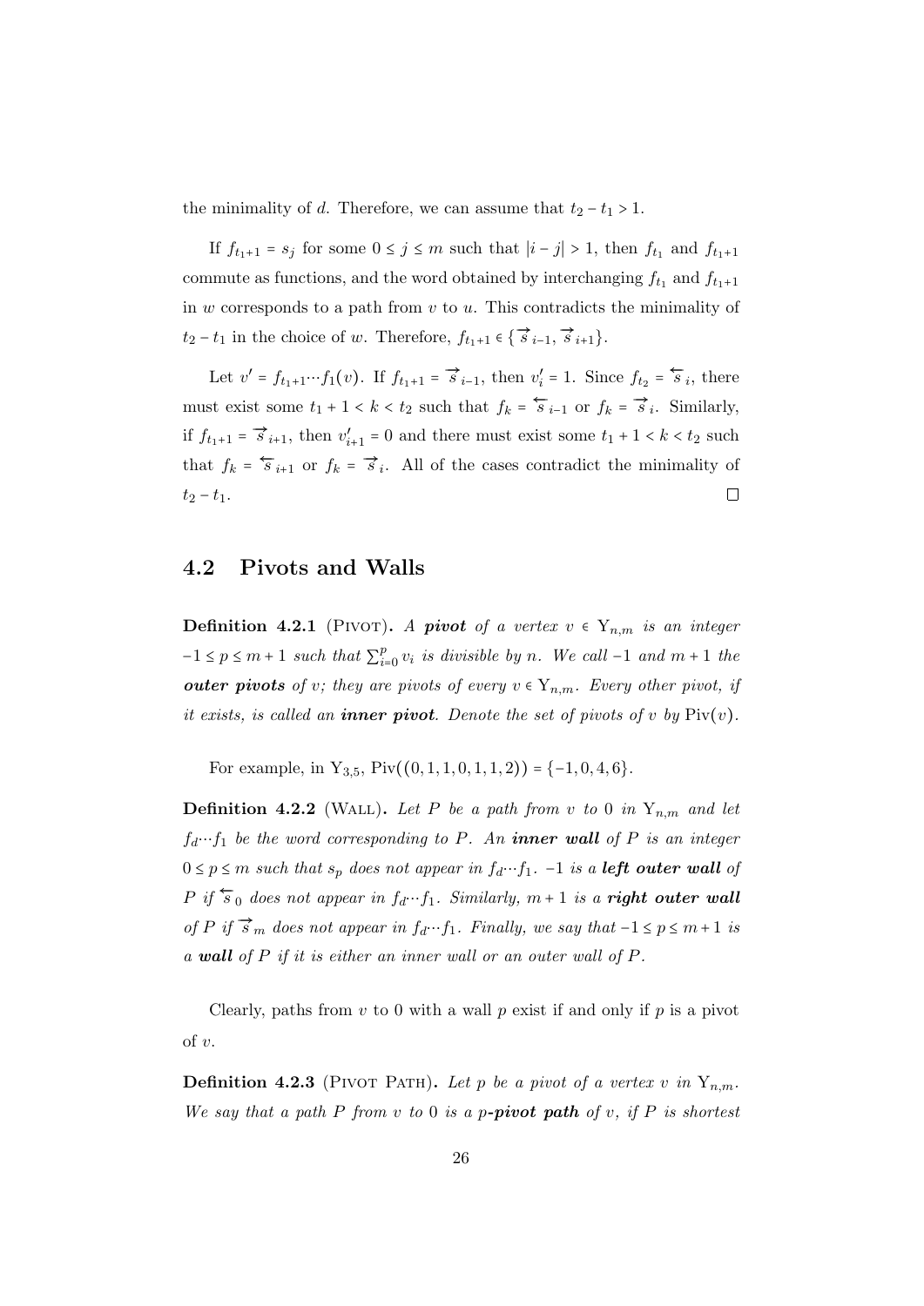the minimality of $d$. Therefore, we can assume that $t_2 - t_1 > 1$.

If $f_{t_1+1} = s_j$ for some $0 \le j \le m$ such that $|i - j| > 1$, then $f_{t_1}$ and $f_{t_1+1}$ commute as functions, and the word obtained by interchanging $f_{t_1}$ and $f_{t_1+1}$ in $w$ corresponds to a path from $v$ to $u$. This contradicts the minimality of $t_2 - t_1$ in the choice of $w$. Therefore, $f_{t_1+1} \in \{\overrightarrow{s}_{i-1}, \overrightarrow{s}_{i+1}\}$.

Let $v' = f_{t_1+1} \cdots f_1(v)$. If $f_{t_1+1} = \overrightarrow{s}_{i-1}$, then $v'_i = 1$. Since $f_{t_2} = \overleftarrow{s}_i$, there must exist some $t_1 + 1 < k < t_2$ such that $f_k = \overleftarrow{s}_{i-1}$ or $f_k = \overrightarrow{s}_i$. Similarly, if $f_{t_1+1} = \overrightarrow{s}_{i+1}$, then $v'_{i+1} = 0$ and there must exist some $t_1 + 1 < k < t_2$ such that $f_k = \overleftarrow{s}_{i+1}$ or $f_k = \overrightarrow{s}_i$. All of the cases contradict the minimality of $t_2 - t_1$. $\square$

## 4.2 Pivots and Walls

**Definition 4.2.1** (Pivot). *A **pivot** of a vertex $v \in \mathrm{Y}_{n,m}$ is an integer $-1 \le p \le m + 1$ such that $\sum_{i=0}^{p} v_i$ is divisible by $n$. We call $-1$ and $m + 1$ the **outer pivots** of $v$; they are pivots of every $v \in \mathrm{Y}_{n,m}$. Every other pivot, if it exists, is called an **inner pivot**. Denote the set of pivots of $v$ by $\mathrm{Piv}(v)$.*

For example, in $\mathrm{Y}_{3,5}$, $\mathrm{Piv}((0,1,1,0,1,1,2)) = \{-1, 0, 4, 6\}$.

**Definition 4.2.2** (Wall). *Let $P$ be a path from $v$ to $0$ in $\mathrm{Y}_{n,m}$ and let $f_d \cdots f_1$ be the word corresponding to $P$. An **inner wall** of $P$ is an integer $0 \le p \le m$ such that $s_p$ does not appear in $f_d \cdots f_1$. $-1$ is a **left outer wall** of $P$ if $\overleftarrow{s}_0$ does not appear in $f_d \cdots f_1$. Similarly, $m + 1$ is a **right outer wall** of $P$ if $\overrightarrow{s}_m$ does not appear in $f_d \cdots f_1$. Finally, we say that $-1 \le p \le m + 1$ is a **wall** of $P$ if it is either an inner wall or an outer wall of $P$.*

Clearly, paths from $v$ to $0$ with a wall $p$ exist if and only if $p$ is a pivot of $v$.

**Definition 4.2.3** (Pivot Path). *Let $p$ be a pivot of a vertex $v$ in $\mathrm{Y}_{n,m}$. We say that a path $P$ from $v$ to $0$ is a **$p$-pivot path** of $v$, if $P$ is shortest*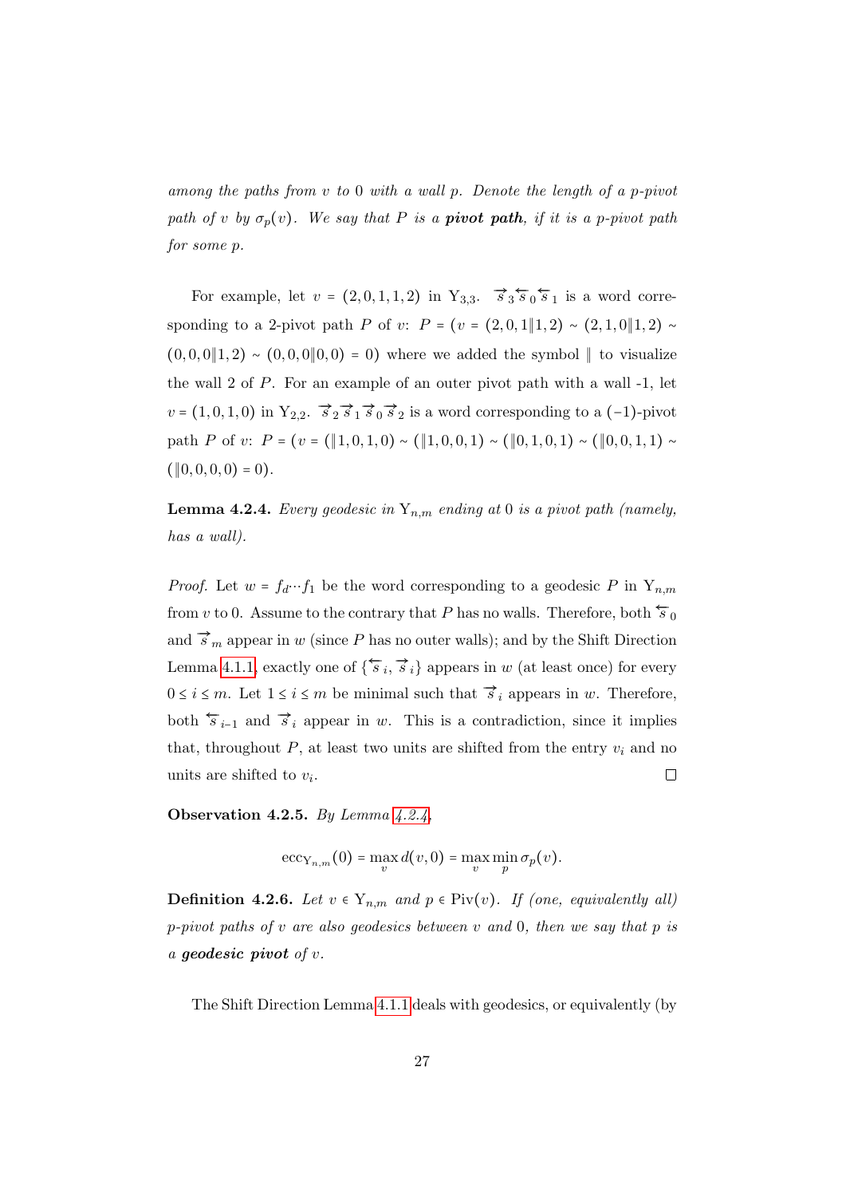*among the paths from $v$ to 0 with a wall $p$. Denote the length of a $p$-pivot path of $v$ by $\sigma_p(v)$. We say that $P$ is a **pivot path**, if it is a $p$-pivot path for some $p$.*

For example, let $v = (2,0,1,1,2)$ in $\mathrm{Y}_{3,3}$. $\overrightarrow{s}_3 \overleftarrow{s}_0 \overleftarrow{s}_1$ is a word corresponding to a 2-pivot path $P$ of $v$: $P = (v = (2,0,1\|1,2) \sim (2,1,0\|1,2) \sim (0,0,0\|1,2) \sim (0,0,0\|0,0) = 0)$ where we added the symbol $\|$ to visualize the wall 2 of $P$. For an example of an outer pivot path with a wall -1, let $v = (1,0,1,0)$ in $\mathrm{Y}_{2,2}$. $\overrightarrow{s}_2 \overrightarrow{s}_1 \overrightarrow{s}_0 \overrightarrow{s}_2$ is a word corresponding to a $(-1)$-pivot path $P$ of $v$: $P = (v = (\|1,0,1,0) \sim (\|1,0,0,1) \sim (\|0,1,0,1) \sim (\|0,0,1,1) \sim (\|0,0,0,0) = 0)$.

**Lemma 4.2.4.** *Every geodesic in $\mathrm{Y}_{n,m}$ ending at 0 is a pivot path (namely, has a wall).*

*Proof.* Let $w = f_d \cdots f_1$ be the word corresponding to a geodesic $P$ in $\mathrm{Y}_{n,m}$ from $v$ to 0. Assume to the contrary that $P$ has no walls. Therefore, both $\overleftarrow{s}_0$ and $\overrightarrow{s}_m$ appear in $w$ (since $P$ has no outer walls); and by the Shift Direction Lemma 4.1.1, exactly one of $\{\overleftarrow{s}_i, \overrightarrow{s}_i\}$ appears in $w$ (at least once) for every $0 \le i \le m$. Let $1 \le i \le m$ be minimal such that $\overrightarrow{s}_i$ appears in $w$. Therefore, both $\overleftarrow{s}_{i-1}$ and $\overrightarrow{s}_i$ appear in $w$. This is a contradiction, since it implies that, throughout $P$, at least two units are shifted from the entry $v_i$ and no units are shifted to $v_i$. $\square$

**Observation 4.2.5.** *By Lemma 4.2.4,*

$$\mathrm{ecc}_{\mathrm{Y}_{n,m}}(0) = \max_v d(v,0) = \max_v \min_p \sigma_p(v).$$

**Definition 4.2.6.** *Let $v \in \mathrm{Y}_{n,m}$ and $p \in \mathrm{Piv}(v)$. If (one, equivalently all) $p$-pivot paths of $v$ are also geodesics between $v$ and 0, then we say that $p$ is a **geodesic pivot** of $v$.*

The Shift Direction Lemma 4.1.1 deals with geodesics, or equivalently (by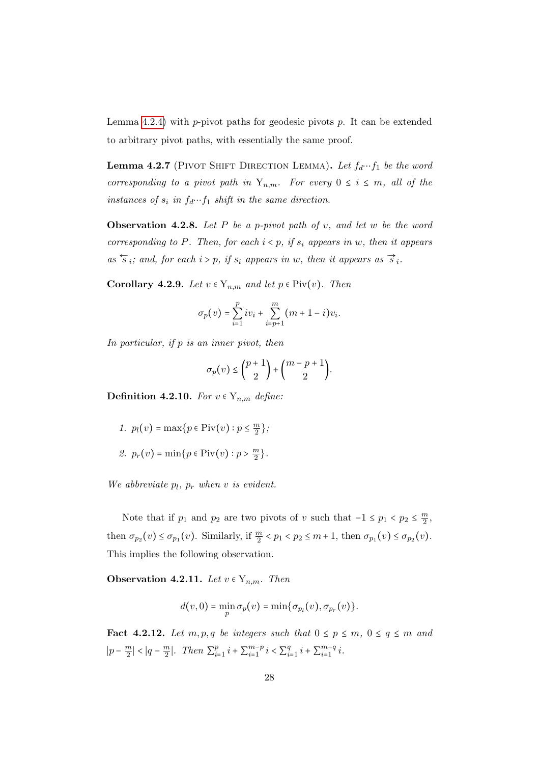Lemma 4.2.4) with $p$-pivot paths for geodesic pivots $p$. It can be extended to arbitrary pivot paths, with essentially the same proof.

**Lemma 4.2.7** (Pivot Shift Direction Lemma)**.** *Let $f_d \cdots f_1$ be the word corresponding to a pivot path in $\mathrm{Y}_{n,m}$. For every $0 \le i \le m$, all of the instances of $s_i$ in $f_d \cdots f_1$ shift in the same direction.*

**Observation 4.2.8.** *Let $P$ be a $p$-pivot path of $v$, and let $w$ be the word corresponding to $P$. Then, for each $i < p$, if $s_i$ appears in $w$, then it appears as $\overleftarrow{s}_i$; and, for each $i > p$, if $s_i$ appears in $w$, then it appears as $\overrightarrow{s}_i$.*

**Corollary 4.2.9.** *Let $v \in \mathrm{Y}_{n,m}$ and let $p \in \mathrm{Piv}(v)$. Then*

$$\sigma_p(v) = \sum_{i=1}^{p} i v_i + \sum_{i=p+1}^{m} (m+1-i) v_i.$$

*In particular, if $p$ is an inner pivot, then*

$$\sigma_p(v) \le \binom{p+1}{2} + \binom{m-p+1}{2}.$$

**Definition 4.2.10.** *For $v \in \mathrm{Y}_{n,m}$ define:*

1. *$p_l(v) = \max\{p \in \mathrm{Piv}(v) : p \le \frac{m}{2}\}$;*
2. *$p_r(v) = \min\{p \in \mathrm{Piv}(v) : p > \frac{m}{2}\}$.*

*We abbreviate $p_l$, $p_r$ when $v$ is evident.*

Note that if $p_1$ and $p_2$ are two pivots of $v$ such that $-1 \le p_1 < p_2 \le \frac{m}{2}$, then $\sigma_{p_2}(v) \le \sigma_{p_1}(v)$. Similarly, if $\frac{m}{2} < p_1 < p_2 \le m+1$, then $\sigma_{p_1}(v) \le \sigma_{p_2}(v)$. This implies the following observation.

**Observation 4.2.11.** *Let $v \in \mathrm{Y}_{n,m}$. Then*

$$d(v, 0) = \min_p \sigma_p(v) = \min\{\sigma_{p_l}(v), \sigma_{p_r}(v)\}.$$

**Fact 4.2.12.** *Let $m, p, q$ be integers such that $0 \le p \le m$, $0 \le q \le m$ and $|p - \frac{m}{2}| < |q - \frac{m}{2}|$. Then $\sum_{i=1}^{p} i + \sum_{i=1}^{m-p} i < \sum_{i=1}^{q} i + \sum_{i=1}^{m-q} i$.*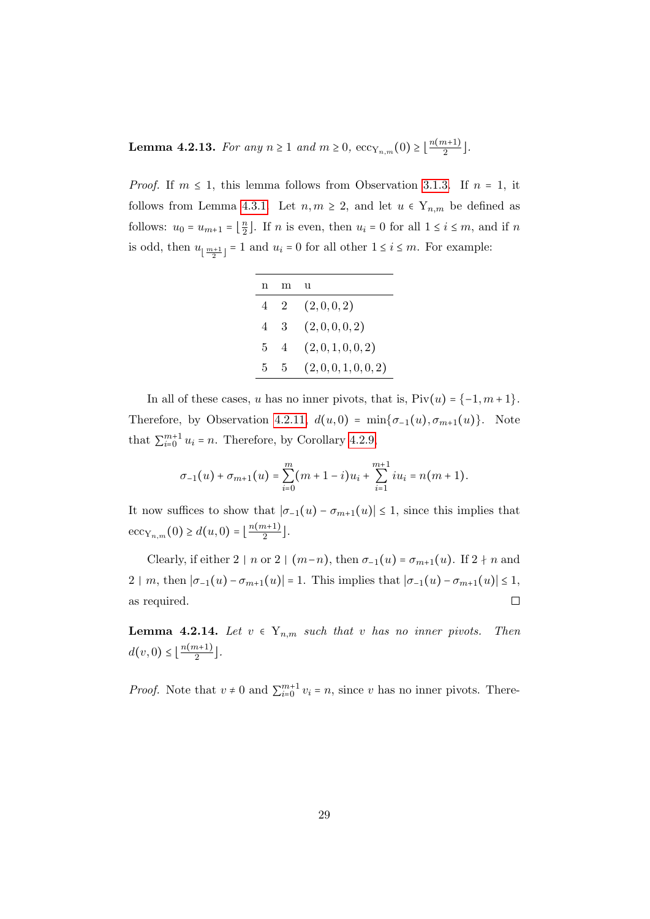**Lemma 4.2.13.** *For any $n \geq 1$ and $m \geq 0$, $\operatorname{ecc}_{Y_{n,m}}(0) \geq \lfloor \frac{n(m+1)}{2} \rfloor$.*

*Proof.* If $m \leq 1$, this lemma follows from Observation 3.1.3. If $n = 1$, it follows from Lemma 4.3.1. Let $n, m \geq 2$, and let $u \in Y_{n,m}$ be defined as follows: $u_0 = u_{m+1} = \lfloor \frac{n}{2} \rfloor$. If $n$ is even, then $u_i = 0$ for all $1 \leq i \leq m$, and if $n$ is odd, then $u_{\lfloor \frac{m+1}{2} \rfloor} = 1$ and $u_i = 0$ for all other $1 \leq i \leq m$. For example:

| n | m | u |
|---|---|---|
| 4 | 2 | $(2, 0, 0, 2)$ |
| 4 | 3 | $(2, 0, 0, 0, 2)$ |
| 5 | 4 | $(2, 0, 1, 0, 0, 2)$ |
| 5 | 5 | $(2, 0, 0, 1, 0, 0, 2)$ |

In all of these cases, $u$ has no inner pivots, that is, $\operatorname{Piv}(u) = \{-1, m+1\}$. Therefore, by Observation 4.2.11, $d(u, 0) = \min\{\sigma_{-1}(u), \sigma_{m+1}(u)\}$. Note that $\sum_{i=0}^{m+1} u_i = n$. Therefore, by Corollary 4.2.9,

$$\sigma_{-1}(u) + \sigma_{m+1}(u) = \sum_{i=0}^{m} (m + 1 - i) u_i + \sum_{i=1}^{m+1} i u_i = n(m + 1).$$

It now suffices to show that $|\sigma_{-1}(u) - \sigma_{m+1}(u)| \leq 1$, since this implies that $\operatorname{ecc}_{Y_{n,m}}(0) \geq d(u, 0) = \lfloor \frac{n(m+1)}{2} \rfloor$.

Clearly, if either $2 \mid n$ or $2 \mid (m - n)$, then $\sigma_{-1}(u) = \sigma_{m+1}(u)$. If $2 \nmid n$ and $2 \mid m$, then $|\sigma_{-1}(u) - \sigma_{m+1}(u)| = 1$. This implies that $|\sigma_{-1}(u) - \sigma_{m+1}(u)| \leq 1$, as required. □

**Lemma 4.2.14.** *Let $v \in Y_{n,m}$ such that $v$ has no inner pivots. Then $d(v, 0) \leq \lfloor \frac{n(m+1)}{2} \rfloor$.*

*Proof.* Note that $v \neq 0$ and $\sum_{i=0}^{m+1} v_i = n$, since $v$ has no inner pivots. There-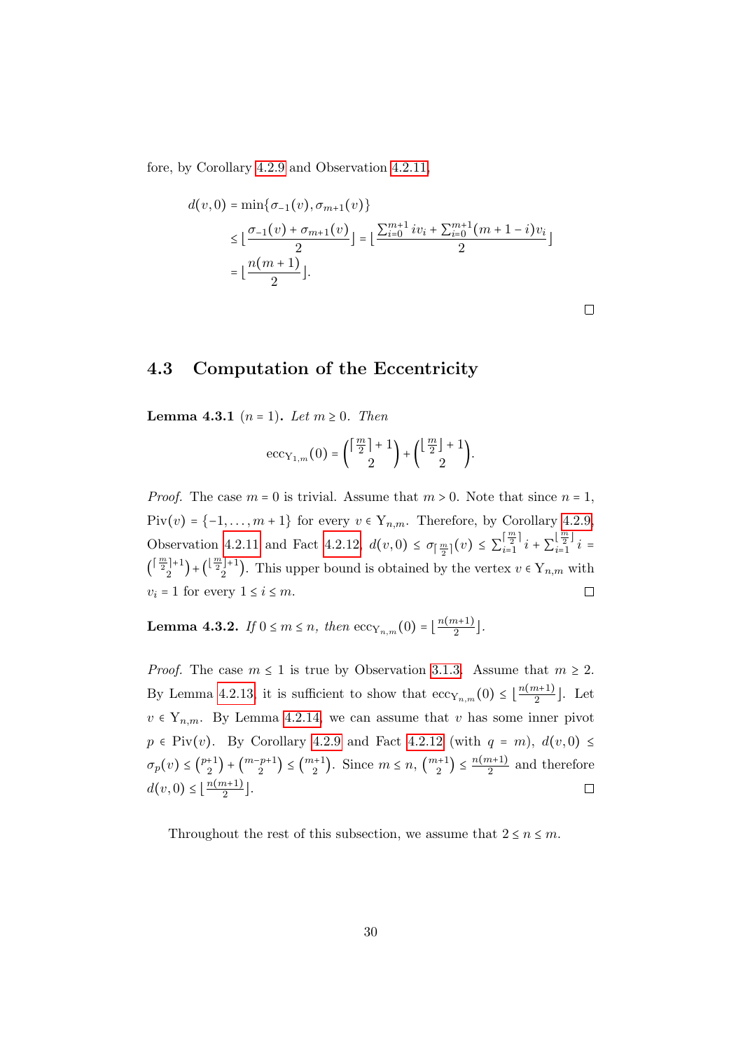fore, by Corollary 4.2.9 and Observation 4.2.11,

$$
\begin{aligned}
d(v,0) &= \min\{\sigma_{-1}(v), \sigma_{m+1}(v)\} \\
&\leq \lfloor \frac{\sigma_{-1}(v) + \sigma_{m+1}(v)}{2} \rfloor = \lfloor \frac{\sum_{i=0}^{m+1} i v_i + \sum_{i=0}^{m+1} (m+1-i) v_i}{2} \rfloor \\
&= \lfloor \frac{n(m+1)}{2} \rfloor.
\end{aligned}
$$

□

## 4.3 Computation of the Eccentricity

**Lemma 4.3.1** ($n = 1$)**.** *Let $m \geq 0$. Then*

$$
\mathrm{ecc}_{\mathrm{Y}_{1,m}}(0) = \binom{\lceil \frac{m}{2} \rceil + 1}{2} + \binom{\lfloor \frac{m}{2} \rfloor + 1}{2}.
$$

*Proof.* The case $m = 0$ is trivial. Assume that $m > 0$. Note that since $n = 1$, $\mathrm{Piv}(v) = \{-1, \dots, m+1\}$ for every $v \in \mathrm{Y}_{n,m}$. Therefore, by Corollary 4.2.9, Observation 4.2.11 and Fact 4.2.12, $d(v,0) \leq \sigma_{\lceil \frac{m}{2} \rceil}(v) \leq \sum_{i=1}^{\lceil \frac{m}{2} \rceil} i + \sum_{i=1}^{\lfloor \frac{m}{2} \rfloor} i = \binom{\lceil \frac{m}{2} \rceil + 1}{2} + \binom{\lfloor \frac{m}{2} \rfloor + 1}{2}$. This upper bound is obtained by the vertex $v \in \mathrm{Y}_{n,m}$ with $v_i = 1$ for every $1 \leq i \leq m$. □

**Lemma 4.3.2.** *If $0 \leq m \leq n$, then $\mathrm{ecc}_{\mathrm{Y}_{n,m}}(0) = \lfloor \frac{n(m+1)}{2} \rfloor$.*

*Proof.* The case $m \leq 1$ is true by Observation 3.1.3. Assume that $m \geq 2$. By Lemma 4.2.13, it is sufficient to show that $\mathrm{ecc}_{\mathrm{Y}_{n,m}}(0) \leq \lfloor \frac{n(m+1)}{2} \rfloor$. Let $v \in \mathrm{Y}_{n,m}$. By Lemma 4.2.14, we can assume that $v$ has some inner pivot $p \in \mathrm{Piv}(v)$. By Corollary 4.2.9 and Fact 4.2.12 (with $q = m$), $d(v,0) \leq \sigma_p(v) \leq \binom{p+1}{2} + \binom{m-p+1}{2} \leq \binom{m+1}{2}$. Since $m \leq n$, $\binom{m+1}{2} \leq \frac{n(m+1)}{2}$ and therefore $d(v,0) \leq \lfloor \frac{n(m+1)}{2} \rfloor$. □

Throughout the rest of this subsection, we assume that $2 \leq n \leq m$.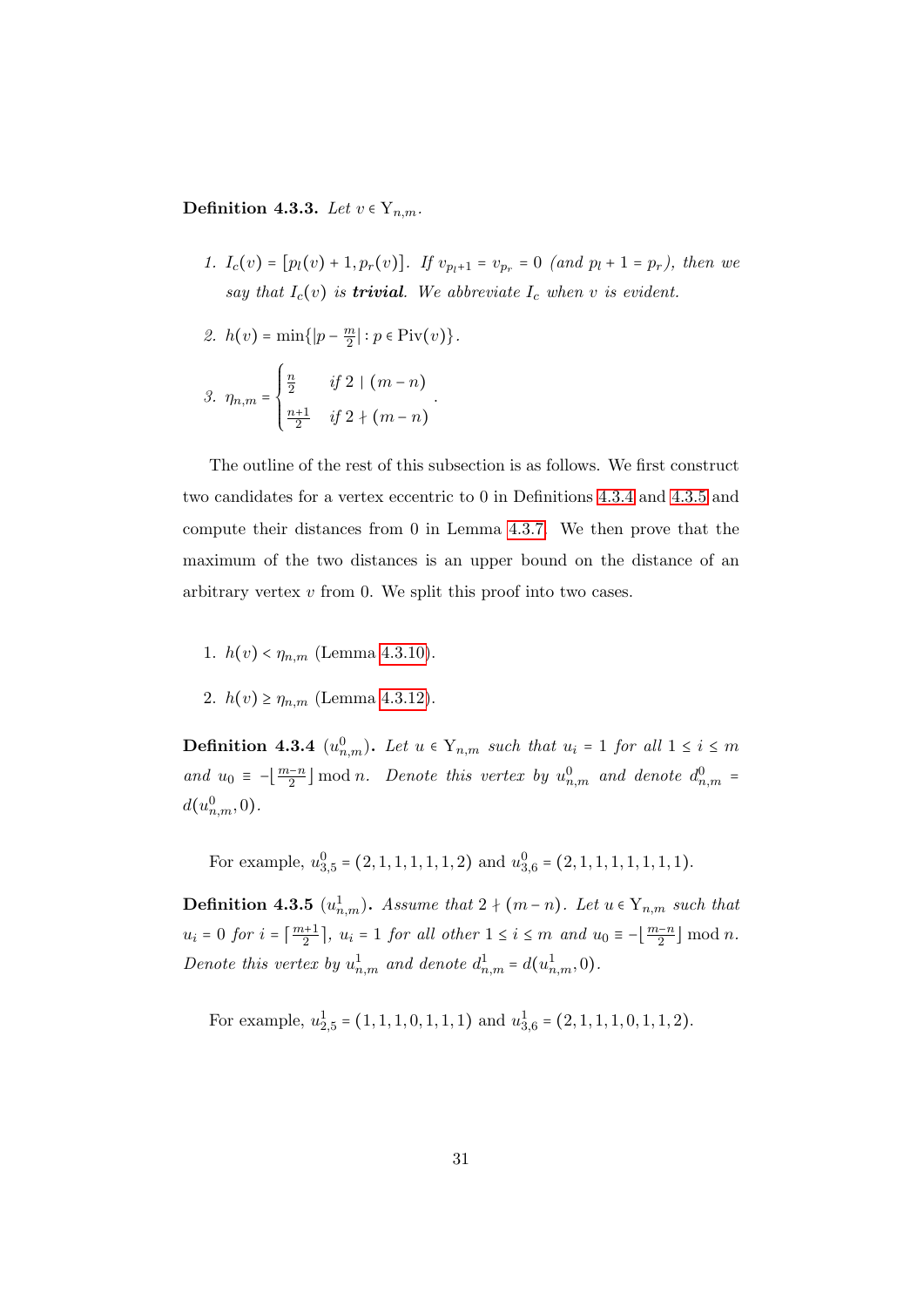**Definition 4.3.3.** *Let $v \in \mathrm{Y}_{n,m}$.*

1. *$I_c(v) = [p_l(v)+1, p_r(v)]$. If $v_{p_l+1} = v_{p_r} = 0$ (and $p_l + 1 = p_r$), then we say that $I_c(v)$ is* ***trivial****. We abbreviate $I_c$ when $v$ is evident.*

2. *$h(v) = \min\{|p - \frac{m}{2}| : p \in \mathrm{Piv}(v)\}$.*

3. $$\eta_{n,m} = \begin{cases} \frac{n}{2} & \text{if } 2 \mid (m-n) \\ \frac{n+1}{2} & \text{if } 2 \nmid (m-n) \end{cases}.$$

The outline of the rest of this subsection is as follows. We first construct two candidates for a vertex eccentric to 0 in Definitions 4.3.4 and 4.3.5 and compute their distances from 0 in Lemma 4.3.7. We then prove that the maximum of the two distances is an upper bound on the distance of an arbitrary vertex $v$ from 0. We split this proof into two cases.

1. $h(v) < \eta_{n,m}$ (Lemma 4.3.10).
2. $h(v) \geq \eta_{n,m}$ (Lemma 4.3.12).

**Definition 4.3.4** **($u^0_{n,m}$).** *Let $u \in \mathrm{Y}_{n,m}$ such that $u_i = 1$ for all $1 \leq i \leq m$ and $u_0 \equiv -\lfloor \frac{m-n}{2} \rfloor \bmod n$. Denote this vertex by $u^0_{n,m}$ and denote $d^0_{n,m} = d(u^0_{n,m}, 0)$.*

For example, $u^0_{3,5} = (2,1,1,1,1,1,2)$ and $u^0_{3,6} = (2,1,1,1,1,1,1,1)$.

**Definition 4.3.5** **($u^1_{n,m}$).** *Assume that $2 \nmid (m-n)$. Let $u \in \mathrm{Y}_{n,m}$ such that $u_i = 0$ for $i = \lceil \frac{m+1}{2} \rceil$, $u_i = 1$ for all other $1 \leq i \leq m$ and $u_0 \equiv -\lfloor \frac{m-n}{2} \rfloor \bmod n$. Denote this vertex by $u^1_{n,m}$ and denote $d^1_{n,m} = d(u^1_{n,m}, 0)$.*

For example, $u^1_{2,5} = (1,1,1,0,1,1,1)$ and $u^1_{3,6} = (2,1,1,1,0,1,1,2)$.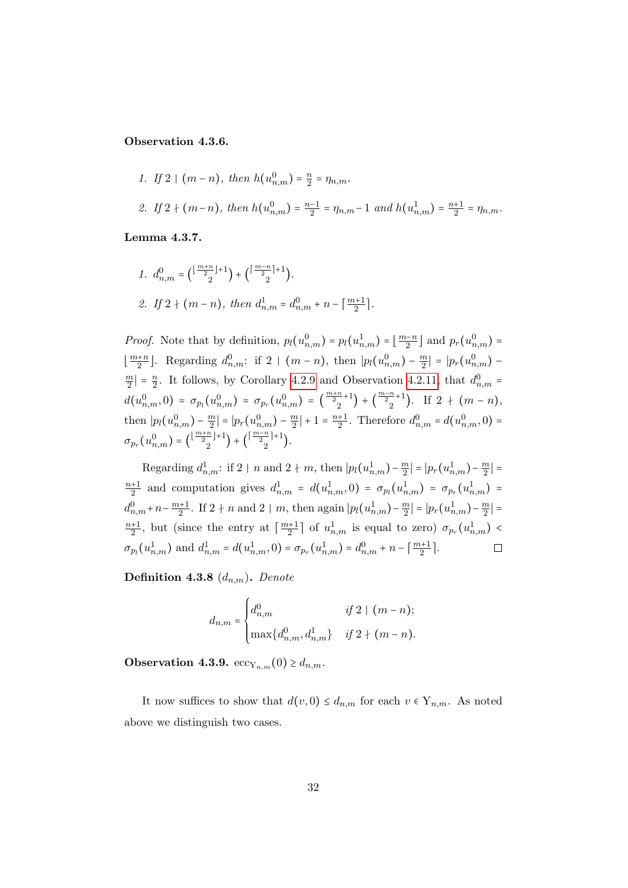**Observation 4.3.6.**

1. *If $2 \mid (m-n)$, then $h(u^0_{n,m}) = \frac{n}{2} = \eta_{n,m}$.*
2. *If $2 \nmid (m-n)$, then $h(u^0_{n,m}) = \frac{n-1}{2} = \eta_{n,m} - 1$ and $h(u^1_{n,m}) = \frac{n+1}{2} = \eta_{n,m}$.*

**Lemma 4.3.7.**

1. $d^0_{n,m} = \binom{\lfloor \frac{m+n}{2} \rfloor + 1}{2} + \binom{\lceil \frac{m-n}{2} \rceil + 1}{2}$.
2. *If $2 \nmid (m-n)$, then $d^1_{n,m} = d^0_{n,m} + n - \lceil \frac{m+1}{2} \rceil$.*

*Proof.* Note that by definition, $p_l(u^0_{n,m}) = p_l(u^1_{n,m}) = \lfloor \frac{m-n}{2} \rfloor$ and $p_r(u^0_{n,m}) = \lfloor \frac{m+n}{2} \rfloor$. Regarding $d^0_{n,m}$: if $2 \mid (m-n)$, then $|p_l(u^0_{n,m}) - \frac{m}{2}| = |p_r(u^0_{n,m}) - \frac{m}{2}| = \frac{n}{2}$. It follows, by Corollary 4.2.9 and Observation 4.2.11, that $d^0_{n,m} = d(u^0_{n,m}, 0) = \sigma_{p_l}(u^0_{n,m}) = \sigma_{p_r}(u^0_{n,m}) = \binom{\frac{m+n}{2}+1}{2} + \binom{\frac{m-n}{2}+1}{2}$. If $2 \nmid (m-n)$, then $|p_l(u^0_{n,m}) - \frac{m}{2}| = |p_r(u^0_{n,m}) - \frac{m}{2}| + 1 = \frac{n+1}{2}$. Therefore $d^0_{n,m} = d(u^0_{n,m}, 0) = \sigma_{p_r}(u^0_{n,m}) = \binom{\lfloor \frac{m+n}{2} \rfloor + 1}{2} + \binom{\lceil \frac{m-n}{2} \rceil + 1}{2}$.

Regarding $d^1_{n,m}$: if $2 \mid n$ and $2 \nmid m$, then $|p_l(u^1_{n,m}) - \frac{m}{2}| = |p_r(u^1_{n,m}) - \frac{m}{2}| = \frac{n+1}{2}$ and computation gives $d^1_{n,m} = d(u^1_{n,m}, 0) = \sigma_{p_l}(u^1_{n,m}) = \sigma_{p_r}(u^1_{n,m}) = d^0_{n,m} + n - \frac{m+1}{2}$. If $2 \nmid n$ and $2 \mid m$, then again $|p_l(u^1_{n,m}) - \frac{m}{2}| = |p_r(u^1_{n,m}) - \frac{m}{2}| = \frac{n+1}{2}$, but (since the entry at $\lceil \frac{m+1}{2} \rceil$ of $u^1_{n,m}$ is equal to zero) $\sigma_{p_r}(u^1_{n,m}) < \sigma_{p_l}(u^1_{n,m})$ and $d^1_{n,m} = d(u^1_{n,m}, 0) = \sigma_{p_r}(u^1_{n,m}) = d^0_{n,m} + n - \lceil \frac{m+1}{2} \rceil$. $\square$

**Definition 4.3.8** ($d_{n,m}$)**.** *Denote*

$$d_{n,m} = \begin{cases} d^0_{n,m} & \text{if } 2 \mid (m-n); \\ \max\{d^0_{n,m}, d^1_{n,m}\} & \text{if } 2 \nmid (m-n). \end{cases}$$

**Observation 4.3.9.** $\mathrm{ecc}_{\mathrm{Y}_{n,m}}(0) \geq d_{n,m}$.

It now suffices to show that $d(v, 0) \leq d_{n,m}$ for each $v \in \mathrm{Y}_{n,m}$. As noted above we distinguish two cases.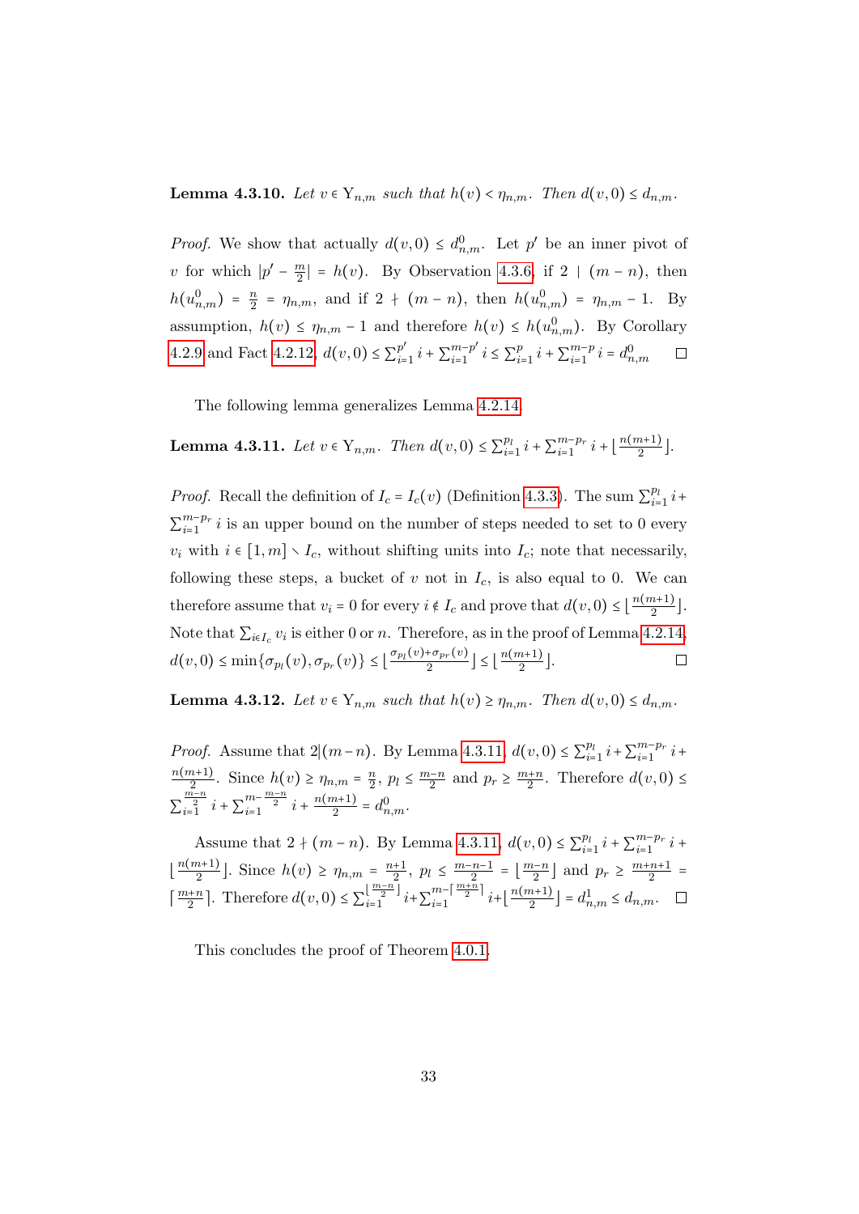**Lemma 4.3.10.** *Let $v \in \Upsilon_{n,m}$ such that $h(v) < \eta_{n,m}$. Then $d(v, 0) \leq d_{n,m}$.*

*Proof.* We show that actually $d(v, 0) \leq d^0_{n,m}$. Let $p'$ be an inner pivot of $v$ for which $|p' - \frac{m}{2}| = h(v)$. By Observation 4.3.6, if $2 \mid (m - n)$, then $h(u^0_{n,m}) = \frac{n}{2} = \eta_{n,m}$, and if $2 \nmid (m - n)$, then $h(u^0_{n,m}) = \eta_{n,m} - 1$. By assumption, $h(v) \leq \eta_{n,m} - 1$ and therefore $h(v) \leq h(u^0_{n,m})$. By Corollary 4.2.9 and Fact 4.2.12, $d(v, 0) \leq \sum_{i=1}^{p'} i + \sum_{i=1}^{m-p'} i \leq \sum_{i=1}^{p} i + \sum_{i=1}^{m-p} i = d^0_{n,m}$ $\square$

The following lemma generalizes Lemma 4.2.14.

**Lemma 4.3.11.** *Let $v \in \Upsilon_{n,m}$. Then $d(v, 0) \leq \sum_{i=1}^{p_l} i + \sum_{i=1}^{m-p_r} i + \lfloor \frac{n(m+1)}{2} \rfloor$.*

*Proof.* Recall the definition of $I_c = I_c(v)$ (Definition 4.3.3). The sum $\sum_{i=1}^{p_l} i + \sum_{i=1}^{m-p_r} i$ is an upper bound on the number of steps needed to set to 0 every $v_i$ with $i \in [1, m] \setminus I_c$, without shifting units into $I_c$; note that necessarily, following these steps, a bucket of $v$ not in $I_c$, is also equal to 0. We can therefore assume that $v_i = 0$ for every $i \notin I_c$ and prove that $d(v, 0) \leq \lfloor \frac{n(m+1)}{2} \rfloor$. Note that $\sum_{i \in I_c} v_i$ is either 0 or $n$. Therefore, as in the proof of Lemma 4.2.14, $d(v, 0) \leq \min\{\sigma_{p_l}(v), \sigma_{p_r}(v)\} \leq \lfloor \frac{\sigma_{p_l}(v) + \sigma_{p_r}(v)}{2} \rfloor \leq \lfloor \frac{n(m+1)}{2} \rfloor$. $\square$

**Lemma 4.3.12.** *Let $v \in \Upsilon_{n,m}$ such that $h(v) \geq \eta_{n,m}$. Then $d(v, 0) \leq d_{n,m}$.*

*Proof.* Assume that $2|(m-n)$. By Lemma 4.3.11, $d(v, 0) \leq \sum_{i=1}^{p_l} i + \sum_{i=1}^{m-p_r} i + \frac{n(m+1)}{2}$. Since $h(v) \geq \eta_{n,m} = \frac{n}{2}$, $p_l \leq \frac{m-n}{2}$ and $p_r \geq \frac{m+n}{2}$. Therefore $d(v, 0) \leq \sum_{i=1}^{\frac{m-n}{2}} i + \sum_{i=1}^{m-\frac{m-n}{2}} i + \frac{n(m+1)}{2} = d^0_{n,m}$.

Assume that $2 \nmid (m - n)$. By Lemma 4.3.11, $d(v, 0) \leq \sum_{i=1}^{p_l} i + \sum_{i=1}^{m-p_r} i + \lfloor \frac{n(m+1)}{2} \rfloor$. Since $h(v) \geq \eta_{n,m} = \frac{n+1}{2}$, $p_l \leq \frac{m-n-1}{2} = \lfloor \frac{m-n}{2} \rfloor$ and $p_r \geq \frac{m+n+1}{2} = \lceil \frac{m+n}{2} \rceil$. Therefore $d(v, 0) \leq \sum_{i=1}^{\lfloor \frac{m-n}{2} \rfloor} i + \sum_{i=1}^{m-\lceil \frac{m+n}{2} \rceil} i + \lfloor \frac{n(m+1)}{2} \rfloor = d^1_{n,m} \leq d_{n,m}$. $\square$

This concludes the proof of Theorem 4.0.1.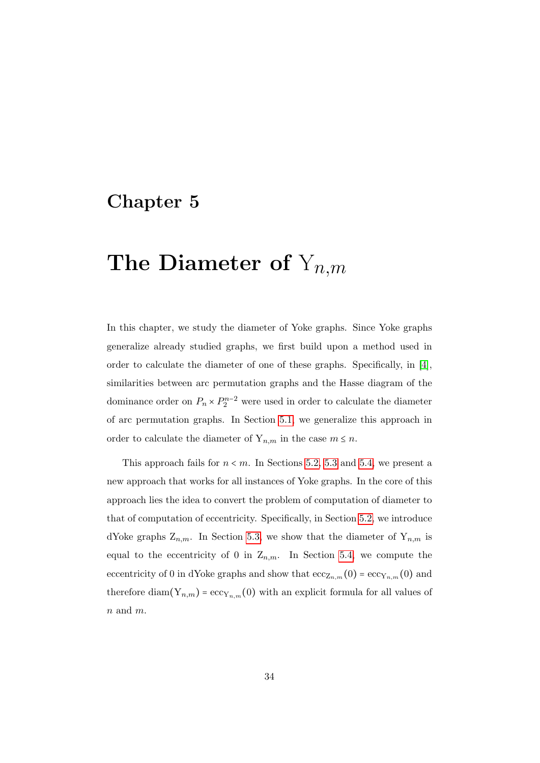# Chapter 5

# The Diameter of $\mathrm{Y}_{n,m}$

In this chapter, we study the diameter of Yoke graphs. Since Yoke graphs generalize already studied graphs, we first build upon a method used in order to calculate the diameter of one of these graphs. Specifically, in [4], similarities between arc permutation graphs and the Hasse diagram of the dominance order on $P_n \times P_2^{n-2}$ were used in order to calculate the diameter of arc permutation graphs. In Section 5.1, we generalize this approach in order to calculate the diameter of $\mathrm{Y}_{n,m}$ in the case $m \leq n$.

This approach fails for $n < m$. In Sections 5.2, 5.3 and 5.4, we present a new approach that works for all instances of Yoke graphs. In the core of this approach lies the idea to convert the problem of computation of diameter to that of computation of eccentricity. Specifically, in Section 5.2, we introduce dYoke graphs $\mathrm{Z}_{n,m}$. In Section 5.3, we show that the diameter of $\mathrm{Y}_{n,m}$ is equal to the eccentricity of 0 in $\mathrm{Z}_{n,m}$. In Section 5.4, we compute the eccentricity of 0 in dYoke graphs and show that $\mathrm{ecc}_{\mathrm{Z}_{n,m}}(0) = \mathrm{ecc}_{\mathrm{Y}_{n,m}}(0)$ and therefore $\mathrm{diam}(\mathrm{Y}_{n,m}) = \mathrm{ecc}_{\mathrm{Y}_{n,m}}(0)$ with an explicit formula for all values of $n$ and $m$.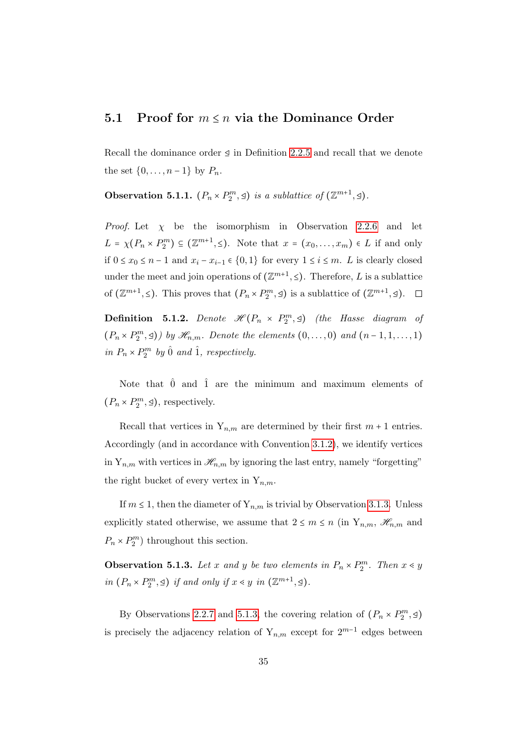## 5.1 Proof for $m \leq n$ via the Dominance Order

Recall the dominance order $\trianglelefteq$ in Definition 2.2.5 and recall that we denote the set $\{0, \dots, n-1\}$ by $P_n$.

**Observation 5.1.1.** *$(P_n \times P_2^m, \trianglelefteq)$ is a sublattice of $(\mathbb{Z}^{m+1}, \trianglelefteq)$.*

*Proof.* Let $\chi$ be the isomorphism in Observation 2.2.6 and let $L = \chi(P_n \times P_2^m) \subseteq (\mathbb{Z}^{m+1}, \leq)$. Note that $x = (x_0, \dots, x_m) \in L$ if and only if $0 \leq x_0 \leq n-1$ and $x_i - x_{i-1} \in \{0, 1\}$ for every $1 \leq i \leq m$. $L$ is clearly closed under the meet and join operations of $(\mathbb{Z}^{m+1}, \leq)$. Therefore, $L$ is a sublattice of $(\mathbb{Z}^{m+1}, \leq)$. This proves that $(P_n \times P_2^m, \trianglelefteq)$ is a sublattice of $(\mathbb{Z}^{m+1}, \trianglelefteq)$. □

**Definition 5.1.2.** *Denote $\mathscr{H}(P_n \times P_2^m, \trianglelefteq)$ (the Hasse diagram of $(P_n \times P_2^m, \trianglelefteq)$) by $\mathscr{H}_{n,m}$. Denote the elements $(0, \dots, 0)$ and $(n-1, 1, \dots, 1)$ in $P_n \times P_2^m$ by $\hat{0}$ and $\hat{1}$, respectively.*

Note that $\hat{0}$ and $\hat{1}$ are the minimum and maximum elements of $(P_n \times P_2^m, \trianglelefteq)$, respectively.

Recall that vertices in $\mathrm{Y}_{n,m}$ are determined by their first $m+1$ entries. Accordingly (and in accordance with Convention 3.1.2), we identify vertices in $\mathrm{Y}_{n,m}$ with vertices in $\mathscr{H}_{n,m}$ by ignoring the last entry, namely "forgetting" the right bucket of every vertex in $\mathrm{Y}_{n,m}$.

If $m \leq 1$, then the diameter of $\mathrm{Y}_{n,m}$ is trivial by Observation 3.1.3. Unless explicitly stated otherwise, we assume that $2 \leq m \leq n$ (in $\mathrm{Y}_{n,m}$, $\mathscr{H}_{n,m}$ and $P_n \times P_2^m$) throughout this section.

**Observation 5.1.3.** *Let $x$ and $y$ be two elements in $P_n \times P_2^m$. Then $x \lessdot y$ in $(P_n \times P_2^m, \trianglelefteq)$ if and only if $x \lessdot y$ in $(\mathbb{Z}^{m+1}, \trianglelefteq)$.*

By Observations 2.2.7 and 5.1.3, the covering relation of $(P_n \times P_2^m, \trianglelefteq)$ is precisely the adjacency relation of $\mathrm{Y}_{n,m}$ except for $2^{m-1}$ edges between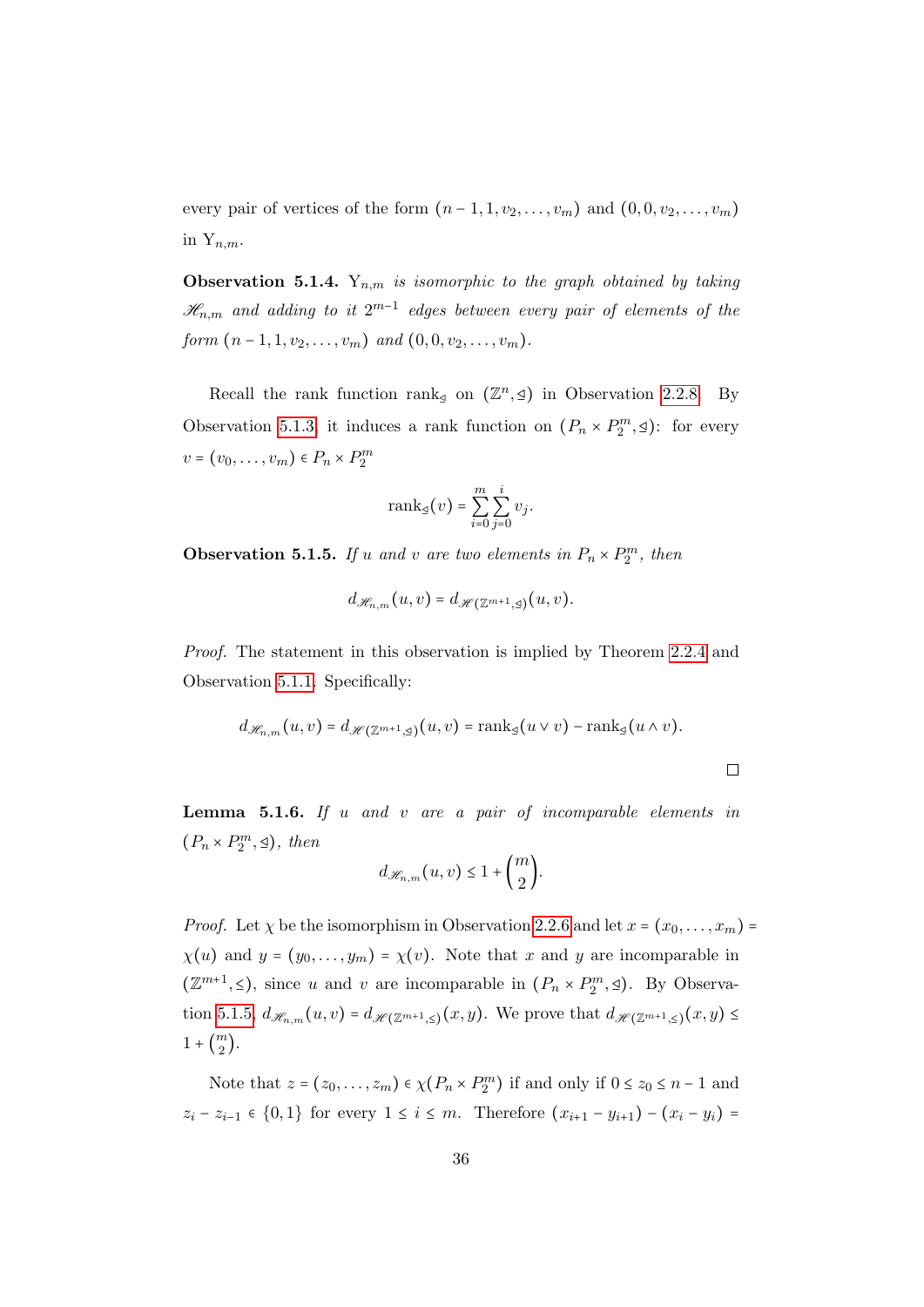every pair of vertices of the form $(n-1, 1, v_2, \ldots, v_m)$ and $(0, 0, v_2, \ldots, v_m)$ in $\mathrm{Y}_{n,m}$.

**Observation 5.1.4.** *$\mathrm{Y}_{n,m}$ is isomorphic to the graph obtained by taking $\mathscr{H}_{n,m}$ and adding to it $2^{m-1}$ edges between every pair of elements of the form $(n-1, 1, v_2, \ldots, v_m)$ and $(0, 0, v_2, \ldots, v_m)$.*

Recall the rank function $\mathrm{rank}_{\trianglelefteq}$ on $(\mathbb{Z}^n, \trianglelefteq)$ in Observation 2.2.8. By Observation 5.1.3, it induces a rank function on $(P_n \times P_2^m, \trianglelefteq)$: for every $v = (v_0, \ldots, v_m) \in P_n \times P_2^m$

$$\mathrm{rank}_{\trianglelefteq}(v) = \sum_{i=0}^{m} \sum_{j=0}^{i} v_j.$$

**Observation 5.1.5.** *If $u$ and $v$ are two elements in $P_n \times P_2^m$, then*

$$d_{\mathscr{H}_{n,m}}(u, v) = d_{\mathscr{H}(\mathbb{Z}^{m+1}, \trianglelefteq)}(u, v).$$

*Proof.* The statement in this observation is implied by Theorem 2.2.4 and Observation 5.1.1. Specifically:

$$d_{\mathscr{H}_{n,m}}(u, v) = d_{\mathscr{H}(\mathbb{Z}^{m+1}, \trianglelefteq)}(u, v) = \mathrm{rank}_{\trianglelefteq}(u \vee v) - \mathrm{rank}_{\trianglelefteq}(u \wedge v).$$

□

**Lemma 5.1.6.** *If $u$ and $v$ are a pair of incomparable elements in $(P_n \times P_2^m, \trianglelefteq)$, then*

$$d_{\mathscr{H}_{n,m}}(u, v) \le 1 + \binom{m}{2}.$$

*Proof.* Let $\chi$ be the isomorphism in Observation 2.2.6 and let $x = (x_0, \ldots, x_m) = \chi(u)$ and $y = (y_0, \ldots, y_m) = \chi(v)$. Note that $x$ and $y$ are incomparable in $(\mathbb{Z}^{m+1}, \le)$, since $u$ and $v$ are incomparable in $(P_n \times P_2^m, \trianglelefteq)$. By Observation 5.1.5, $d_{\mathscr{H}_{n,m}}(u, v) = d_{\mathscr{H}(\mathbb{Z}^{m+1}, \le)}(x, y)$. We prove that $d_{\mathscr{H}(\mathbb{Z}^{m+1}, \le)}(x, y) \le 1 + \binom{m}{2}$.

Note that $z = (z_0, \ldots, z_m) \in \chi(P_n \times P_2^m)$ if and only if $0 \le z_0 \le n-1$ and $z_i - z_{i-1} \in \{0, 1\}$ for every $1 \le i \le m$. Therefore $(x_{i+1} - y_{i+1}) - (x_i - y_i) =$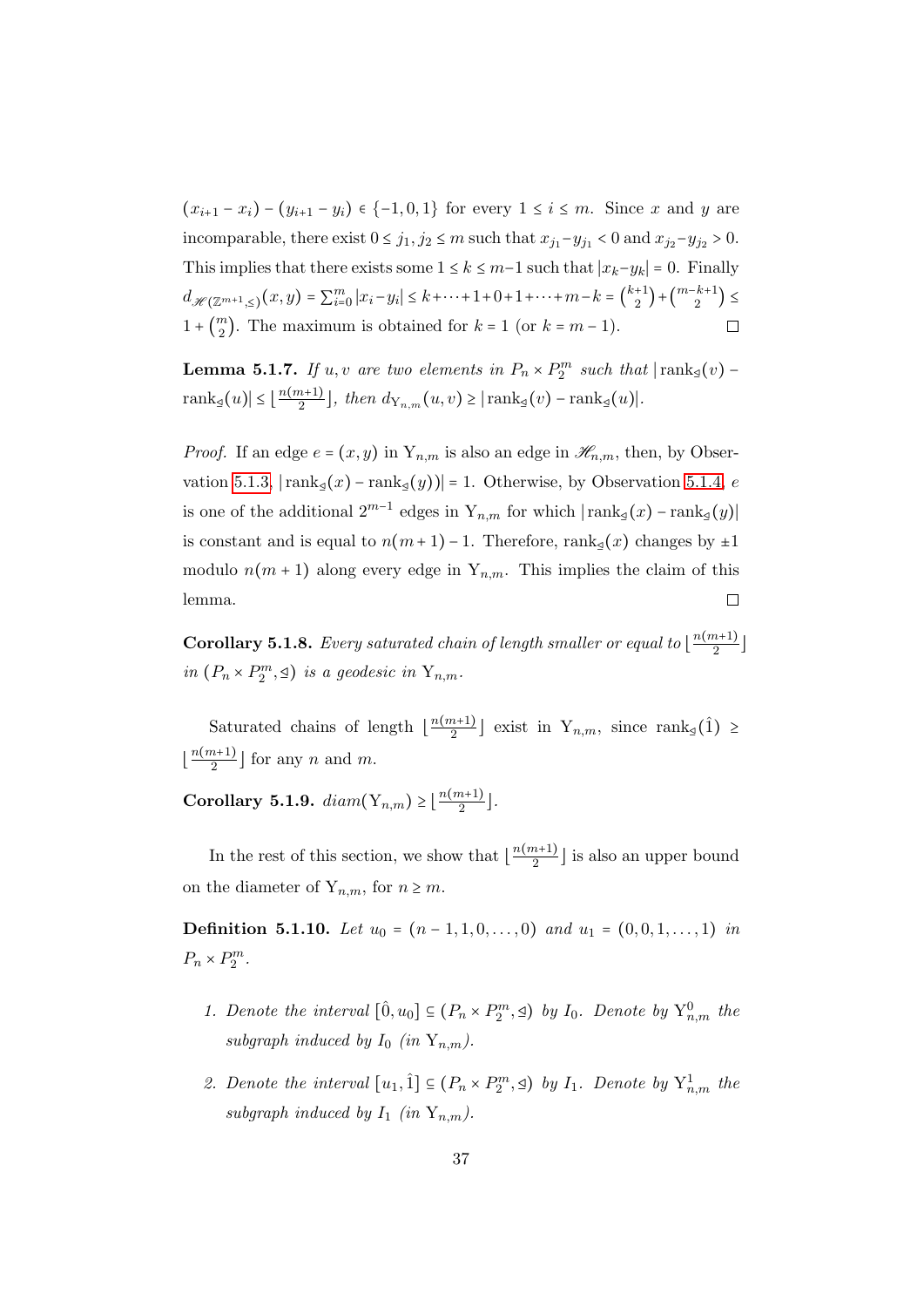$(x_{i+1} - x_i) - (y_{i+1} - y_i) \in \{-1, 0, 1\}$ for every $1 \le i \le m$. Since $x$ and $y$ are incomparable, there exist $0 \le j_1, j_2 \le m$ such that $x_{j_1} - y_{j_1} < 0$ and $x_{j_2} - y_{j_2} > 0$. This implies that there exists some $1 \le k \le m-1$ such that $|x_k - y_k| = 0$. Finally $d_{\mathscr{H}(\mathbb{Z}^{m+1}, \le)}(x, y) = \sum_{i=0}^{m} |x_i - y_i| \le k + \cdots + 1 + 0 + 1 + \cdots + m - k = \binom{k+1}{2} + \binom{m-k+1}{2} \le 1 + \binom{m}{2}$. The maximum is obtained for $k = 1$ (or $k = m-1$). □

**Lemma 5.1.7.** *If $u, v$ are two elements in $P_n \times P_2^m$ such that $|\operatorname{rank}_{\trianglelefteq}(v) - \operatorname{rank}_{\trianglelefteq}(u)| \le \lfloor \frac{n(m+1)}{2} \rfloor$, then $d_{\mathrm{Y}_{n,m}}(u, v) \ge |\operatorname{rank}_{\trianglelefteq}(v) - \operatorname{rank}_{\trianglelefteq}(u)|$.*

*Proof.* If an edge $e = (x, y)$ in $\mathrm{Y}_{n,m}$ is also an edge in $\mathscr{H}_{n,m}$, then, by Observation 5.1.3, $|\operatorname{rank}_{\trianglelefteq}(x) - \operatorname{rank}_{\trianglelefteq}(y))| = 1$. Otherwise, by Observation 5.1.4, $e$ is one of the additional $2^{m-1}$ edges in $\mathrm{Y}_{n,m}$ for which $|\operatorname{rank}_{\trianglelefteq}(x) - \operatorname{rank}_{\trianglelefteq}(y)|$ is constant and is equal to $n(m+1) - 1$. Therefore, $\operatorname{rank}_{\trianglelefteq}(x)$ changes by $\pm 1$ modulo $n(m+1)$ along every edge in $\mathrm{Y}_{n,m}$. This implies the claim of this lemma. □

**Corollary 5.1.8.** *Every saturated chain of length smaller or equal to $\lfloor \frac{n(m+1)}{2} \rfloor$ in $(P_n \times P_2^m, \trianglelefteq)$ is a geodesic in $\mathrm{Y}_{n,m}$.*

Saturated chains of length $\lfloor \frac{n(m+1)}{2} \rfloor$ exist in $\mathrm{Y}_{n,m}$, since $\operatorname{rank}_{\trianglelefteq}(\hat{1}) \ge \lfloor \frac{n(m+1)}{2} \rfloor$ for any $n$ and $m$.

**Corollary 5.1.9.** *$diam(\mathrm{Y}_{n,m}) \ge \lfloor \frac{n(m+1)}{2} \rfloor$.*

In the rest of this section, we show that $\lfloor \frac{n(m+1)}{2} \rfloor$ is also an upper bound on the diameter of $\mathrm{Y}_{n,m}$, for $n \ge m$.

**Definition 5.1.10.** *Let $u_0 = (n-1, 1, 0, \ldots, 0)$ and $u_1 = (0, 0, 1, \ldots, 1)$ in $P_n \times P_2^m$.*

1. *Denote the interval $[\hat{0}, u_0] \subseteq (P_n \times P_2^m, \trianglelefteq)$ by $I_0$. Denote by $\mathrm{Y}_{n,m}^0$ the subgraph induced by $I_0$ (in $\mathrm{Y}_{n,m}$).*
2. *Denote the interval $[u_1, \hat{1}] \subseteq (P_n \times P_2^m, \trianglelefteq)$ by $I_1$. Denote by $\mathrm{Y}_{n,m}^1$ the subgraph induced by $I_1$ (in $\mathrm{Y}_{n,m}$).*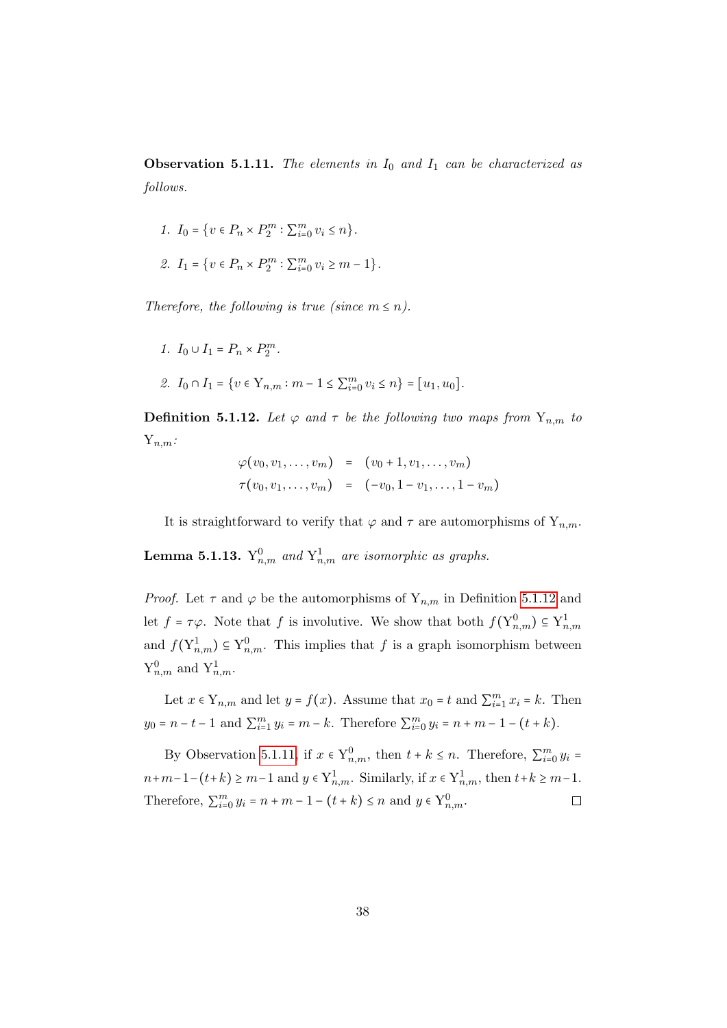**Observation 5.1.11.** *The elements in $I_0$ and $I_1$ can be characterized as follows.*

1. $I_0 = \{v \in P_n \times P_2^m : \sum_{i=0}^m v_i \leq n\}$.
2. $I_1 = \{v \in P_n \times P_2^m : \sum_{i=0}^m v_i \geq m-1\}$.

*Therefore, the following is true (since $m \leq n$).*

1. $I_0 \cup I_1 = P_n \times P_2^m$.
2. $I_0 \cap I_1 = \{v \in \mathrm{Y}_{n,m} : m-1 \leq \sum_{i=0}^m v_i \leq n\} = [u_1, u_0]$.

**Definition 5.1.12.** *Let $\varphi$ and $\tau$ be the following two maps from $\mathrm{Y}_{n,m}$ to $\mathrm{Y}_{n,m}$:*

$$
\begin{aligned}
\varphi(v_0, v_1, \dots, v_m) &= (v_0 + 1, v_1, \dots, v_m) \\
\tau(v_0, v_1, \dots, v_m) &= (-v_0, 1 - v_1, \dots, 1 - v_m)
\end{aligned}
$$

It is straightforward to verify that $\varphi$ and $\tau$ are automorphisms of $\mathrm{Y}_{n,m}$.

**Lemma 5.1.13.** *$\mathrm{Y}_{n,m}^0$ and $\mathrm{Y}_{n,m}^1$ are isomorphic as graphs.*

*Proof.* Let $\tau$ and $\varphi$ be the automorphisms of $\mathrm{Y}_{n,m}$ in Definition 5.1.12 and let $f = \tau\varphi$. Note that $f$ is involutive. We show that both $f(\mathrm{Y}_{n,m}^0) \subseteq \mathrm{Y}_{n,m}^1$ and $f(\mathrm{Y}_{n,m}^1) \subseteq \mathrm{Y}_{n,m}^0$. This implies that $f$ is a graph isomorphism between $\mathrm{Y}_{n,m}^0$ and $\mathrm{Y}_{n,m}^1$.

Let $x \in \mathrm{Y}_{n,m}$ and let $y = f(x)$. Assume that $x_0 = t$ and $\sum_{i=1}^m x_i = k$. Then $y_0 = n - t - 1$ and $\sum_{i=1}^m y_i = m - k$. Therefore $\sum_{i=0}^m y_i = n + m - 1 - (t + k)$.

By Observation 5.1.11, if $x \in \mathrm{Y}_{n,m}^0$, then $t + k \leq n$. Therefore, $\sum_{i=0}^m y_i = n+m-1-(t+k) \geq m-1$ and $y \in \mathrm{Y}_{n,m}^1$. Similarly, if $x \in \mathrm{Y}_{n,m}^1$, then $t+k \geq m-1$. Therefore, $\sum_{i=0}^m y_i = n + m - 1 - (t + k) \leq n$ and $y \in \mathrm{Y}_{n,m}^0$. □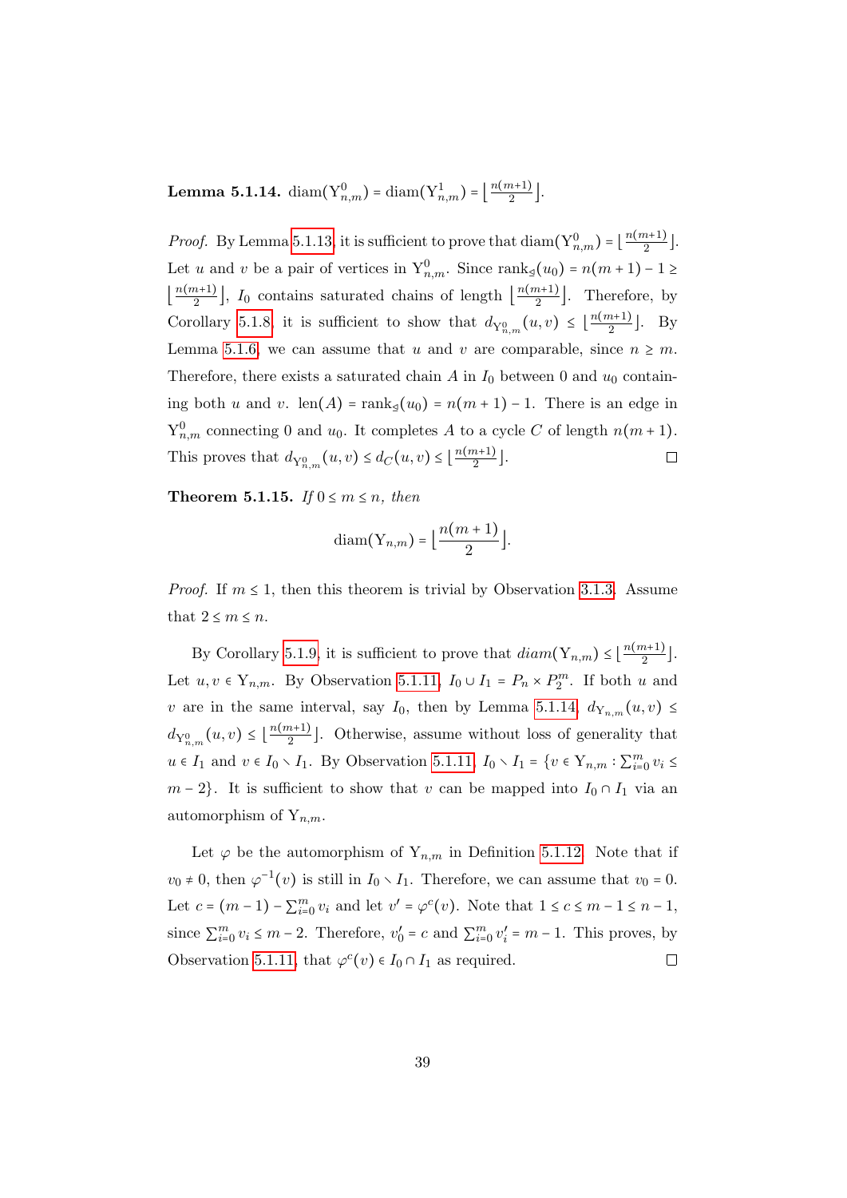**Lemma 5.1.14.** $\operatorname{diam}(Y^0_{n,m}) = \operatorname{diam}(Y^1_{n,m}) = \lfloor \frac{n(m+1)}{2} \rfloor$.

*Proof.* By Lemma 5.1.13, it is sufficient to prove that $\operatorname{diam}(Y^0_{n,m}) = \lfloor \frac{n(m+1)}{2} \rfloor$. Let $u$ and $v$ be a pair of vertices in $Y^0_{n,m}$. Since $\operatorname{rank}_\trianglelefteq(u_0) = n(m+1) - 1 \geq \lfloor \frac{n(m+1)}{2} \rfloor$, $I_0$ contains saturated chains of length $\lfloor \frac{n(m+1)}{2} \rfloor$. Therefore, by Corollary 5.1.8, it is sufficient to show that $d_{Y^0_{n,m}}(u,v) \leq \lfloor \frac{n(m+1)}{2} \rfloor$. By Lemma 5.1.6, we can assume that $u$ and $v$ are comparable, since $n \geq m$. Therefore, there exists a saturated chain $A$ in $I_0$ between $0$ and $u_0$ containing both $u$ and $v$. $\operatorname{len}(A) = \operatorname{rank}_\trianglelefteq(u_0) = n(m+1) - 1$. There is an edge in $Y^0_{n,m}$ connecting $0$ and $u_0$. It completes $A$ to a cycle $C$ of length $n(m+1)$. This proves that $d_{Y^0_{n,m}}(u,v) \leq d_C(u,v) \leq \lfloor \frac{n(m+1)}{2} \rfloor$. □

**Theorem 5.1.15.** *If $0 \leq m \leq n$, then*

$$\operatorname{diam}(Y_{n,m}) = \lfloor \frac{n(m+1)}{2} \rfloor.$$

*Proof.* If $m \leq 1$, then this theorem is trivial by Observation 3.1.3. Assume that $2 \leq m \leq n$.

By Corollary 5.1.9, it is sufficient to prove that $diam(Y_{n,m}) \leq \lfloor \frac{n(m+1)}{2} \rfloor$. Let $u, v \in Y_{n,m}$. By Observation 5.1.11, $I_0 \cup I_1 = P_n \times P_2^m$. If both $u$ and $v$ are in the same interval, say $I_0$, then by Lemma 5.1.14, $d_{Y_{n,m}}(u,v) \leq d_{Y^0_{n,m}}(u,v) \leq \lfloor \frac{n(m+1)}{2} \rfloor$. Otherwise, assume without loss of generality that $u \in I_1$ and $v \in I_0 \setminus I_1$. By Observation 5.1.11, $I_0 \setminus I_1 = \{v \in Y_{n,m} : \sum_{i=0}^m v_i \leq m-2\}$. It is sufficient to show that $v$ can be mapped into $I_0 \cap I_1$ via an automorphism of $Y_{n,m}$.

Let $\varphi$ be the automorphism of $Y_{n,m}$ in Definition 5.1.12. Note that if $v_0 \neq 0$, then $\varphi^{-1}(v)$ is still in $I_0 \setminus I_1$. Therefore, we can assume that $v_0 = 0$. Let $c = (m-1) - \sum_{i=0}^m v_i$ and let $v' = \varphi^c(v)$. Note that $1 \leq c \leq m-1 \leq n-1$, since $\sum_{i=0}^m v_i \leq m-2$. Therefore, $v'_0 = c$ and $\sum_{i=0}^m v'_i = m-1$. This proves, by Observation 5.1.11, that $\varphi^c(v) \in I_0 \cap I_1$ as required. □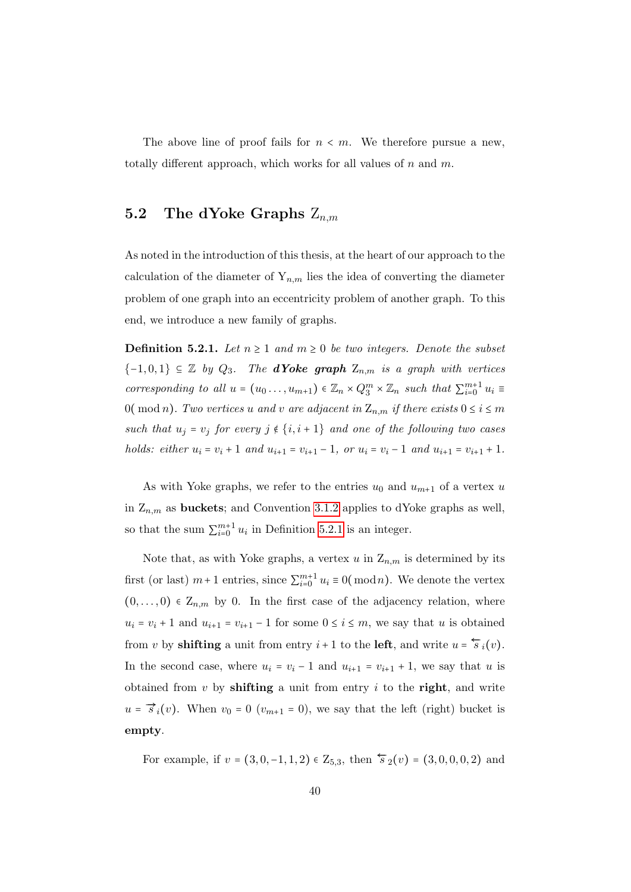The above line of proof fails for $n < m$. We therefore pursue a new, totally different approach, which works for all values of $n$ and $m$.

## 5.2 The dYoke Graphs $\mathrm{Z}_{n,m}$

As noted in the introduction of this thesis, at the heart of our approach to the calculation of the diameter of $\mathrm{Y}_{n,m}$ lies the idea of converting the diameter problem of one graph into an eccentricity problem of another graph. To this end, we introduce a new family of graphs.

**Definition 5.2.1.** *Let $n \geq 1$ and $m \geq 0$ be two integers. Denote the subset $\{-1, 0, 1\} \subseteq \mathbb{Z}$ by $Q_3$. The **dYoke graph** $\mathrm{Z}_{n,m}$ is a graph with vertices corresponding to all $u = (u_0 \ldots, u_{m+1}) \in \mathbb{Z}_n \times Q_3^m \times \mathbb{Z}_n$ such that $\sum_{i=0}^{m+1} u_i \equiv 0(\bmod n)$. Two vertices $u$ and $v$ are adjacent in $\mathrm{Z}_{n,m}$ if there exists $0 \leq i \leq m$ such that $u_j = v_j$ for every $j \notin \{i, i+1\}$ and one of the following two cases holds: either $u_i = v_i + 1$ and $u_{i+1} = v_{i+1} - 1$, or $u_i = v_i - 1$ and $u_{i+1} = v_{i+1} + 1$.*

As with Yoke graphs, we refer to the entries $u_0$ and $u_{m+1}$ of a vertex $u$ in $\mathrm{Z}_{n,m}$ as **buckets**; and Convention 3.1.2 applies to dYoke graphs as well, so that the sum $\sum_{i=0}^{m+1} u_i$ in Definition 5.2.1 is an integer.

Note that, as with Yoke graphs, a vertex $u$ in $\mathrm{Z}_{n,m}$ is determined by its first (or last) $m+1$ entries, since $\sum_{i=0}^{m+1} u_i \equiv 0(\bmod n)$. We denote the vertex $(0, \ldots, 0) \in \mathrm{Z}_{n,m}$ by 0. In the first case of the adjacency relation, where $u_i = v_i + 1$ and $u_{i+1} = v_{i+1} - 1$ for some $0 \leq i \leq m$, we say that $u$ is obtained from $v$ by **shifting** a unit from entry $i+1$ to the **left**, and write $u = \overleftarrow{s}_i(v)$. In the second case, where $u_i = v_i - 1$ and $u_{i+1} = v_{i+1} + 1$, we say that $u$ is obtained from $v$ by **shifting** a unit from entry $i$ to the **right**, and write $u = \overrightarrow{s}_i(v)$. When $v_0 = 0$ ($v_{m+1} = 0$), we say that the left (right) bucket is **empty**.

For example, if $v = (3, 0, -1, 1, 2) \in \mathrm{Z}_{5,3}$, then $\overleftarrow{s}_2(v) = (3, 0, 0, 0, 2)$ and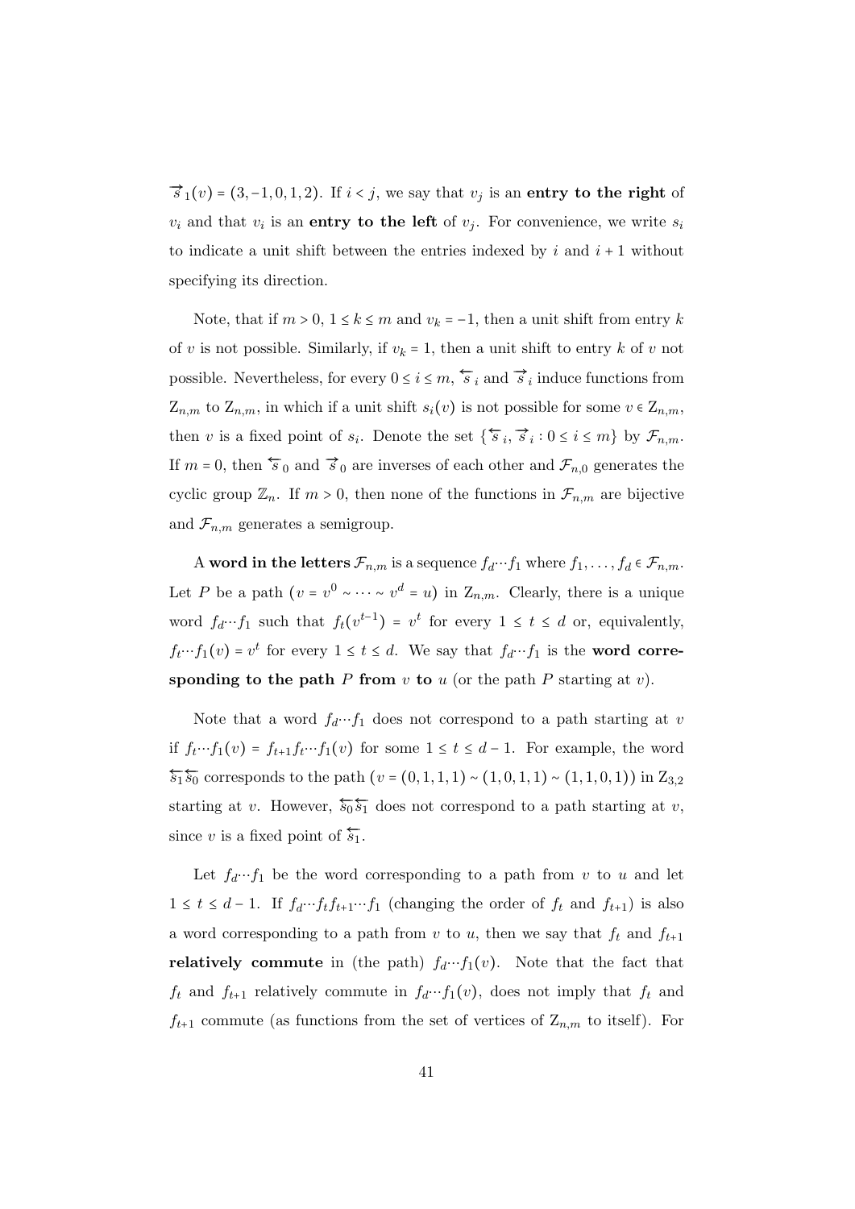$\overrightarrow{s}_1(v) = (3,-1,0,1,2)$. If $i < j$, we say that $v_j$ is an **entry to the right** of $v_i$ and that $v_i$ is an **entry to the left** of $v_j$. For convenience, we write $s_i$ to indicate a unit shift between the entries indexed by $i$ and $i+1$ without specifying its direction.

Note, that if $m > 0$, $1 \le k \le m$ and $v_k = -1$, then a unit shift from entry $k$ of $v$ is not possible. Similarly, if $v_k = 1$, then a unit shift to entry $k$ of $v$ not possible. Nevertheless, for every $0 \le i \le m$, $\overleftarrow{s}_i$ and $\overrightarrow{s}_i$ induce functions from $\mathrm{Z}_{n,m}$ to $\mathrm{Z}_{n,m}$, in which if a unit shift $s_i(v)$ is not possible for some $v \in \mathrm{Z}_{n,m}$, then $v$ is a fixed point of $s_i$. Denote the set $\{\overleftarrow{s}_i, \overrightarrow{s}_i : 0 \le i \le m\}$ by $\mathcal{F}_{n,m}$. If $m = 0$, then $\overleftarrow{s}_0$ and $\overrightarrow{s}_0$ are inverses of each other and $\mathcal{F}_{n,0}$ generates the cyclic group $\mathbb{Z}_n$. If $m > 0$, then none of the functions in $\mathcal{F}_{n,m}$ are bijective and $\mathcal{F}_{n,m}$ generates a semigroup.

A **word in the letters** $\mathcal{F}_{n,m}$ is a sequence $f_d \cdots f_1$ where $f_1, \ldots, f_d \in \mathcal{F}_{n,m}$. Let $P$ be a path $(v = v^0 \sim \cdots \sim v^d = u)$ in $\mathrm{Z}_{n,m}$. Clearly, there is a unique word $f_d \cdots f_1$ such that $f_t(v^{t-1}) = v^t$ for every $1 \le t \le d$ or, equivalently, $f_t \cdots f_1(v) = v^t$ for every $1 \le t \le d$. We say that $f_d \cdots f_1$ is the **word corresponding to the path** $P$ **from** $v$ **to** $u$ (or the path $P$ starting at $v$).

Note that a word $f_d \cdots f_1$ does not correspond to a path starting at $v$ if $f_t \cdots f_1(v) = f_{t+1} f_t \cdots f_1(v)$ for some $1 \le t \le d-1$. For example, the word $\overleftarrow{s_1}\overleftarrow{s_0}$ corresponds to the path $(v = (0,1,1,1) \sim (1,0,1,1) \sim (1,1,0,1))$ in $\mathrm{Z}_{3,2}$ starting at $v$. However, $\overleftarrow{s_0}\overleftarrow{s_1}$ does not correspond to a path starting at $v$, since $v$ is a fixed point of $\overleftarrow{s_1}$.

Let $f_d \cdots f_1$ be the word corresponding to a path from $v$ to $u$ and let $1 \le t \le d-1$. If $f_d \cdots f_t f_{t+1} \cdots f_1$ (changing the order of $f_t$ and $f_{t+1}$) is also a word corresponding to a path from $v$ to $u$, then we say that $f_t$ and $f_{t+1}$ **relatively commute** in (the path) $f_d \cdots f_1(v)$. Note that the fact that $f_t$ and $f_{t+1}$ relatively commute in $f_d \cdots f_1(v)$, does not imply that $f_t$ and $f_{t+1}$ commute (as functions from the set of vertices of $\mathrm{Z}_{n,m}$ to itself). For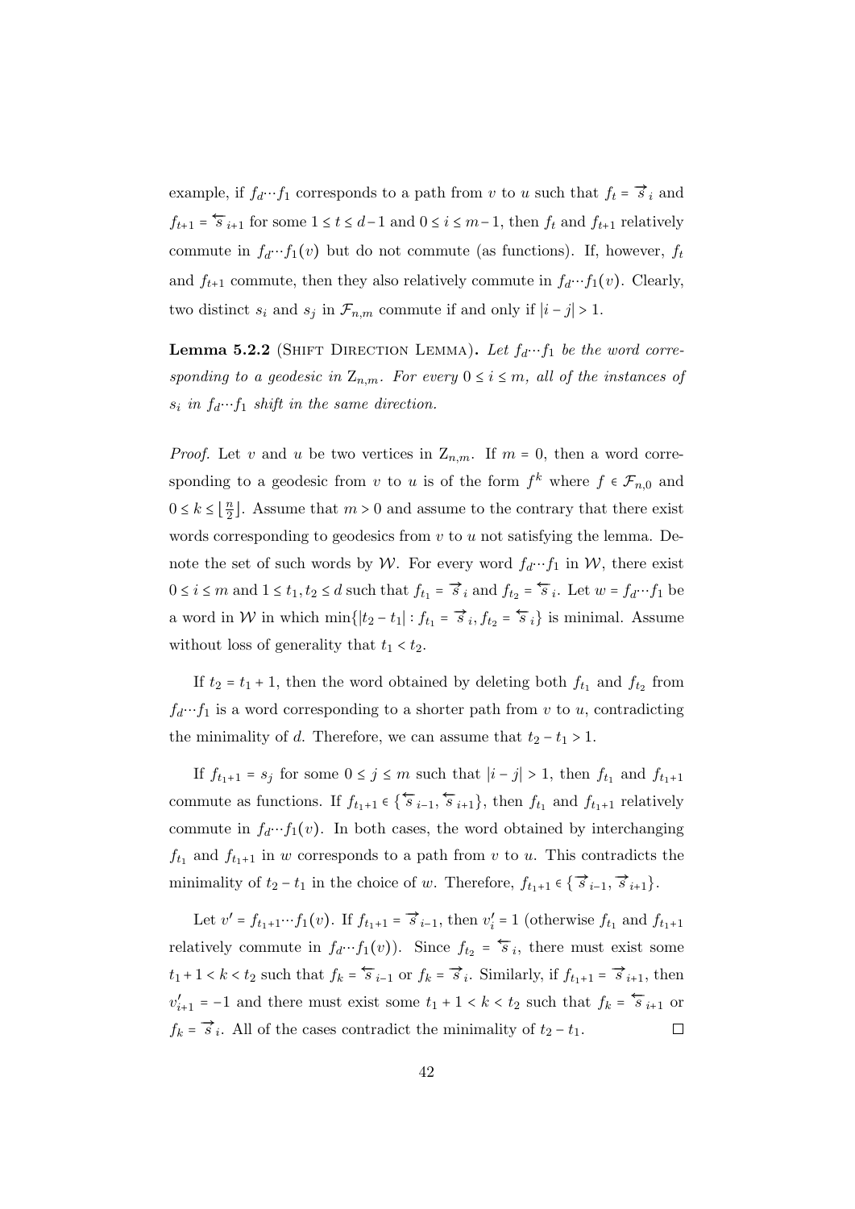example, if $f_d \cdots f_1$ corresponds to a path from $v$ to $u$ such that $f_t = \overrightarrow{s}_i$ and $f_{t+1} = \overleftarrow{s}_{i+1}$ for some $1 \le t \le d-1$ and $0 \le i \le m-1$, then $f_t$ and $f_{t+1}$ relatively commute in $f_d \cdots f_1(v)$ but do not commute (as functions). If, however, $f_t$ and $f_{t+1}$ commute, then they also relatively commute in $f_d \cdots f_1(v)$. Clearly, two distinct $s_i$ and $s_j$ in $\mathcal{F}_{n,m}$ commute if and only if $|i-j| > 1$.

**Lemma 5.2.2** (Shift Direction Lemma)**.** *Let $f_d \cdots f_1$ be the word corresponding to a geodesic in $\mathrm{Z}_{n,m}$. For every $0 \le i \le m$, all of the instances of $s_i$ in $f_d \cdots f_1$ shift in the same direction.*

*Proof.* Let $v$ and $u$ be two vertices in $\mathrm{Z}_{n,m}$. If $m = 0$, then a word corresponding to a geodesic from $v$ to $u$ is of the form $f^k$ where $f \in \mathcal{F}_{n,0}$ and $0 \le k \le \lfloor \frac{n}{2} \rfloor$. Assume that $m > 0$ and assume to the contrary that there exist words corresponding to geodesics from $v$ to $u$ not satisfying the lemma. Denote the set of such words by $\mathcal{W}$. For every word $f_d \cdots f_1$ in $\mathcal{W}$, there exist $0 \le i \le m$ and $1 \le t_1, t_2 \le d$ such that $f_{t_1} = \overrightarrow{s}_i$ and $f_{t_2} = \overleftarrow{s}_i$. Let $w = f_d \cdots f_1$ be a word in $\mathcal{W}$ in which $\min\{|t_2 - t_1| : f_{t_1} = \overrightarrow{s}_i, f_{t_2} = \overleftarrow{s}_i\}$ is minimal. Assume without loss of generality that $t_1 < t_2$.

If $t_2 = t_1 + 1$, then the word obtained by deleting both $f_{t_1}$ and $f_{t_2}$ from $f_d \cdots f_1$ is a word corresponding to a shorter path from $v$ to $u$, contradicting the minimality of $d$. Therefore, we can assume that $t_2 - t_1 > 1$.

If $f_{t_1+1} = s_j$ for some $0 \le j \le m$ such that $|i-j| > 1$, then $f_{t_1}$ and $f_{t_1+1}$ commute as functions. If $f_{t_1+1} \in \{\overleftarrow{s}_{i-1}, \overleftarrow{s}_{i+1}\}$, then $f_{t_1}$ and $f_{t_1+1}$ relatively commute in $f_d \cdots f_1(v)$. In both cases, the word obtained by interchanging $f_{t_1}$ and $f_{t_1+1}$ in $w$ corresponds to a path from $v$ to $u$. This contradicts the minimality of $t_2 - t_1$ in the choice of $w$. Therefore, $f_{t_1+1} \in \{\overrightarrow{s}_{i-1}, \overrightarrow{s}_{i+1}\}$.

Let $v' = f_{t_1+1} \cdots f_1(v)$. If $f_{t_1+1} = \overrightarrow{s}_{i-1}$, then $v'_i = 1$ (otherwise $f_{t_1}$ and $f_{t_1+1}$ relatively commute in $f_d \cdots f_1(v)$). Since $f_{t_2} = \overleftarrow{s}_i$, there must exist some $t_1 + 1 < k < t_2$ such that $f_k = \overleftarrow{s}_{i-1}$ or $f_k = \overrightarrow{s}_i$. Similarly, if $f_{t_1+1} = \overrightarrow{s}_{i+1}$, then $v'_{i+1} = -1$ and there must exist some $t_1 + 1 < k < t_2$ such that $f_k = \overleftarrow{s}_{i+1}$ or $f_k = \overrightarrow{s}_i$. All of the cases contradict the minimality of $t_2 - t_1$. $\square$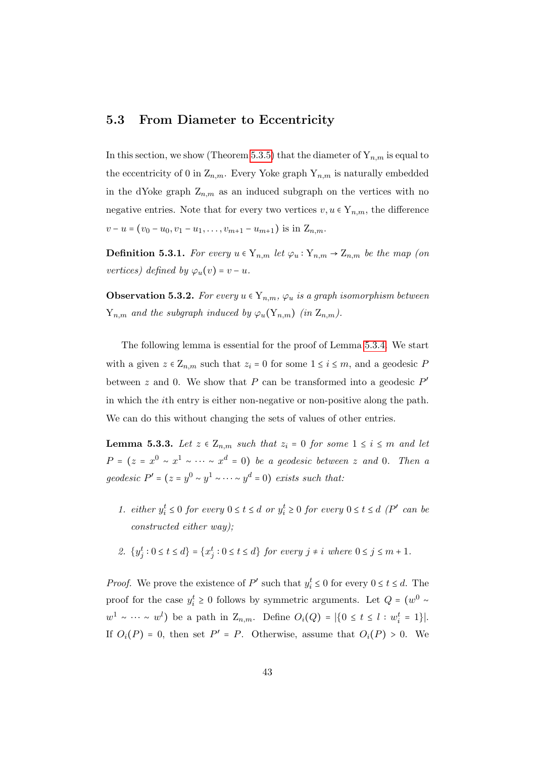## 5.3 From Diameter to Eccentricity

In this section, we show (Theorem 5.3.5) that the diameter of $\mathrm{Y}_{n,m}$ is equal to the eccentricity of 0 in $\mathrm{Z}_{n,m}$. Every Yoke graph $\mathrm{Y}_{n,m}$ is naturally embedded in the dYoke graph $\mathrm{Z}_{n,m}$ as an induced subgraph on the vertices with no negative entries. Note that for every two vertices $v, u \in \mathrm{Y}_{n,m}$, the difference $v - u = (v_0 - u_0, v_1 - u_1, \dots, v_{m+1} - u_{m+1})$ is in $\mathrm{Z}_{n,m}$.

**Definition 5.3.1.** *For every $u \in \mathrm{Y}_{n,m}$ let $\varphi_u : \mathrm{Y}_{n,m} \to \mathrm{Z}_{n,m}$ be the map (on vertices) defined by $\varphi_u(v) = v - u$.*

**Observation 5.3.2.** *For every $u \in \mathrm{Y}_{n,m}$, $\varphi_u$ is a graph isomorphism between $\mathrm{Y}_{n,m}$ and the subgraph induced by $\varphi_u(\mathrm{Y}_{n,m})$ (in $\mathrm{Z}_{n,m}$).*

The following lemma is essential for the proof of Lemma 5.3.4. We start with a given $z \in \mathrm{Z}_{n,m}$ such that $z_i = 0$ for some $1 \le i \le m$, and a geodesic $P$ between $z$ and 0. We show that $P$ can be transformed into a geodesic $P'$ in which the $i$th entry is either non-negative or non-positive along the path. We can do this without changing the sets of values of other entries.

**Lemma 5.3.3.** *Let $z \in \mathrm{Z}_{n,m}$ such that $z_i = 0$ for some $1 \le i \le m$ and let $P = (z = x^0 \sim x^1 \sim \cdots \sim x^d = 0)$ be a geodesic between $z$ and 0. Then a geodesic $P' = (z = y^0 \sim y^1 \sim \cdots \sim y^d = 0)$ exists such that:*

1. *either $y_i^t \le 0$ for every $0 \le t \le d$ or $y_i^t \ge 0$ for every $0 \le t \le d$ ($P'$ can be constructed either way);*
2. *$\{y_j^t : 0 \le t \le d\} = \{x_j^t : 0 \le t \le d\}$ for every $j \ne i$ where $0 \le j \le m+1$.*

*Proof.* We prove the existence of $P'$ such that $y_i^t \le 0$ for every $0 \le t \le d$. The proof for the case $y_i^t \ge 0$ follows by symmetric arguments. Let $Q = (w^0 \sim w^1 \sim \cdots \sim w^l)$ be a path in $\mathrm{Z}_{n,m}$. Define $O_i(Q) = |\{0 \le t \le l : w_i^t = 1\}|$. If $O_i(P) = 0$, then set $P' = P$. Otherwise, assume that $O_i(P) > 0$. We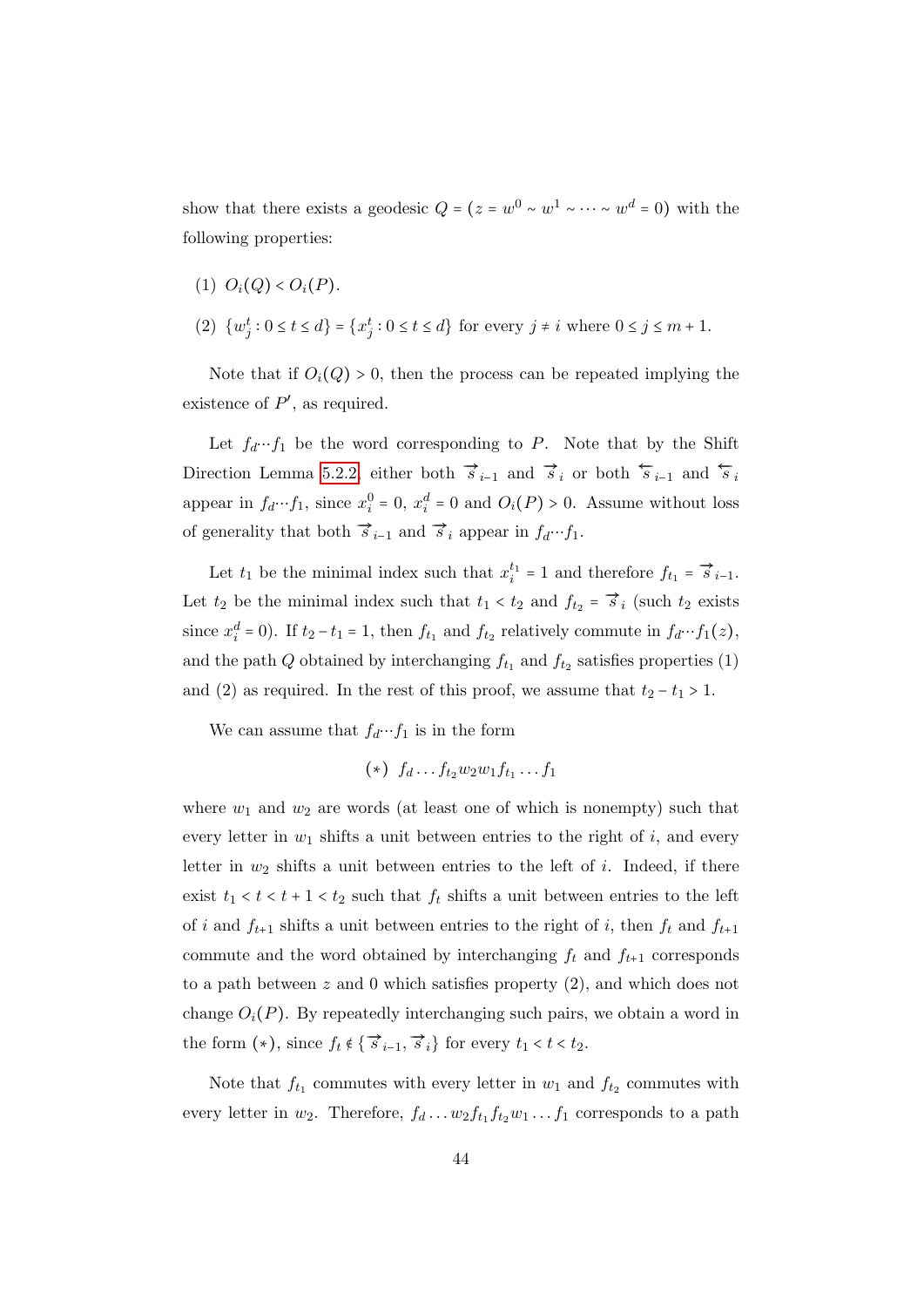show that there exists a geodesic $Q = (z = w^0 \sim w^1 \sim \cdots \sim w^d = 0)$ with the following properties:

(1) $O_i(Q) < O_i(P)$.

(2) $\{w_j^t : 0 \leq t \leq d\} = \{x_j^t : 0 \leq t \leq d\}$ for every $j \neq i$ where $0 \leq j \leq m+1$.

Note that if $O_i(Q) > 0$, then the process can be repeated implying the existence of $P'$, as required.

Let $f_d \cdots f_1$ be the word corresponding to $P$. Note that by the Shift Direction Lemma 5.2.2 either both $\overrightarrow{s}_{i-1}$ and $\overrightarrow{s}_i$ or both $\overleftarrow{s}_{i-1}$ and $\overleftarrow{s}_i$ appear in $f_d \cdots f_1$, since $x_i^0 = 0$, $x_i^d = 0$ and $O_i(P) > 0$. Assume without loss of generality that both $\overrightarrow{s}_{i-1}$ and $\overrightarrow{s}_i$ appear in $f_d \cdots f_1$.

Let $t_1$ be the minimal index such that $x_i^{t_1} = 1$ and therefore $f_{t_1} = \overrightarrow{s}_{i-1}$. Let $t_2$ be the minimal index such that $t_1 < t_2$ and $f_{t_2} = \overrightarrow{s}_i$ (such $t_2$ exists since $x_i^d = 0$). If $t_2 - t_1 = 1$, then $f_{t_1}$ and $f_{t_2}$ relatively commute in $f_d \cdots f_1(z)$, and the path $Q$ obtained by interchanging $f_{t_1}$ and $f_{t_2}$ satisfies properties (1) and (2) as required. In the rest of this proof, we assume that $t_2 - t_1 > 1$.

We can assume that $f_d \cdots f_1$ is in the form

$$(*)\ \ f_d \ldots f_{t_2} w_2 w_1 f_{t_1} \ldots f_1$$

where $w_1$ and $w_2$ are words (at least one of which is nonempty) such that every letter in $w_1$ shifts a unit between entries to the right of $i$, and every letter in $w_2$ shifts a unit between entries to the left of $i$. Indeed, if there exist $t_1 < t < t+1 < t_2$ such that $f_t$ shifts a unit between entries to the left of $i$ and $f_{t+1}$ shifts a unit between entries to the right of $i$, then $f_t$ and $f_{t+1}$ commute and the word obtained by interchanging $f_t$ and $f_{t+1}$ corresponds to a path between $z$ and $0$ which satisfies property (2), and which does not change $O_i(P)$. By repeatedly interchanging such pairs, we obtain a word in the form $(*)$, since $f_t \notin \{\overrightarrow{s}_{i-1}, \overrightarrow{s}_i\}$ for every $t_1 < t < t_2$.

Note that $f_{t_1}$ commutes with every letter in $w_1$ and $f_{t_2}$ commutes with every letter in $w_2$. Therefore, $f_d \ldots w_2 f_{t_1} f_{t_2} w_1 \ldots f_1$ corresponds to a path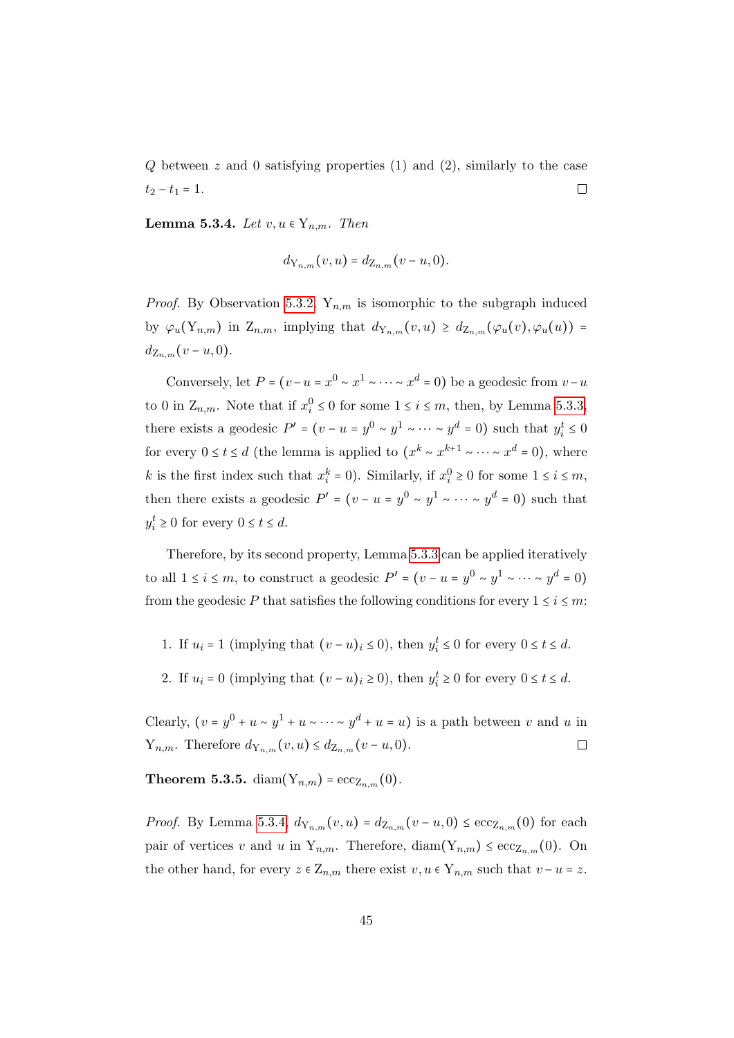$Q$ between $z$ and $0$ satisfying properties (1) and (2), similarly to the case $t_2 - t_1 = 1$. ∎

**Lemma 5.3.4.** *Let $v, u \in \mathrm{Y}_{n,m}$. Then*

$$d_{\mathrm{Y}_{n,m}}(v, u) = d_{\mathrm{Z}_{n,m}}(v - u, 0).$$

*Proof.* By Observation 5.3.2, $\mathrm{Y}_{n,m}$ is isomorphic to the subgraph induced by $\varphi_u(\mathrm{Y}_{n,m})$ in $\mathrm{Z}_{n,m}$, implying that $d_{\mathrm{Y}_{n,m}}(v, u) \geq d_{\mathrm{Z}_{n,m}}(\varphi_u(v), \varphi_u(u)) = d_{\mathrm{Z}_{n,m}}(v - u, 0)$.

Conversely, let $P = (v - u = x^0 \sim x^1 \sim \cdots \sim x^d = 0)$ be a geodesic from $v - u$ to $0$ in $\mathrm{Z}_{n,m}$. Note that if $x_i^0 \leq 0$ for some $1 \leq i \leq m$, then, by Lemma 5.3.3, there exists a geodesic $P' = (v - u = y^0 \sim y^1 \sim \cdots \sim y^d = 0)$ such that $y_i^t \leq 0$ for every $0 \leq t \leq d$ (the lemma is applied to $(x^k \sim x^{k+1} \sim \cdots \sim x^d = 0)$, where $k$ is the first index such that $x_i^k = 0$). Similarly, if $x_i^0 \geq 0$ for some $1 \leq i \leq m$, then there exists a geodesic $P' = (v - u = y^0 \sim y^1 \sim \cdots \sim y^d = 0)$ such that $y_i^t \geq 0$ for every $0 \leq t \leq d$.

Therefore, by its second property, Lemma 5.3.3 can be applied iteratively to all $1 \leq i \leq m$, to construct a geodesic $P' = (v - u = y^0 \sim y^1 \sim \cdots \sim y^d = 0)$ from the geodesic $P$ that satisfies the following conditions for every $1 \leq i \leq m$:

1. If $u_i = 1$ (implying that $(v - u)_i \leq 0$), then $y_i^t \leq 0$ for every $0 \leq t \leq d$.
2. If $u_i = 0$ (implying that $(v - u)_i \geq 0$), then $y_i^t \geq 0$ for every $0 \leq t \leq d$.

Clearly, $(v = y^0 + u \sim y^1 + u \sim \cdots \sim y^d + u = u)$ is a path between $v$ and $u$ in $\mathrm{Y}_{n,m}$. Therefore $d_{\mathrm{Y}_{n,m}}(v, u) \leq d_{\mathrm{Z}_{n,m}}(v - u, 0)$. ∎

**Theorem 5.3.5.** $\mathrm{diam}(\mathrm{Y}_{n,m}) = \mathrm{ecc}_{\mathrm{Z}_{n,m}}(0)$.

*Proof.* By Lemma 5.3.4, $d_{\mathrm{Y}_{n,m}}(v, u) = d_{\mathrm{Z}_{n,m}}(v - u, 0) \leq \mathrm{ecc}_{\mathrm{Z}_{n,m}}(0)$ for each pair of vertices $v$ and $u$ in $\mathrm{Y}_{n,m}$. Therefore, $\mathrm{diam}(\mathrm{Y}_{n,m}) \leq \mathrm{ecc}_{\mathrm{Z}_{n,m}}(0)$. On the other hand, for every $z \in \mathrm{Z}_{n,m}$ there exist $v, u \in \mathrm{Y}_{n,m}$ such that $v - u = z$.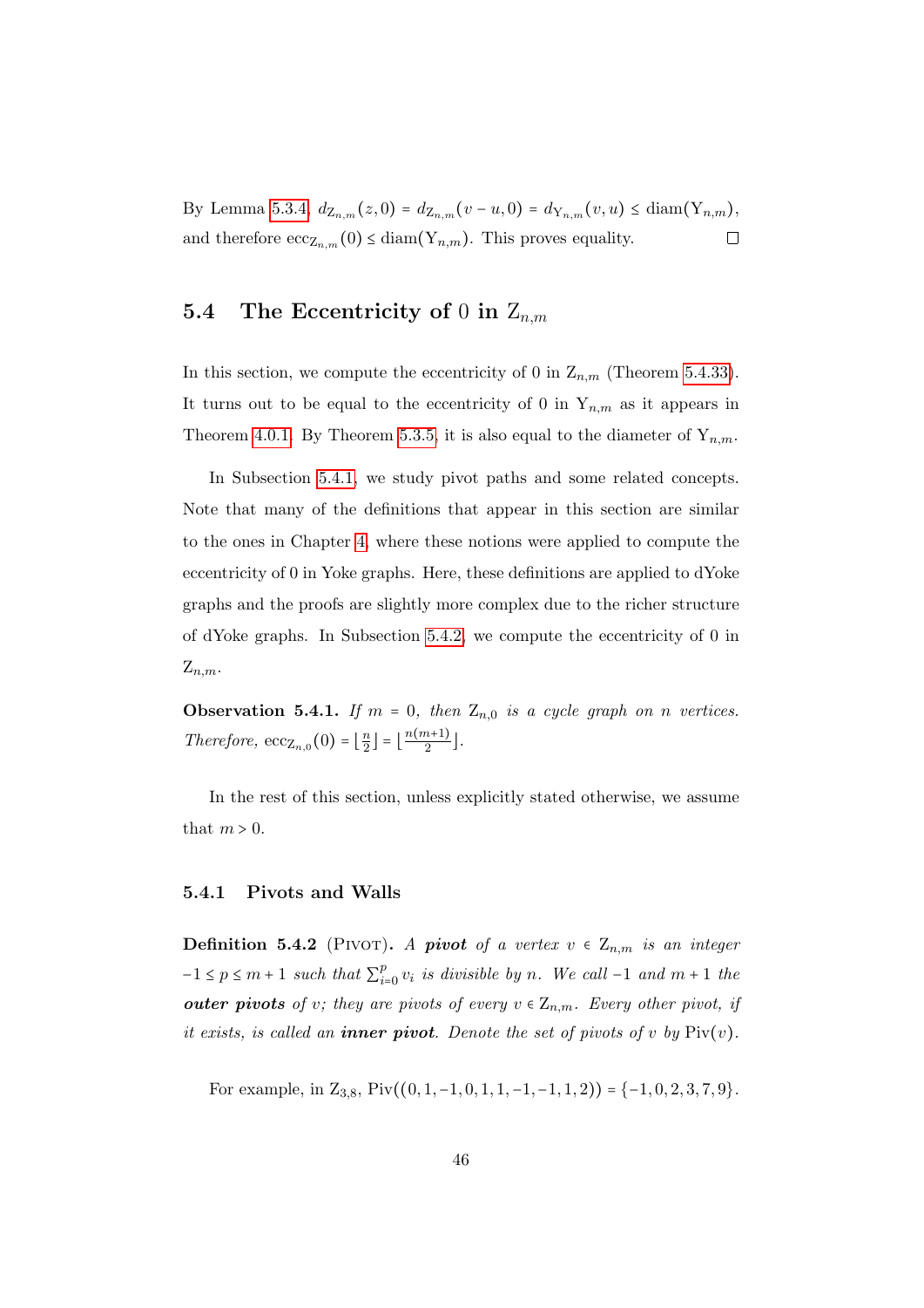By Lemma 5.3.4, $d_{\mathrm{Z}_{n,m}}(z, 0) = d_{\mathrm{Z}_{n,m}}(v - u, 0) = d_{\mathrm{Y}_{n,m}}(v, u) \le \operatorname{diam}(\mathrm{Y}_{n,m})$, and therefore $\operatorname{ecc}_{\mathrm{Z}_{n,m}}(0) \le \operatorname{diam}(\mathrm{Y}_{n,m})$. This proves equality. $\square$

## 5.4 The Eccentricity of 0 in $\mathrm{Z}_{n,m}$

In this section, we compute the eccentricity of 0 in $\mathrm{Z}_{n,m}$ (Theorem 5.4.33). It turns out to be equal to the eccentricity of 0 in $\mathrm{Y}_{n,m}$ as it appears in Theorem 4.0.1. By Theorem 5.3.5, it is also equal to the diameter of $\mathrm{Y}_{n,m}$.

In Subsection 5.4.1, we study pivot paths and some related concepts. Note that many of the definitions that appear in this section are similar to the ones in Chapter 4, where these notions were applied to compute the eccentricity of 0 in Yoke graphs. Here, these definitions are applied to dYoke graphs and the proofs are slightly more complex due to the richer structure of dYoke graphs. In Subsection 5.4.2, we compute the eccentricity of 0 in $\mathrm{Z}_{n,m}$.

**Observation 5.4.1.** *If $m = 0$, then $\mathrm{Z}_{n,0}$ is a cycle graph on $n$ vertices. Therefore, $\operatorname{ecc}_{\mathrm{Z}_{n,0}}(0) = \lfloor \frac{n}{2} \rfloor = \lfloor \frac{n(m+1)}{2} \rfloor$.*

In the rest of this section, unless explicitly stated otherwise, we assume that $m > 0$.

### 5.4.1 Pivots and Walls

**Definition 5.4.2** (Pivot)**.** *A **pivot** of a vertex $v \in \mathrm{Z}_{n,m}$ is an integer $-1 \le p \le m+1$ such that $\sum_{i=0}^{p} v_i$ is divisible by $n$. We call $-1$ and $m+1$ the **outer pivots** of $v$; they are pivots of every $v \in \mathrm{Z}_{n,m}$. Every other pivot, if it exists, is called an **inner pivot**. Denote the set of pivots of $v$ by $\operatorname{Piv}(v)$.*

For example, in $\mathrm{Z}_{3,8}$, $\operatorname{Piv}((0, 1, -1, 0, 1, 1, -1, -1, 1, 2)) = \{-1, 0, 2, 3, 7, 9\}$.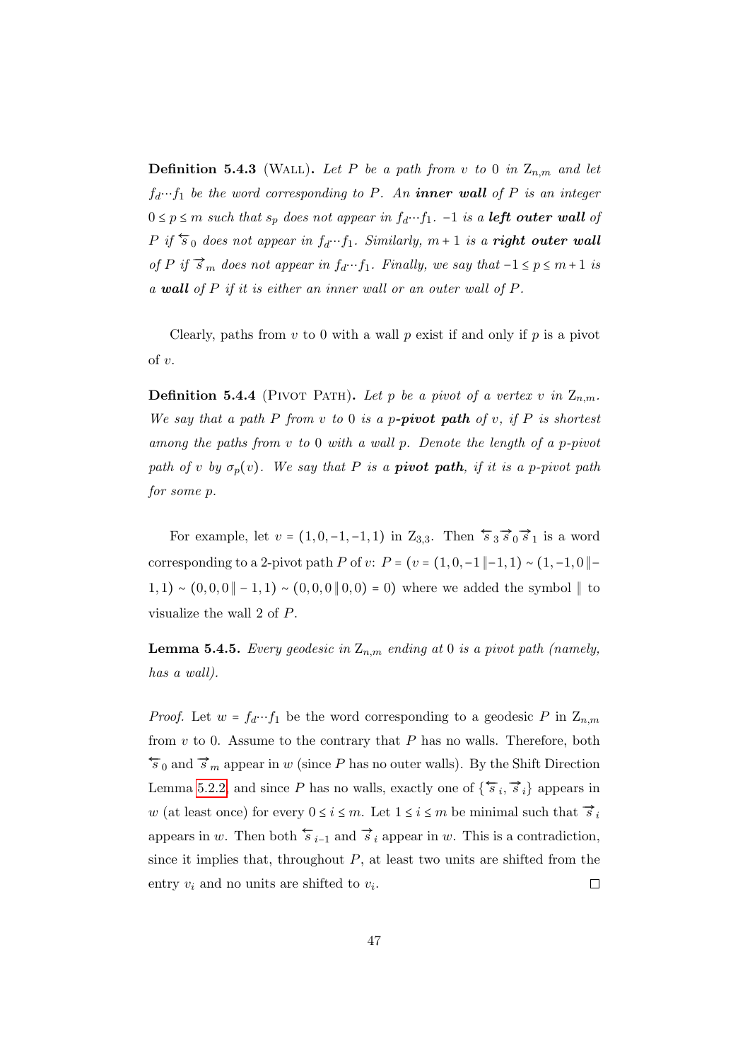**Definition 5.4.3** (Wall)**.** *Let $P$ be a path from $v$ to $0$ in $\mathrm{Z}_{n,m}$ and let $f_d \cdots f_1$ be the word corresponding to $P$. An **inner wall** of $P$ is an integer $0 \le p \le m$ such that $s_p$ does not appear in $f_d \cdots f_1$. $-1$ is a **left outer wall** of $P$ if $\overleftarrow{s}_0$ does not appear in $f_d \cdots f_1$. Similarly, $m+1$ is a **right outer wall** of $P$ if $\overrightarrow{s}_m$ does not appear in $f_d \cdots f_1$. Finally, we say that $-1 \le p \le m+1$ is a **wall** of $P$ if it is either an inner wall or an outer wall of $P$.*

Clearly, paths from $v$ to $0$ with a wall $p$ exist if and only if $p$ is a pivot of $v$.

**Definition 5.4.4** (Pivot Path)**.** *Let $p$ be a pivot of a vertex $v$ in $\mathrm{Z}_{n,m}$. We say that a path $P$ from $v$ to $0$ is a $p$-**pivot path** of $v$, if $P$ is shortest among the paths from $v$ to $0$ with a wall $p$. Denote the length of a $p$-pivot path of $v$ by $\sigma_p(v)$. We say that $P$ is a **pivot path**, if it is a $p$-pivot path for some $p$.*

For example, let $v = (1,0,-1,-1,1)$ in $\mathrm{Z}_{3,3}$. Then $\overleftarrow{s}_3 \overrightarrow{s}_0 \overrightarrow{s}_1$ is a word corresponding to a 2-pivot path $P$ of $v$: $P = (v = (1,0,-1 \,\|\, -1,1) \sim (1,-1,0 \,\|\, -1,1) \sim (0,0,0 \,\|\, -1,1) \sim (0,0,0 \,\|\, 0,0) = 0)$ where we added the symbol $\|$ to visualize the wall 2 of $P$.

**Lemma 5.4.5.** *Every geodesic in $\mathrm{Z}_{n,m}$ ending at $0$ is a pivot path (namely, has a wall).*

*Proof.* Let $w = f_d \cdots f_1$ be the word corresponding to a geodesic $P$ in $\mathrm{Z}_{n,m}$ from $v$ to $0$. Assume to the contrary that $P$ has no walls. Therefore, both $\overleftarrow{s}_0$ and $\overrightarrow{s}_m$ appear in $w$ (since $P$ has no outer walls). By the Shift Direction Lemma 5.2.2, and since $P$ has no walls, exactly one of $\{\overleftarrow{s}_i, \overrightarrow{s}_i\}$ appears in $w$ (at least once) for every $0 \le i \le m$. Let $1 \le i \le m$ be minimal such that $\overrightarrow{s}_i$ appears in $w$. Then both $\overleftarrow{s}_{i-1}$ and $\overrightarrow{s}_i$ appear in $w$. This is a contradiction, since it implies that, throughout $P$, at least two units are shifted from the entry $v_i$ and no units are shifted to $v_i$. $\square$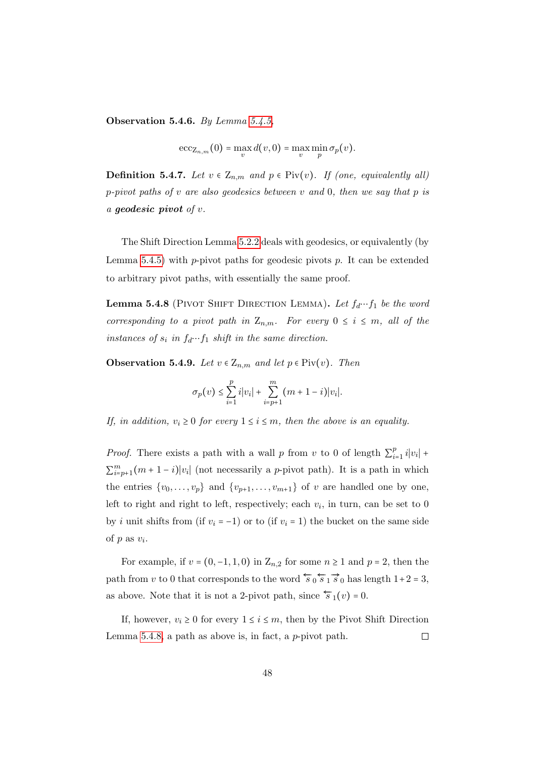**Observation 5.4.6.** *By Lemma 5.4.5,*

$$\mathrm{ecc}_{\mathrm{Z}_{n,m}}(0) = \max_{v} d(v, 0) = \max_{v} \min_{p} \sigma_p(v).$$

**Definition 5.4.7.** *Let $v \in \mathrm{Z}_{n,m}$ and $p \in \mathrm{Piv}(v)$. If (one, equivalently all) $p$-pivot paths of $v$ are also geodesics between $v$ and $0$, then we say that $p$ is a* ***geodesic pivot*** *of $v$.*

The Shift Direction Lemma 5.2.2 deals with geodesics, or equivalently (by Lemma 5.4.5) with $p$-pivot paths for geodesic pivots $p$. It can be extended to arbitrary pivot paths, with essentially the same proof.

**Lemma 5.4.8** (Pivot Shift Direction Lemma)**.** *Let $f_d \cdots f_1$ be the word corresponding to a pivot path in $\mathrm{Z}_{n,m}$. For every $0 \le i \le m$, all of the instances of $s_i$ in $f_d \cdots f_1$ shift in the same direction.*

**Observation 5.4.9.** *Let $v \in \mathrm{Z}_{n,m}$ and let $p \in \mathrm{Piv}(v)$. Then*

$$\sigma_p(v) \le \sum_{i=1}^{p} i|v_i| + \sum_{i=p+1}^{m} (m+1-i)|v_i|.$$

*If, in addition, $v_i \ge 0$ for every $1 \le i \le m$, then the above is an equality.*

*Proof.* There exists a path with a wall $p$ from $v$ to $0$ of length $\sum_{i=1}^{p} i|v_i| + \sum_{i=p+1}^{m}(m+1-i)|v_i|$ (not necessarily a $p$-pivot path). It is a path in which the entries $\{v_0, \ldots, v_p\}$ and $\{v_{p+1}, \ldots, v_{m+1}\}$ of $v$ are handled one by one, left to right and right to left, respectively; each $v_i$, in turn, can be set to $0$ by $i$ unit shifts from (if $v_i = -1$) or to (if $v_i = 1$) the bucket on the same side of $p$ as $v_i$.

For example, if $v = (0, -1, 1, 0)$ in $\mathrm{Z}_{n,2}$ for some $n \ge 1$ and $p = 2$, then the path from $v$ to $0$ that corresponds to the word $\overleftarrow{s}_0 \overleftarrow{s}_1 \overrightarrow{s}_0$ has length $1 + 2 = 3$, as above. Note that it is not a 2-pivot path, since $\overleftarrow{s}_1(v) = 0$.

If, however, $v_i \ge 0$ for every $1 \le i \le m$, then by the Pivot Shift Direction Lemma 5.4.8, a path as above is, in fact, a $p$-pivot path. ◻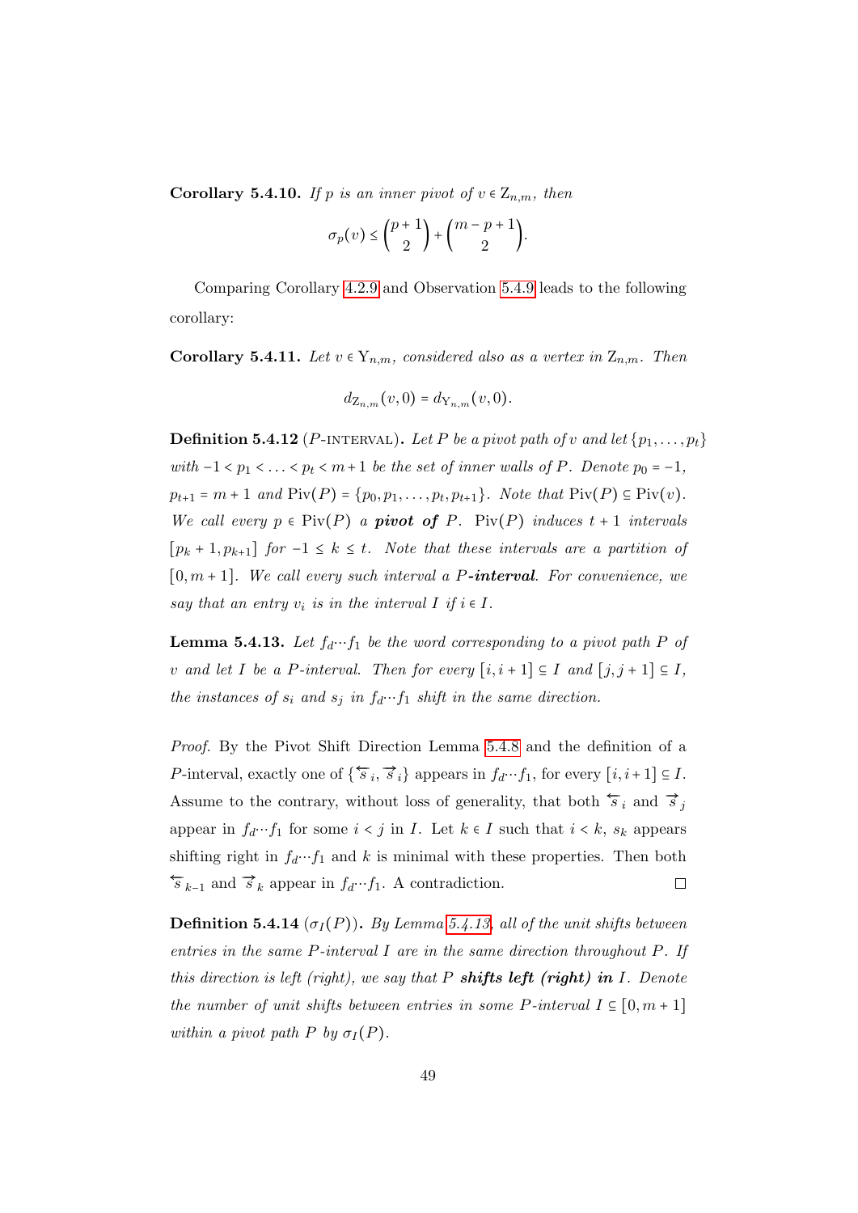**Corollary 5.4.10.** *If $p$ is an inner pivot of $v \in \mathrm{Z}_{n,m}$, then*

$$\sigma_p(v) \le \binom{p+1}{2} + \binom{m-p+1}{2}.$$

Comparing Corollary 4.2.9 and Observation 5.4.9 leads to the following corollary:

**Corollary 5.4.11.** *Let $v \in \mathrm{Y}_{n,m}$, considered also as a vertex in $\mathrm{Z}_{n,m}$. Then*

$$d_{\mathrm{Z}_{n,m}}(v,0) = d_{\mathrm{Y}_{n,m}}(v,0).$$

**Definition 5.4.12** ($P$-INTERVAL)**.** *Let $P$ be a pivot path of $v$ and let $\{p_1,\dots,p_t\}$ with $-1 < p_1 < \dots < p_t < m+1$ be the set of inner walls of $P$. Denote $p_0 = -1$, $p_{t+1} = m+1$ and $\mathrm{Piv}(P) = \{p_0, p_1, \dots, p_t, p_{t+1}\}$. Note that $\mathrm{Piv}(P) \subseteq \mathrm{Piv}(v)$. We call every $p \in \mathrm{Piv}(P)$ a **pivot of** $P$. $\mathrm{Piv}(P)$ induces $t+1$ intervals $[p_k+1, p_{k+1}]$ for $-1 \le k \le t$. Note that these intervals are a partition of $[0, m+1]$. We call every such interval a $P$-**interval**. For convenience, we say that an entry $v_i$ is in the interval $I$ if $i \in I$.*

**Lemma 5.4.13.** *Let $f_d \cdots f_1$ be the word corresponding to a pivot path $P$ of $v$ and let $I$ be a $P$-interval. Then for every $[i, i+1] \subseteq I$ and $[j, j+1] \subseteq I$, the instances of $s_i$ and $s_j$ in $f_d \cdots f_1$ shift in the same direction.*

*Proof.* By the Pivot Shift Direction Lemma 5.4.8 and the definition of a $P$-interval, exactly one of $\{\overleftarrow{s}_i, \overrightarrow{s}_i\}$ appears in $f_d \cdots f_1$, for every $[i, i+1] \subseteq I$. Assume to the contrary, without loss of generality, that both $\overleftarrow{s}_i$ and $\overrightarrow{s}_j$ appear in $f_d \cdots f_1$ for some $i < j$ in $I$. Let $k \in I$ such that $i < k$, $s_k$ appears shifting right in $f_d \cdots f_1$ and $k$ is minimal with these properties. Then both $\overleftarrow{s}_{k-1}$ and $\overrightarrow{s}_k$ appear in $f_d \cdots f_1$. A contradiction. $\square$

**Definition 5.4.14** ($\sigma_I(P)$)**.** *By Lemma 5.4.13, all of the unit shifts between entries in the same $P$-interval $I$ are in the same direction throughout $P$. If this direction is left (right), we say that $P$ **shifts left (right) in** $I$. Denote the number of unit shifts between entries in some $P$-interval $I \subseteq [0, m+1]$ within a pivot path $P$ by $\sigma_I(P)$.*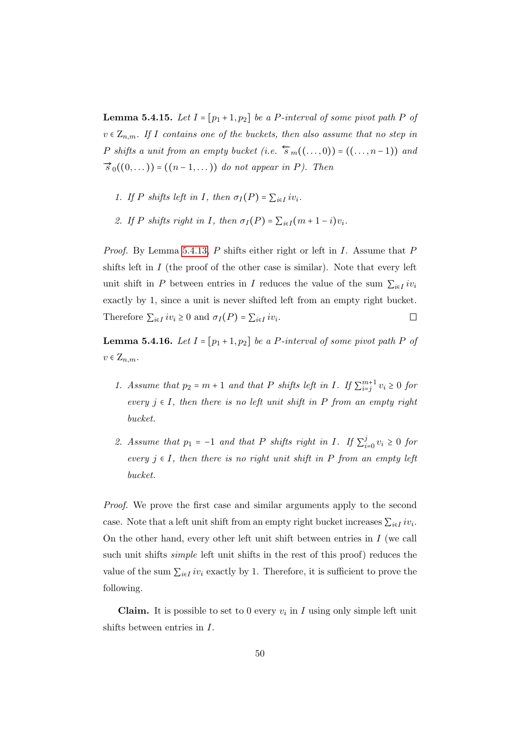**Lemma 5.4.15.** *Let $I = [p_1 + 1, p_2]$ be a $P$-interval of some pivot path $P$ of $v \in \mathrm{Z}_{n,m}$. If $I$ contains one of the buckets, then also assume that no step in $P$ shifts a unit from an empty bucket (i.e. $\overleftarrow{s}_m((\dots, 0)) = ((\dots, n-1))$ and $\overrightarrow{s}_0((0, \dots)) = ((n-1, \dots))$ do not appear in $P$). Then*

1. *If $P$ shifts left in $I$, then $\sigma_I(P) = \sum_{i \in I} i v_i$.*

2. *If $P$ shifts right in $I$, then $\sigma_I(P) = \sum_{i \in I}(m + 1 - i) v_i$.*

*Proof.* By Lemma 5.4.13, $P$ shifts either right or left in $I$. Assume that $P$ shifts left in $I$ (the proof of the other case is similar). Note that every left unit shift in $P$ between entries in $I$ reduces the value of the sum $\sum_{i \in I} i v_i$ exactly by 1, since a unit is never shifted left from an empty right bucket. Therefore $\sum_{i \in I} i v_i \geq 0$ and $\sigma_I(P) = \sum_{i \in I} i v_i$. □

**Lemma 5.4.16.** *Let $I = [p_1 + 1, p_2]$ be a $P$-interval of some pivot path $P$ of $v \in \mathrm{Z}_{n,m}$.*

1. *Assume that $p_2 = m + 1$ and that $P$ shifts left in $I$. If $\sum_{i=j}^{m+1} v_i \geq 0$ for every $j \in I$, then there is no left unit shift in $P$ from an empty right bucket.*

2. *Assume that $p_1 = -1$ and that $P$ shifts right in $I$. If $\sum_{i=0}^{j} v_i \geq 0$ for every $j \in I$, then there is no right unit shift in $P$ from an empty left bucket.*

*Proof.* We prove the first case and similar arguments apply to the second case. Note that a left unit shift from an empty right bucket increases $\sum_{i \in I} i v_i$. On the other hand, every other left unit shift between entries in $I$ (we call such unit shifts *simple* left unit shifts in the rest of this proof) reduces the value of the sum $\sum_{i \in I} i v_i$ exactly by 1. Therefore, it is sufficient to prove the following.

**Claim.** It is possible to set to 0 every $v_i$ in $I$ using only simple left unit shifts between entries in $I$.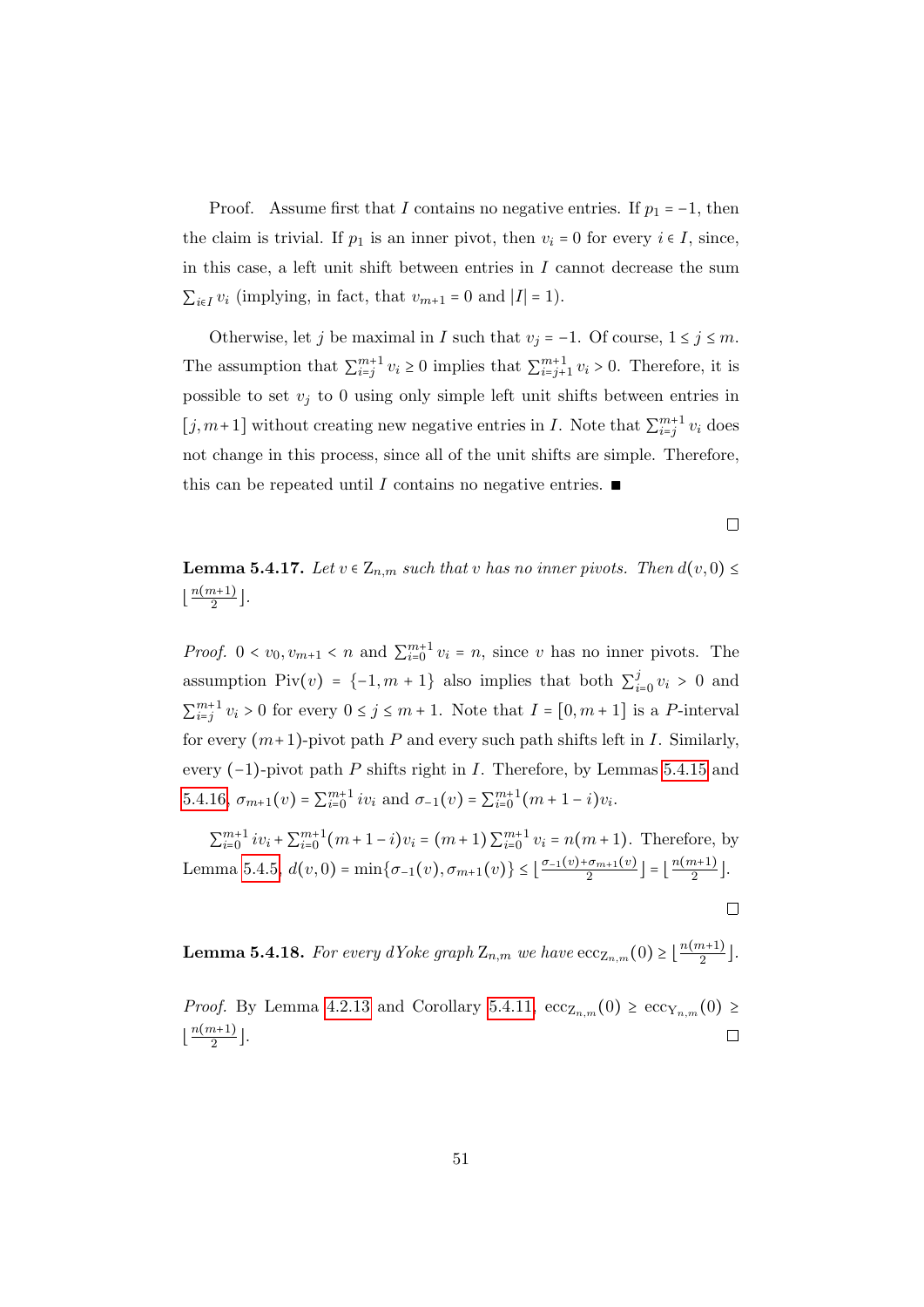Proof. Assume first that $I$ contains no negative entries. If $p_1 = -1$, then the claim is trivial. If $p_1$ is an inner pivot, then $v_i = 0$ for every $i \in I$, since, in this case, a left unit shift between entries in $I$ cannot decrease the sum $\sum_{i \in I} v_i$ (implying, in fact, that $v_{m+1} = 0$ and $|I| = 1$).

Otherwise, let $j$ be maximal in $I$ such that $v_j = -1$. Of course, $1 \le j \le m$. The assumption that $\sum_{i=j}^{m+1} v_i \ge 0$ implies that $\sum_{i=j+1}^{m+1} v_i > 0$. Therefore, it is possible to set $v_j$ to 0 using only simple left unit shifts between entries in $[j, m+1]$ without creating new negative entries in $I$. Note that $\sum_{i=j}^{m+1} v_i$ does not change in this process, since all of the unit shifts are simple. Therefore, this can be repeated until $I$ contains no negative entries. ■

□

**Lemma 5.4.17.** *Let $v \in \mathrm{Z}_{n,m}$ such that $v$ has no inner pivots. Then $d(v, 0) \le \lfloor \frac{n(m+1)}{2} \rfloor$.*

*Proof.* $0 < v_0, v_{m+1} < n$ and $\sum_{i=0}^{m+1} v_i = n$, since $v$ has no inner pivots. The assumption $\mathrm{Piv}(v) = \{-1, m+1\}$ also implies that both $\sum_{i=0}^{j} v_i > 0$ and $\sum_{i=j}^{m+1} v_i > 0$ for every $0 \le j \le m+1$. Note that $I = [0, m+1]$ is a $P$-interval for every $(m+1)$-pivot path $P$ and every such path shifts left in $I$. Similarly, every $(-1)$-pivot path $P$ shifts right in $I$. Therefore, by Lemmas 5.4.15 and 5.4.16, $\sigma_{m+1}(v) = \sum_{i=0}^{m+1} i v_i$ and $\sigma_{-1}(v) = \sum_{i=0}^{m+1} (m+1-i) v_i$.

$\sum_{i=0}^{m+1} i v_i + \sum_{i=0}^{m+1} (m+1-i) v_i = (m+1) \sum_{i=0}^{m+1} v_i = n(m+1)$. Therefore, by Lemma 5.4.5, $d(v, 0) = \min\{\sigma_{-1}(v), \sigma_{m+1}(v)\} \le \lfloor \frac{\sigma_{-1}(v) + \sigma_{m+1}(v)}{2} \rfloor = \lfloor \frac{n(m+1)}{2} \rfloor$.

□

**Lemma 5.4.18.** *For every dYoke graph $\mathrm{Z}_{n,m}$ we have $\mathrm{ecc}_{\mathrm{Z}_{n,m}}(0) \ge \lfloor \frac{n(m+1)}{2} \rfloor$.*

*Proof.* By Lemma 4.2.13 and Corollary 5.4.11, $\mathrm{ecc}_{\mathrm{Z}_{n,m}}(0) \ge \mathrm{ecc}_{\mathrm{Y}_{n,m}}(0) \ge \lfloor \frac{n(m+1)}{2} \rfloor$. □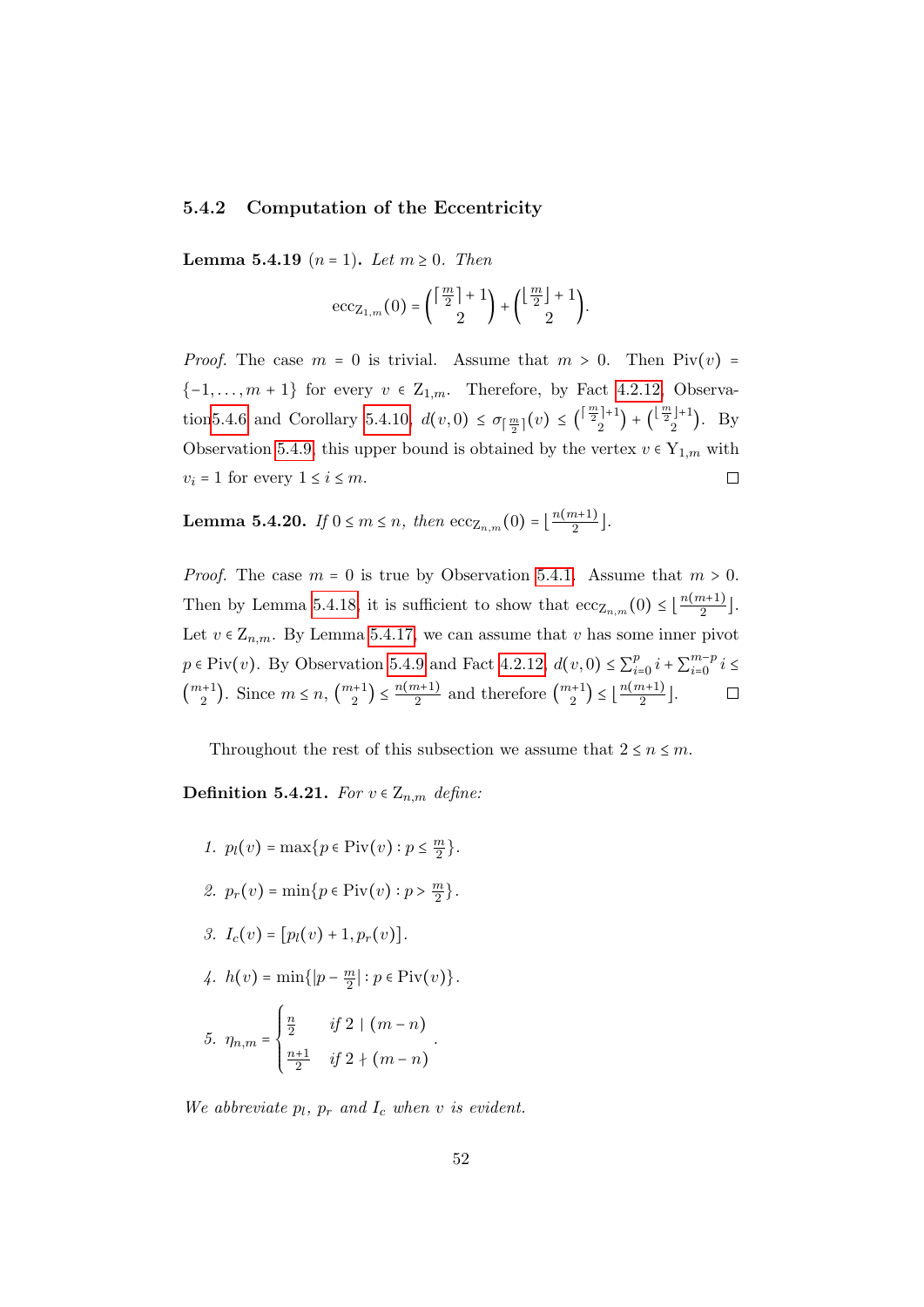### 5.4.2 Computation of the Eccentricity

**Lemma 5.4.19** ($n = 1$)**.** *Let $m \geq 0$. Then*

$$\mathrm{ecc}_{\mathrm{Z}_{1,m}}(0) = \binom{\lceil \frac{m}{2} \rceil + 1}{2} + \binom{\lfloor \frac{m}{2} \rfloor + 1}{2}.$$

*Proof.* The case $m = 0$ is trivial. Assume that $m > 0$. Then $\mathrm{Piv}(v) = \{-1, \dots, m+1\}$ for every $v \in \mathrm{Z}_{1,m}$. Therefore, by Fact 4.2.12, Observation 5.4.6 and Corollary 5.4.10, $d(v, 0) \leq \sigma_{\lceil \frac{m}{2} \rceil}(v) \leq \binom{\lceil \frac{m}{2} \rceil + 1}{2} + \binom{\lfloor \frac{m}{2} \rfloor + 1}{2}$. By Observation 5.4.9, this upper bound is obtained by the vertex $v \in \mathrm{Y}_{1,m}$ with $v_i = 1$ for every $1 \leq i \leq m$. □

**Lemma 5.4.20.** *If $0 \leq m \leq n$, then $\mathrm{ecc}_{\mathrm{Z}_{n,m}}(0) = \lfloor \frac{n(m+1)}{2} \rfloor$.*

*Proof.* The case $m = 0$ is true by Observation 5.4.1. Assume that $m > 0$. Then by Lemma 5.4.18, it is sufficient to show that $\mathrm{ecc}_{\mathrm{Z}_{n,m}}(0) \leq \lfloor \frac{n(m+1)}{2} \rfloor$. Let $v \in \mathrm{Z}_{n,m}$. By Lemma 5.4.17, we can assume that $v$ has some inner pivot $p \in \mathrm{Piv}(v)$. By Observation 5.4.9 and Fact 4.2.12, $d(v, 0) \leq \sum_{i=0}^{p} i + \sum_{i=0}^{m-p} i \leq \binom{m+1}{2}$. Since $m \leq n$, $\binom{m+1}{2} \leq \frac{n(m+1)}{2}$ and therefore $\binom{m+1}{2} \leq \lfloor \frac{n(m+1)}{2} \rfloor$. □

Throughout the rest of this subsection we assume that $2 \leq n \leq m$.

**Definition 5.4.21.** *For $v \in \mathrm{Z}_{n,m}$ define:*

1. $p_l(v) = \max\{p \in \mathrm{Piv}(v) : p \leq \frac{m}{2}\}$.
2. $p_r(v) = \min\{p \in \mathrm{Piv}(v) : p > \frac{m}{2}\}$.
3. $I_c(v) = [p_l(v) + 1, p_r(v)]$.
4. $h(v) = \min\{|p - \frac{m}{2}| : p \in \mathrm{Piv}(v)\}$.
5. $\eta_{n,m} = \begin{cases} \frac{n}{2} & \text{if } 2 \mid (m-n) \\ \frac{n+1}{2} & \text{if } 2 \nmid (m-n) \end{cases}$.

*We abbreviate $p_l$, $p_r$ and $I_c$ when $v$ is evident.*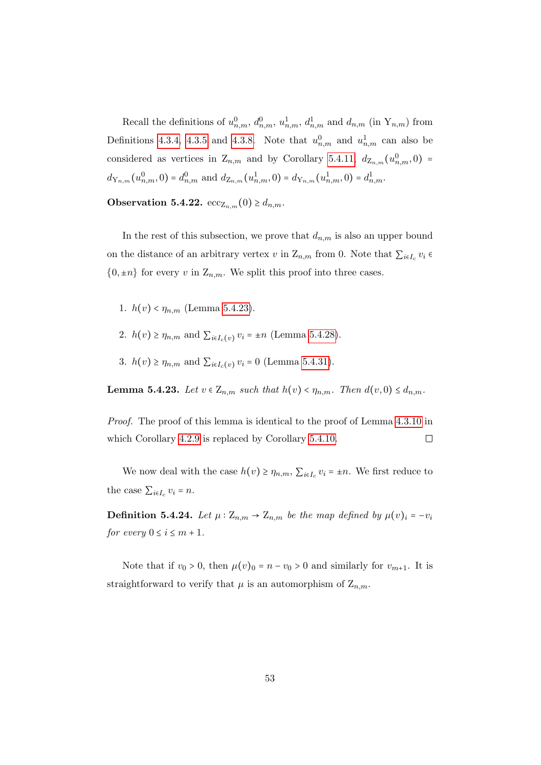Recall the definitions of $u^0_{n,m}$, $d^0_{n,m}$, $u^1_{n,m}$, $d^1_{n,m}$ and $d_{n,m}$ (in $\mathrm{Y}_{n,m}$) from Definitions 4.3.4, 4.3.5 and 4.3.8. Note that $u^0_{n,m}$ and $u^1_{n,m}$ can also be considered as vertices in $\mathrm{Z}_{n,m}$ and by Corollary 5.4.11, $d_{\mathrm{Z}_{n,m}}(u^0_{n,m}, 0) = d_{\mathrm{Y}_{n,m}}(u^0_{n,m}, 0) = d^0_{n,m}$ and $d_{\mathrm{Z}_{n,m}}(u^1_{n,m}, 0) = d_{\mathrm{Y}_{n,m}}(u^1_{n,m}, 0) = d^1_{n,m}$.

**Observation 5.4.22.** $\mathrm{ecc}_{\mathrm{Z}_{n,m}}(0) \geq d_{n,m}$.

In the rest of this subsection, we prove that $d_{n,m}$ is also an upper bound on the distance of an arbitrary vertex $v$ in $\mathrm{Z}_{n,m}$ from 0. Note that $\sum_{i \in I_c} v_i \in \{0, \pm n\}$ for every $v$ in $\mathrm{Z}_{n,m}$. We split this proof into three cases.

1. $h(v) < \eta_{n,m}$ (Lemma 5.4.23).
2. $h(v) \geq \eta_{n,m}$ and $\sum_{i \in I_c(v)} v_i = \pm n$ (Lemma 5.4.28).
3. $h(v) \geq \eta_{n,m}$ and $\sum_{i \in I_c(v)} v_i = 0$ (Lemma 5.4.31).

**Lemma 5.4.23.** *Let $v \in \mathrm{Z}_{n,m}$ such that $h(v) < \eta_{n,m}$. Then $d(v, 0) \leq d_{n,m}$.*

*Proof.* The proof of this lemma is identical to the proof of Lemma 4.3.10 in which Corollary 4.2.9 is replaced by Corollary 5.4.10. □

We now deal with the case $h(v) \geq \eta_{n,m}$, $\sum_{i \in I_c} v_i = \pm n$. We first reduce to the case $\sum_{i \in I_c} v_i = n$.

**Definition 5.4.24.** *Let $\mu : \mathrm{Z}_{n,m} \to \mathrm{Z}_{n,m}$ be the map defined by $\mu(v)_i = -v_i$ for every $0 \leq i \leq m+1$.*

Note that if $v_0 > 0$, then $\mu(v)_0 = n - v_0 > 0$ and similarly for $v_{m+1}$. It is straightforward to verify that $\mu$ is an automorphism of $\mathrm{Z}_{n,m}$.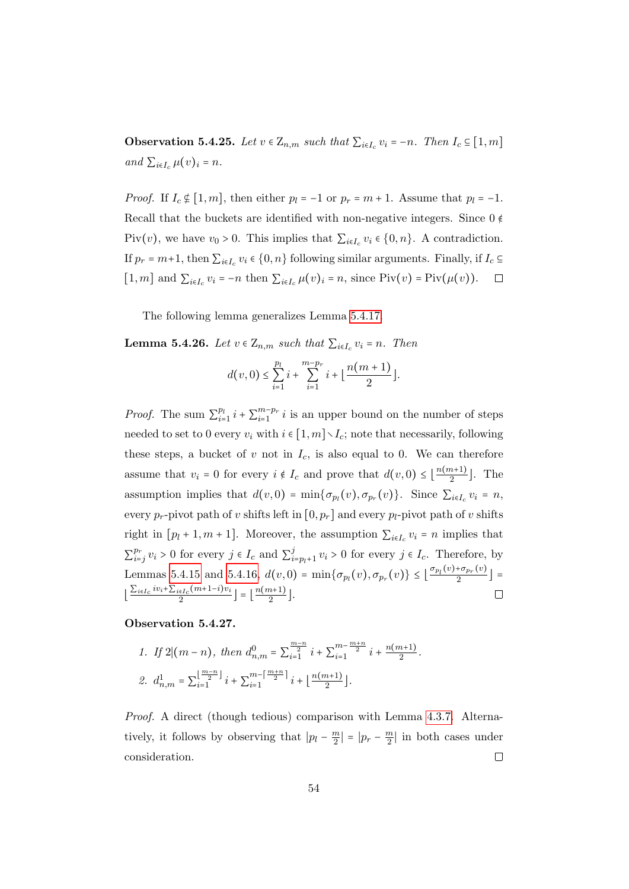**Observation 5.4.25.** *Let $v \in \mathrm{Z}_{n,m}$ such that $\sum_{i\in I_c} v_i = -n$. Then $I_c \subseteq [1,m]$ and $\sum_{i\in I_c} \mu(v)_i = n$.*

*Proof.* If $I_c \notin [1,m]$, then either $p_l = -1$ or $p_r = m+1$. Assume that $p_l = -1$. Recall that the buckets are identified with non-negative integers. Since $0 \notin \mathrm{Piv}(v)$, we have $v_0 > 0$. This implies that $\sum_{i\in I_c} v_i \in \{0,n\}$. A contradiction. If $p_r = m+1$, then $\sum_{i\in I_c} v_i \in \{0,n\}$ following similar arguments. Finally, if $I_c \subseteq [1,m]$ and $\sum_{i\in I_c} v_i = -n$ then $\sum_{i\in I_c} \mu(v)_i = n$, since $\mathrm{Piv}(v) = \mathrm{Piv}(\mu(v))$. □

The following lemma generalizes Lemma 5.4.17.

**Lemma 5.4.26.** *Let $v \in \mathrm{Z}_{n,m}$ such that $\sum_{i\in I_c} v_i = n$. Then*

$$d(v,0) \le \sum_{i=1}^{p_l} i + \sum_{i=1}^{m-p_r} i + \lfloor \frac{n(m+1)}{2} \rfloor.$$

*Proof.* The sum $\sum_{i=1}^{p_l} i + \sum_{i=1}^{m-p_r} i$ is an upper bound on the number of steps needed to set to 0 every $v_i$ with $i \in [1,m] \setminus I_c$; note that necessarily, following these steps, a bucket of $v$ not in $I_c$, is also equal to 0. We can therefore assume that $v_i = 0$ for every $i \notin I_c$ and prove that $d(v,0) \le \lfloor \frac{n(m+1)}{2} \rfloor$. The assumption implies that $d(v,0) = \min\{\sigma_{p_l}(v), \sigma_{p_r}(v)\}$. Since $\sum_{i\in I_c} v_i = n$, every $p_r$-pivot path of $v$ shifts left in $[0,p_r]$ and every $p_l$-pivot path of $v$ shifts right in $[p_l+1, m+1]$. Moreover, the assumption $\sum_{i\in I_c} v_i = n$ implies that $\sum_{i=j}^{p_r} v_i > 0$ for every $j \in I_c$ and $\sum_{i=p_l+1}^{j} v_i > 0$ for every $j \in I_c$. Therefore, by Lemmas 5.4.15 and 5.4.16, $d(v,0) = \min\{\sigma_{p_l}(v), \sigma_{p_r}(v)\} \le \lfloor \frac{\sigma_{p_l}(v)+\sigma_{p_r}(v)}{2} \rfloor = \lfloor \frac{\sum_{i\in I_c} i v_i + \sum_{i\in I_c}(m+1-i)v_i}{2} \rfloor = \lfloor \frac{n(m+1)}{2} \rfloor$. □

**Observation 5.4.27.**

1. *If $2|(m-n)$, then $d^0_{n,m} = \sum_{i=1}^{\frac{m-n}{2}} i + \sum_{i=1}^{m-\frac{m+n}{2}} i + \frac{n(m+1)}{2}$.*
2. *$d^1_{n,m} = \sum_{i=1}^{\lfloor \frac{m-n}{2} \rfloor} i + \sum_{i=1}^{m-\lceil \frac{m+n}{2} \rceil} i + \lfloor \frac{n(m+1)}{2} \rfloor$.*

*Proof.* A direct (though tedious) comparison with Lemma 4.3.7. Alternatively, it follows by observing that $|p_l - \frac{m}{2}| = |p_r - \frac{m}{2}|$ in both cases under consideration. □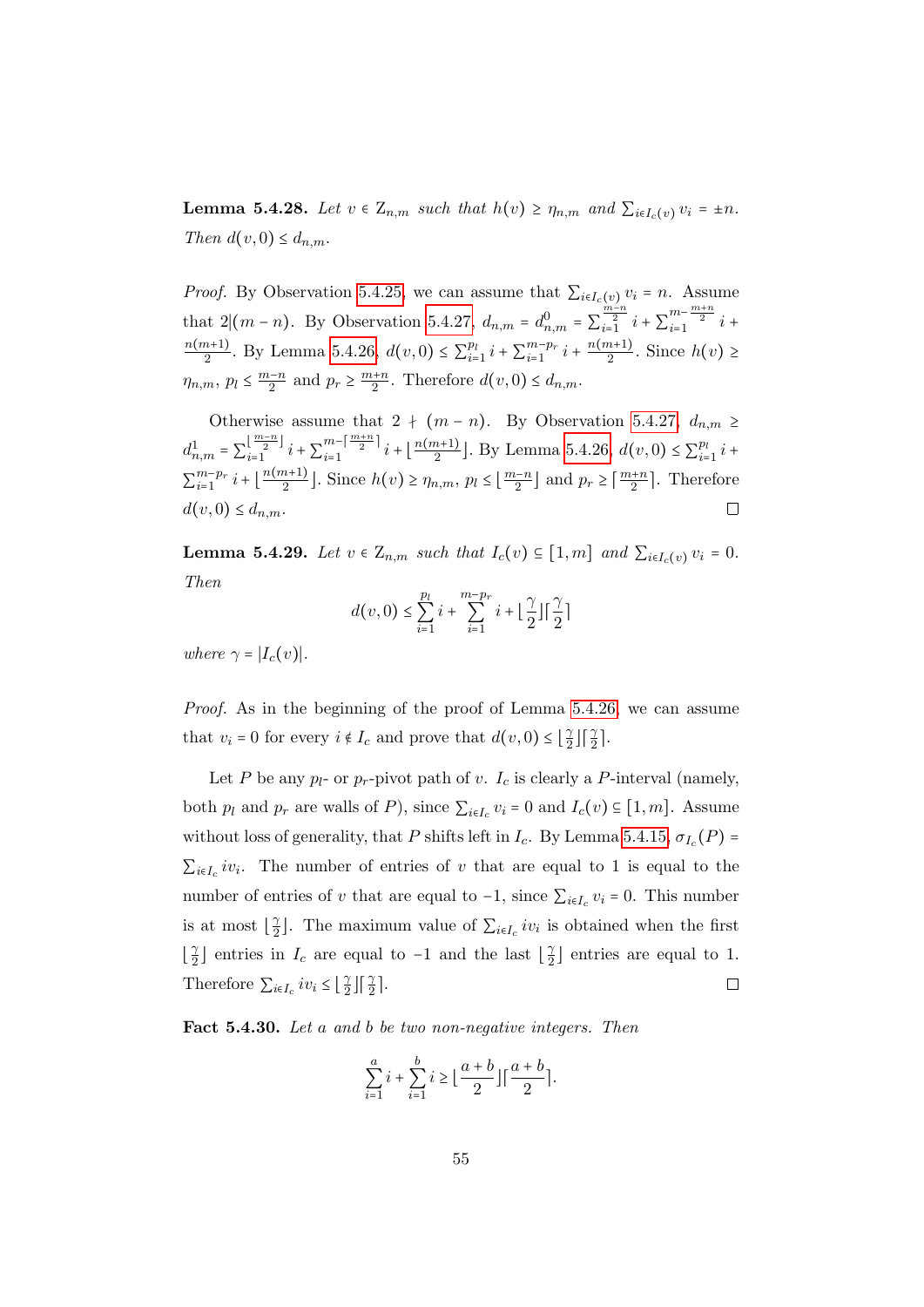**Lemma 5.4.28.** *Let $v \in Z_{n,m}$ such that $h(v) \geq \eta_{n,m}$ and $\sum_{i \in I_c(v)} v_i = \pm n$. Then $d(v,0) \leq d_{n,m}$.*

*Proof.* By Observation 5.4.25, we can assume that $\sum_{i \in I_c(v)} v_i = n$. Assume that $2|(m-n)$. By Observation 5.4.27, $d_{n,m} = d^0_{n,m} = \sum_{i=1}^{\frac{m-n}{2}} i + \sum_{i=1}^{m-\frac{m+n}{2}} i + \frac{n(m+1)}{2}$. By Lemma 5.4.26, $d(v,0) \leq \sum_{i=1}^{p_l} i + \sum_{i=1}^{m-p_r} i + \frac{n(m+1)}{2}$. Since $h(v) \geq \eta_{n,m}$, $p_l \leq \frac{m-n}{2}$ and $p_r \geq \frac{m+n}{2}$. Therefore $d(v,0) \leq d_{n,m}$.

Otherwise assume that $2 \nmid (m-n)$. By Observation 5.4.27, $d_{n,m} \geq d^1_{n,m} = \sum_{i=1}^{\lfloor \frac{m-n}{2} \rfloor} i + \sum_{i=1}^{m-\lceil \frac{m+n}{2} \rceil} i + \lfloor \frac{n(m+1)}{2} \rfloor$. By Lemma 5.4.26, $d(v,0) \leq \sum_{i=1}^{p_l} i + \sum_{i=1}^{m-p_r} i + \lfloor \frac{n(m+1)}{2} \rfloor$. Since $h(v) \geq \eta_{n,m}$, $p_l \leq \lfloor \frac{m-n}{2} \rfloor$ and $p_r \geq \lceil \frac{m+n}{2} \rceil$. Therefore $d(v,0) \leq d_{n,m}$. ☐

**Lemma 5.4.29.** *Let $v \in Z_{n,m}$ such that $I_c(v) \subseteq [1,m]$ and $\sum_{i \in I_c(v)} v_i = 0$. Then*

$$d(v,0) \leq \sum_{i=1}^{p_l} i + \sum_{i=1}^{m-p_r} i + \lfloor \frac{\gamma}{2} \rfloor \lceil \frac{\gamma}{2} \rceil$$

*where $\gamma = |I_c(v)|$.*

*Proof.* As in the beginning of the proof of Lemma 5.4.26, we can assume that $v_i = 0$ for every $i \notin I_c$ and prove that $d(v,0) \leq \lfloor \frac{\gamma}{2} \rfloor \lceil \frac{\gamma}{2} \rceil$.

Let $P$ be any $p_l$- or $p_r$-pivot path of $v$. $I_c$ is clearly a $P$-interval (namely, both $p_l$ and $p_r$ are walls of $P$), since $\sum_{i \in I_c} v_i = 0$ and $I_c(v) \subseteq [1,m]$. Assume without loss of generality, that $P$ shifts left in $I_c$. By Lemma 5.4.15, $\sigma_{I_c}(P) = \sum_{i \in I_c} i v_i$. The number of entries of $v$ that are equal to 1 is equal to the number of entries of $v$ that are equal to $-1$, since $\sum_{i \in I_c} v_i = 0$. This number is at most $\lfloor \frac{\gamma}{2} \rfloor$. The maximum value of $\sum_{i \in I_c} i v_i$ is obtained when the first $\lfloor \frac{\gamma}{2} \rfloor$ entries in $I_c$ are equal to $-1$ and the last $\lfloor \frac{\gamma}{2} \rfloor$ entries are equal to 1. Therefore $\sum_{i \in I_c} i v_i \leq \lfloor \frac{\gamma}{2} \rfloor \lceil \frac{\gamma}{2} \rceil$. ☐

**Fact 5.4.30.** *Let $a$ and $b$ be two non-negative integers. Then*

$$\sum_{i=1}^{a} i + \sum_{i=1}^{b} i \geq \lfloor \frac{a+b}{2} \rfloor \lceil \frac{a+b}{2} \rceil.$$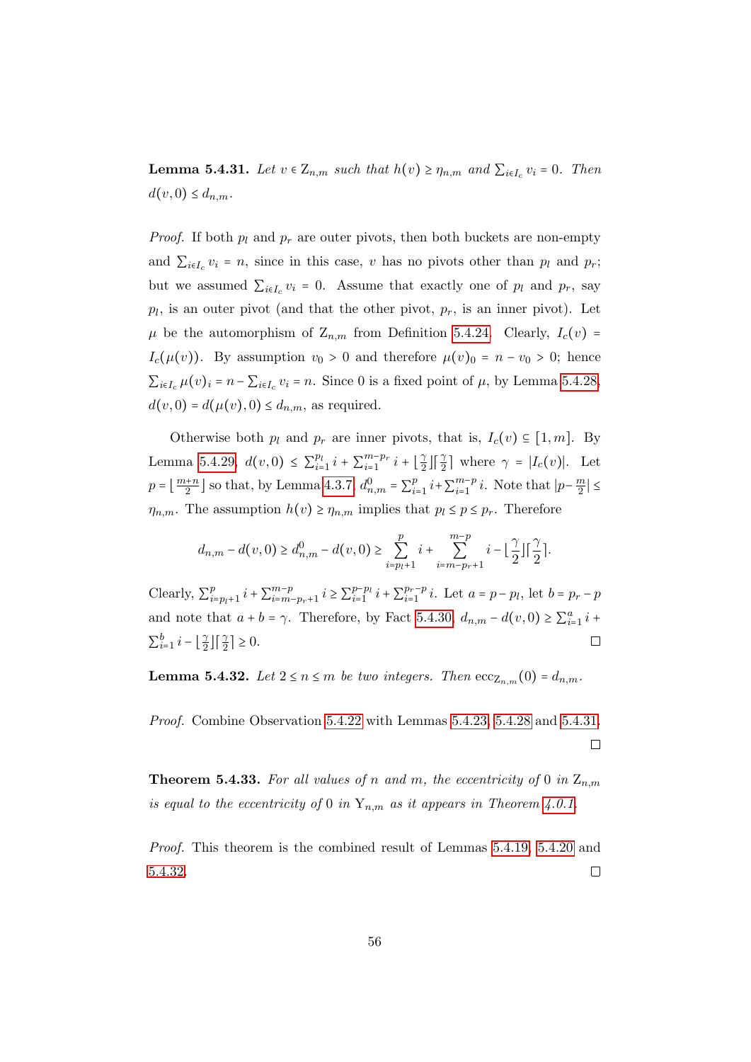**Lemma 5.4.31.** *Let $v \in \mathrm{Z}_{n,m}$ such that $h(v) \geq \eta_{n,m}$ and $\sum_{i \in I_c} v_i = 0$. Then $d(v,0) \leq d_{n,m}$.*

*Proof.* If both $p_l$ and $p_r$ are outer pivots, then both buckets are non-empty and $\sum_{i \in I_c} v_i = n$, since in this case, $v$ has no pivots other than $p_l$ and $p_r$; but we assumed $\sum_{i \in I_c} v_i = 0$. Assume that exactly one of $p_l$ and $p_r$, say $p_l$, is an outer pivot (and that the other pivot, $p_r$, is an inner pivot). Let $\mu$ be the automorphism of $\mathrm{Z}_{n,m}$ from Definition 5.4.24. Clearly, $I_c(v) = I_c(\mu(v))$. By assumption $v_0 > 0$ and therefore $\mu(v)_0 = n - v_0 > 0$; hence $\sum_{i \in I_c} \mu(v)_i = n - \sum_{i \in I_c} v_i = n$. Since 0 is a fixed point of $\mu$, by Lemma 5.4.28, $d(v,0) = d(\mu(v),0) \leq d_{n,m}$, as required.

Otherwise both $p_l$ and $p_r$ are inner pivots, that is, $I_c(v) \subseteq [1,m]$. By Lemma 5.4.29, $d(v,0) \leq \sum_{i=1}^{p_l} i + \sum_{i=1}^{m-p_r} i + \lfloor \frac{\gamma}{2} \rfloor \lceil \frac{\gamma}{2} \rceil$ where $\gamma = |I_c(v)|$. Let $p = \lfloor \frac{m+n}{2} \rfloor$ so that, by Lemma 4.3.7, $d^0_{n,m} = \sum_{i=1}^{p} i + \sum_{i=1}^{m-p} i$. Note that $|p - \frac{m}{2}| \leq \eta_{n,m}$. The assumption $h(v) \geq \eta_{n,m}$ implies that $p_l \leq p \leq p_r$. Therefore

$$d_{n,m} - d(v,0) \geq d^0_{n,m} - d(v,0) \geq \sum_{i=p_l+1}^{p} i + \sum_{i=m-p_r+1}^{m-p} i - \lfloor \frac{\gamma}{2} \rfloor \lceil \frac{\gamma}{2} \rceil.$$

Clearly, $\sum_{i=p_l+1}^{p} i + \sum_{i=m-p_r+1}^{m-p} i \geq \sum_{i=1}^{p-p_l} i + \sum_{i=1}^{p_r-p} i$. Let $a = p - p_l$, let $b = p_r - p$ and note that $a + b = \gamma$. Therefore, by Fact 5.4.30, $d_{n,m} - d(v,0) \geq \sum_{i=1}^{a} i + \sum_{i=1}^{b} i - \lfloor \frac{\gamma}{2} \rfloor \lceil \frac{\gamma}{2} \rceil \geq 0$. □

**Lemma 5.4.32.** *Let $2 \leq n \leq m$ be two integers. Then $\mathrm{ecc}_{\mathrm{Z}_{n,m}}(0) = d_{n,m}$.*

*Proof.* Combine Observation 5.4.22 with Lemmas 5.4.23, 5.4.28 and 5.4.31. □

**Theorem 5.4.33.** *For all values of $n$ and $m$, the eccentricity of 0 in $\mathrm{Z}_{n,m}$ is equal to the eccentricity of 0 in $\mathrm{Y}_{n,m}$ as it appears in Theorem 4.0.1.*

*Proof.* This theorem is the combined result of Lemmas 5.4.19, 5.4.20 and 5.4.32. □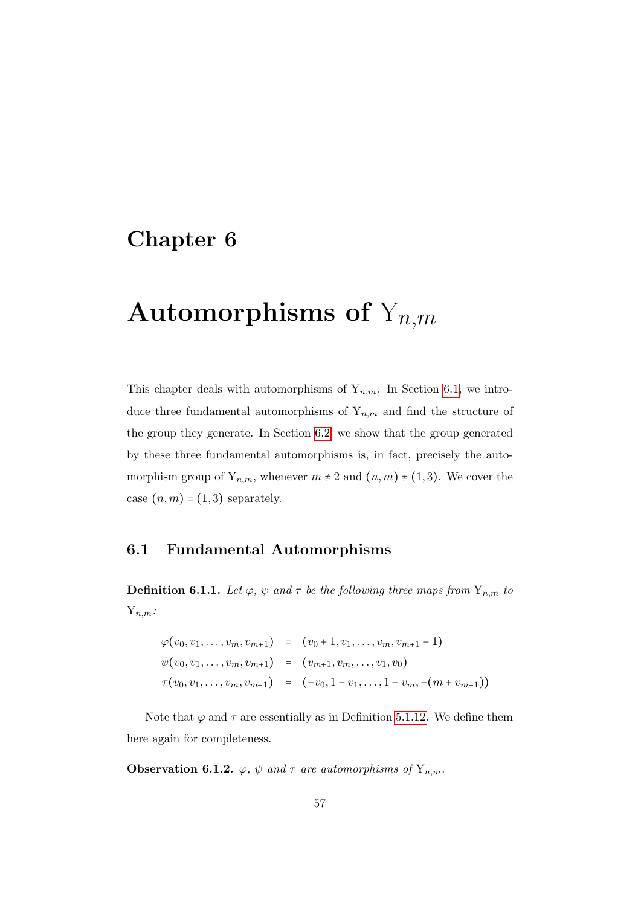# Chapter 6

# Automorphisms of $\mathrm{Y}_{n,m}$

This chapter deals with automorphisms of $\mathrm{Y}_{n,m}$. In Section 6.1, we introduce three fundamental automorphisms of $\mathrm{Y}_{n,m}$ and find the structure of the group they generate. In Section 6.2, we show that the group generated by these three fundamental automorphisms is, in fact, precisely the automorphism group of $\mathrm{Y}_{n,m}$, whenever $m \neq 2$ and $(n,m) \neq (1,3)$. We cover the case $(n,m) = (1,3)$ separately.

## 6.1 Fundamental Automorphisms

**Definition 6.1.1.** *Let $\varphi$, $\psi$ and $\tau$ be the following three maps from $\mathrm{Y}_{n,m}$ to $\mathrm{Y}_{n,m}$:*

$$
\begin{aligned}
\varphi(v_0, v_1, \ldots, v_m, v_{m+1}) &= (v_0 + 1, v_1, \ldots, v_m, v_{m+1} - 1) \\
\psi(v_0, v_1, \ldots, v_m, v_{m+1}) &= (v_{m+1}, v_m, \ldots, v_1, v_0) \\
\tau(v_0, v_1, \ldots, v_m, v_{m+1}) &= (-v_0, 1 - v_1, \ldots, 1 - v_m, -(m + v_{m+1}))
\end{aligned}
$$

Note that $\varphi$ and $\tau$ are essentially as in Definition 5.1.12. We define them here again for completeness.

**Observation 6.1.2.** *$\varphi$, $\psi$ and $\tau$ are automorphisms of $\mathrm{Y}_{n,m}$.*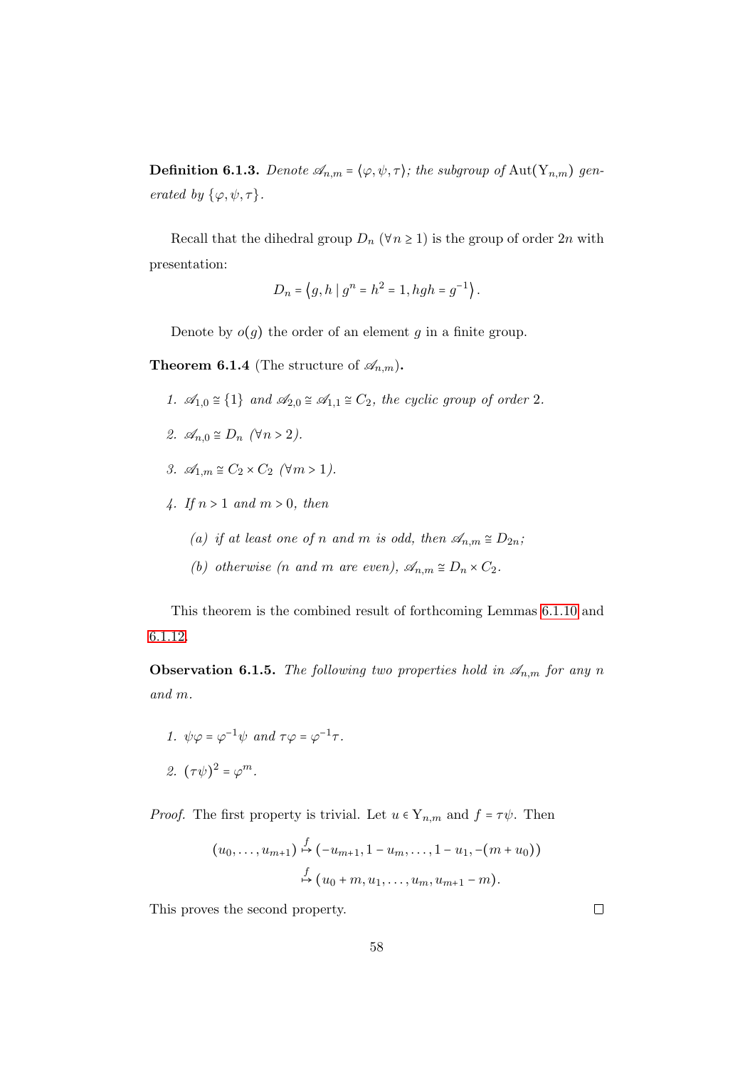**Definition 6.1.3.** *Denote $\mathscr{A}_{n,m} = \langle \varphi, \psi, \tau \rangle$; the subgroup of $\operatorname{Aut}(\mathrm{Y}_{n,m})$ generated by $\{\varphi, \psi, \tau\}$.*

Recall that the dihedral group $D_n$ ($\forall n \geq 1$) is the group of order $2n$ with presentation:

$$D_n = \left\langle g, h \mid g^n = h^2 = 1, hgh = g^{-1} \right\rangle.$$

Denote by $o(g)$ the order of an element $g$ in a finite group.

**Theorem 6.1.4** (The structure of $\mathscr{A}_{n,m}$)**.**

1. *$\mathscr{A}_{1,0} \cong \{1\}$ and $\mathscr{A}_{2,0} \cong \mathscr{A}_{1,1} \cong C_2$, the cyclic group of order 2.*
2. *$\mathscr{A}_{n,0} \cong D_n$ ($\forall n > 2$).*
3. *$\mathscr{A}_{1,m} \cong C_2 \times C_2$ ($\forall m > 1$).*
4. *If $n > 1$ and $m > 0$, then*
   (a) *if at least one of $n$ and $m$ is odd, then $\mathscr{A}_{n,m} \cong D_{2n}$;*
   (b) *otherwise ($n$ and $m$ are even), $\mathscr{A}_{n,m} \cong D_n \times C_2$.*

This theorem is the combined result of forthcoming Lemmas 6.1.10 and 6.1.12.

**Observation 6.1.5.** *The following two properties hold in $\mathscr{A}_{n,m}$ for any $n$ and $m$.*

1. *$\psi\varphi = \varphi^{-1}\psi$ and $\tau\varphi = \varphi^{-1}\tau$.*
2. *$(\tau\psi)^2 = \varphi^m$.*

*Proof.* The first property is trivial. Let $u \in \mathrm{Y}_{n,m}$ and $f = \tau\psi$. Then

$$\begin{aligned}(u_0, \ldots, u_{m+1}) &\overset{f}{\mapsto} (-u_{m+1}, 1 - u_m, \ldots, 1 - u_1, -(m + u_0)) \\ &\overset{f}{\mapsto} (u_0 + m, u_1, \ldots, u_m, u_{m+1} - m).\end{aligned}$$

This proves the second property. □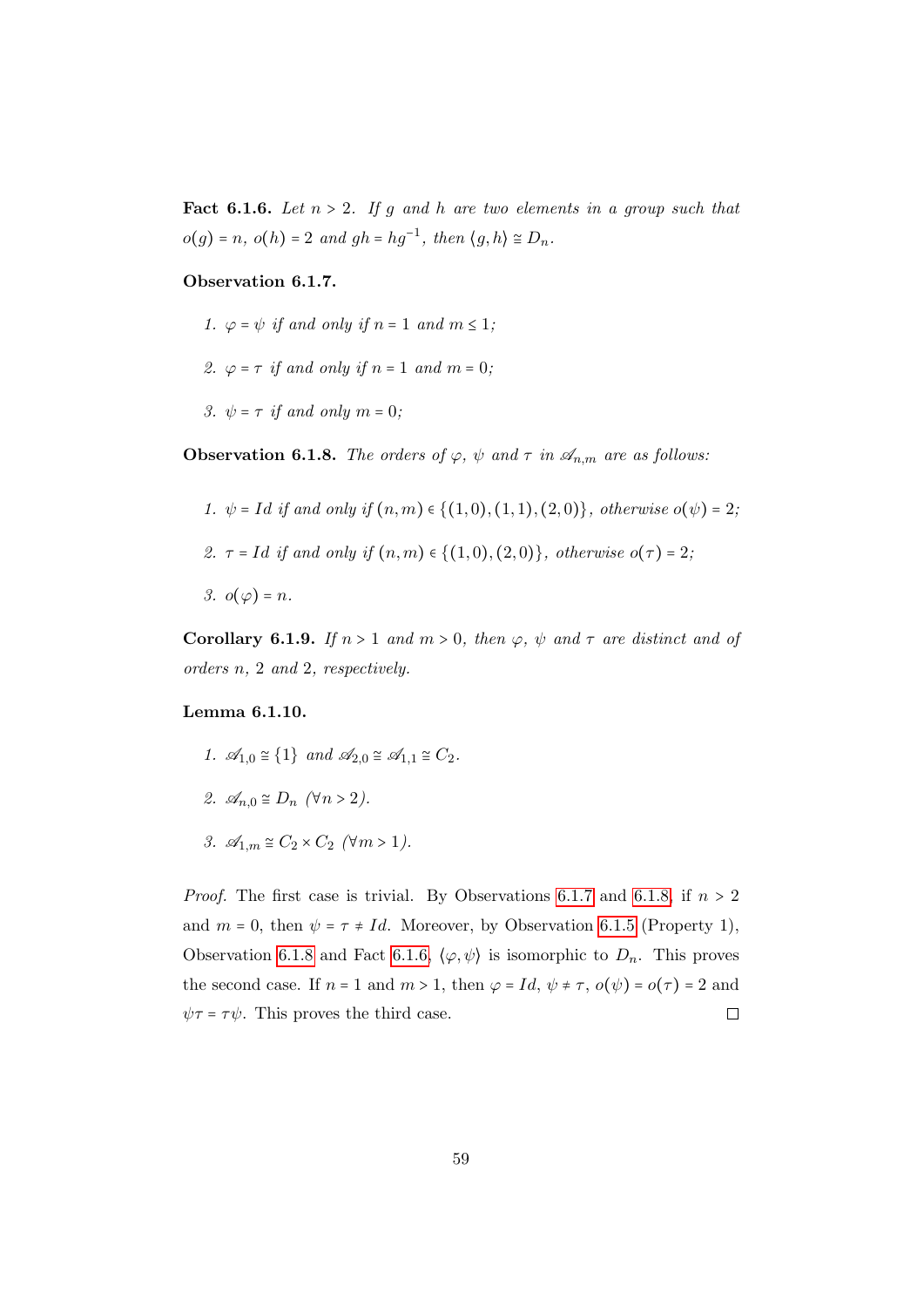**Fact 6.1.6.** *Let $n > 2$. If $g$ and $h$ are two elements in a group such that $o(g) = n$, $o(h) = 2$ and $gh = hg^{-1}$, then $\langle g, h\rangle \cong D_n$.*

**Observation 6.1.7.**

1. *$\varphi = \psi$ if and only if $n = 1$ and $m \leq 1$;*
2. *$\varphi = \tau$ if and only if $n = 1$ and $m = 0$;*
3. *$\psi = \tau$ if and only $m = 0$;*

**Observation 6.1.8.** *The orders of $\varphi$, $\psi$ and $\tau$ in $\mathscr{A}_{n,m}$ are as follows:*

1. *$\psi = Id$ if and only if $(n, m) \in \{(1, 0), (1, 1), (2, 0)\}$, otherwise $o(\psi) = 2$;*
2. *$\tau = Id$ if and only if $(n, m) \in \{(1, 0), (2, 0)\}$, otherwise $o(\tau) = 2$;*
3. *$o(\varphi) = n$.*

**Corollary 6.1.9.** *If $n > 1$ and $m > 0$, then $\varphi$, $\psi$ and $\tau$ are distinct and of orders $n$, $2$ and $2$, respectively.*

**Lemma 6.1.10.**

1. *$\mathscr{A}_{1,0} \cong \{1\}$ and $\mathscr{A}_{2,0} \cong \mathscr{A}_{1,1} \cong C_2$.*
2. *$\mathscr{A}_{n,0} \cong D_n$ $(\forall n > 2)$.*
3. *$\mathscr{A}_{1,m} \cong C_2 \times C_2$ $(\forall m > 1)$.*

*Proof.* The first case is trivial. By Observations 6.1.7 and 6.1.8, if $n > 2$ and $m = 0$, then $\psi = \tau \neq Id$. Moreover, by Observation 6.1.5 (Property 1), Observation 6.1.8 and Fact 6.1.6, $\langle \varphi, \psi\rangle$ is isomorphic to $D_n$. This proves the second case. If $n = 1$ and $m > 1$, then $\varphi = Id$, $\psi \neq \tau$, $o(\psi) = o(\tau) = 2$ and $\psi\tau = \tau\psi$. This proves the third case. $\square$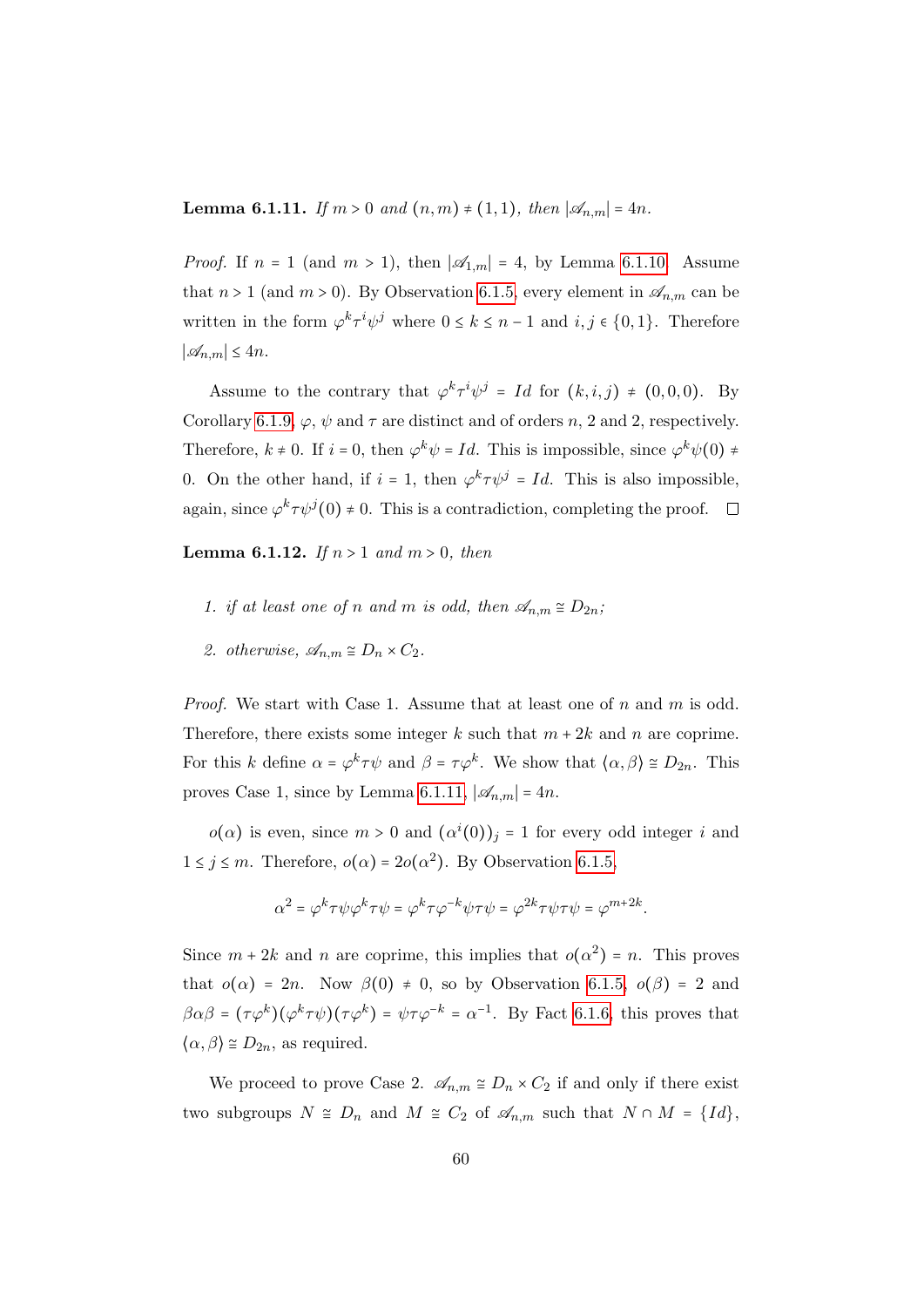**Lemma 6.1.11.** *If $m > 0$ and $(n,m) \neq (1,1)$, then $|\mathscr{A}_{n,m}| = 4n$.*

*Proof.* If $n = 1$ (and $m > 1$), then $|\mathscr{A}_{1,m}| = 4$, by Lemma 6.1.10. Assume that $n > 1$ (and $m > 0$). By Observation 6.1.5, every element in $\mathscr{A}_{n,m}$ can be written in the form $\varphi^k \tau^i \psi^j$ where $0 \leq k \leq n-1$ and $i, j \in \{0, 1\}$. Therefore $|\mathscr{A}_{n,m}| \leq 4n$.

Assume to the contrary that $\varphi^k \tau^i \psi^j = Id$ for $(k,i,j) \neq (0,0,0)$. By Corollary 6.1.9, $\varphi$, $\psi$ and $\tau$ are distinct and of orders $n$, 2 and 2, respectively. Therefore, $k \neq 0$. If $i = 0$, then $\varphi^k \psi = Id$. This is impossible, since $\varphi^k \psi(0) \neq 0$. On the other hand, if $i = 1$, then $\varphi^k \tau \psi^j = Id$. This is also impossible, again, since $\varphi^k \tau \psi^j(0) \neq 0$. This is a contradiction, completing the proof. $\square$

**Lemma 6.1.12.** *If $n > 1$ and $m > 0$, then*

1. *if at least one of $n$ and $m$ is odd, then $\mathscr{A}_{n,m} \cong D_{2n}$;*
2. *otherwise, $\mathscr{A}_{n,m} \cong D_n \times C_2$.*

*Proof.* We start with Case 1. Assume that at least one of $n$ and $m$ is odd. Therefore, there exists some integer $k$ such that $m + 2k$ and $n$ are coprime. For this $k$ define $\alpha = \varphi^k \tau \psi$ and $\beta = \tau \varphi^k$. We show that $\langle \alpha, \beta \rangle \cong D_{2n}$. This proves Case 1, since by Lemma 6.1.11, $|\mathscr{A}_{n,m}| = 4n$.

$o(\alpha)$ is even, since $m > 0$ and $(\alpha^i(0))_j = 1$ for every odd integer $i$ and $1 \leq j \leq m$. Therefore, $o(\alpha) = 2o(\alpha^2)$. By Observation 6.1.5,

$$\alpha^2 = \varphi^k \tau \psi \varphi^k \tau \psi = \varphi^k \tau \varphi^{-k} \psi \tau \psi = \varphi^{2k} \tau \psi \tau \psi = \varphi^{m+2k}.$$

Since $m + 2k$ and $n$ are coprime, this implies that $o(\alpha^2) = n$. This proves that $o(\alpha) = 2n$. Now $\beta(0) \neq 0$, so by Observation 6.1.5, $o(\beta) = 2$ and $\beta \alpha \beta = (\tau \varphi^k)(\varphi^k \tau \psi)(\tau \varphi^k) = \psi \tau \varphi^{-k} = \alpha^{-1}$. By Fact 6.1.6, this proves that $\langle \alpha, \beta \rangle \cong D_{2n}$, as required.

We proceed to prove Case 2. $\mathscr{A}_{n,m} \cong D_n \times C_2$ if and only if there exist two subgroups $N \cong D_n$ and $M \cong C_2$ of $\mathscr{A}_{n,m}$ such that $N \cap M = \{Id\}$,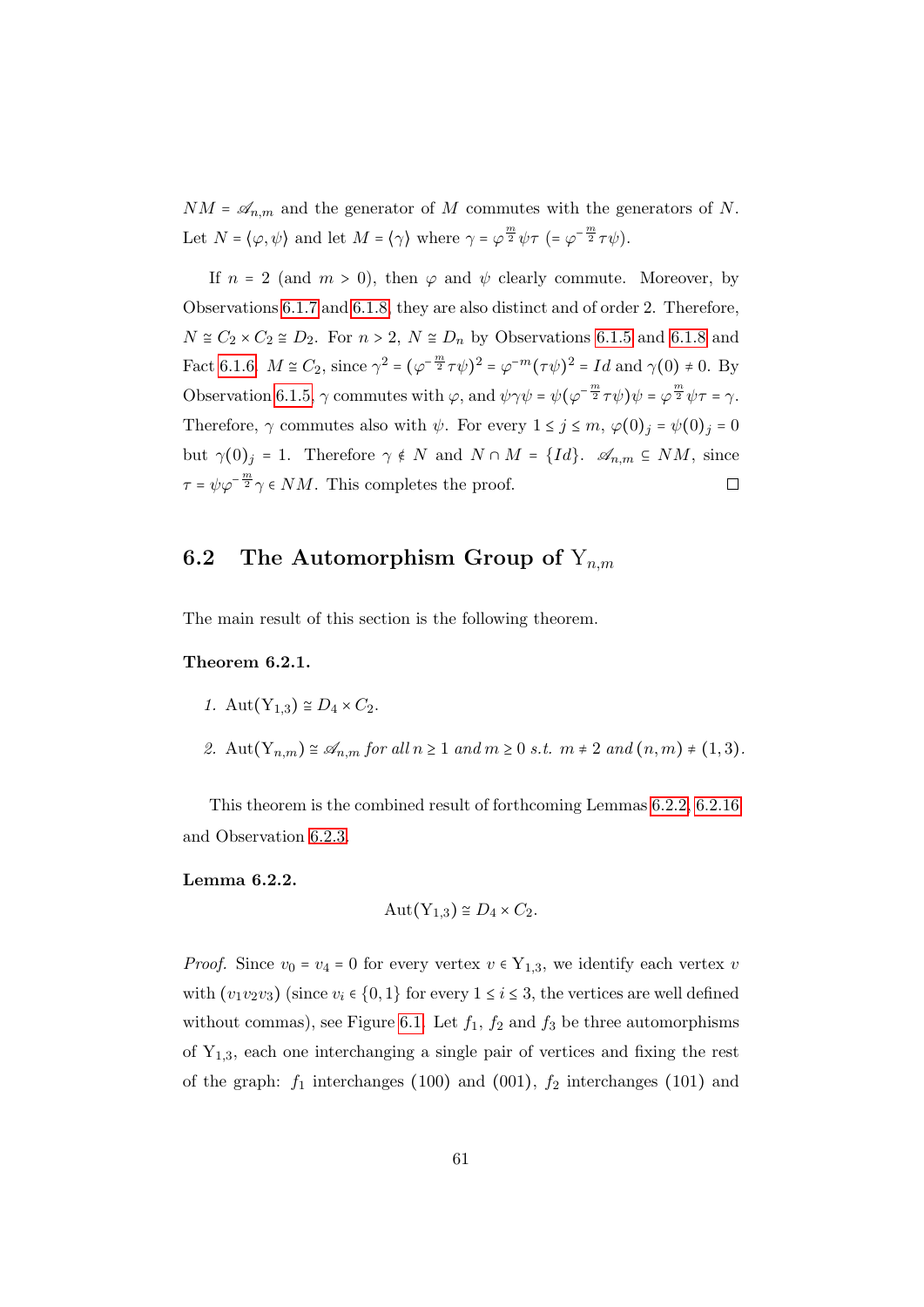$NM = \mathscr{A}_{n,m}$ and the generator of $M$ commutes with the generators of $N$. Let $N = \langle \varphi, \psi \rangle$ and let $M = \langle \gamma \rangle$ where $\gamma = \varphi^{\frac{m}{2}} \psi \tau$ $(= \varphi^{-\frac{m}{2}} \tau \psi)$.

If $n = 2$ (and $m > 0$), then $\varphi$ and $\psi$ clearly commute. Moreover, by Observations 6.1.7 and 6.1.8, they are also distinct and of order 2. Therefore, $N \cong C_2 \times C_2 \cong D_2$. For $n > 2$, $N \cong D_n$ by Observations 6.1.5 and 6.1.8 and Fact 6.1.6. $M \cong C_2$, since $\gamma^2 = (\varphi^{-\frac{m}{2}} \tau \psi)^2 = \varphi^{-m} (\tau\psi)^2 = Id$ and $\gamma(0) \neq 0$. By Observation 6.1.5, $\gamma$ commutes with $\varphi$, and $\psi \gamma \psi = \psi(\varphi^{-\frac{m}{2}} \tau \psi) \psi = \varphi^{\frac{m}{2}} \psi \tau = \gamma$. Therefore, $\gamma$ commutes also with $\psi$. For every $1 \le j \le m$, $\varphi(0)_j = \psi(0)_j = 0$ but $\gamma(0)_j = 1$. Therefore $\gamma \notin N$ and $N \cap M = \{Id\}$. $\mathscr{A}_{n,m} \subseteq NM$, since $\tau = \psi \varphi^{-\frac{m}{2}} \gamma \in NM$. This completes the proof. $\square$

## 6.2 The Automorphism Group of $\mathrm{Y}_{n,m}$

The main result of this section is the following theorem.

**Theorem 6.2.1.**

1. $\mathrm{Aut}(\mathrm{Y}_{1,3}) \cong D_4 \times C_2$.

2. $\mathrm{Aut}(\mathrm{Y}_{n,m}) \cong \mathscr{A}_{n,m}$ *for all* $n \ge 1$ *and* $m \ge 0$ *s.t.* $m \neq 2$ *and* $(n,m) \neq (1,3)$.

This theorem is the combined result of forthcoming Lemmas 6.2.2, 6.2.16 and Observation 6.2.3.

**Lemma 6.2.2.**

$$\mathrm{Aut}(\mathrm{Y}_{1,3}) \cong D_4 \times C_2.$$

*Proof.* Since $v_0 = v_4 = 0$ for every vertex $v \in \mathrm{Y}_{1,3}$, we identify each vertex $v$ with $(v_1 v_2 v_3)$ (since $v_i \in \{0,1\}$ for every $1 \le i \le 3$, the vertices are well defined without commas), see Figure 6.1. Let $f_1$, $f_2$ and $f_3$ be three automorphisms of $\mathrm{Y}_{1,3}$, each one interchanging a single pair of vertices and fixing the rest of the graph: $f_1$ interchanges $(100)$ and $(001)$, $f_2$ interchanges $(101)$ and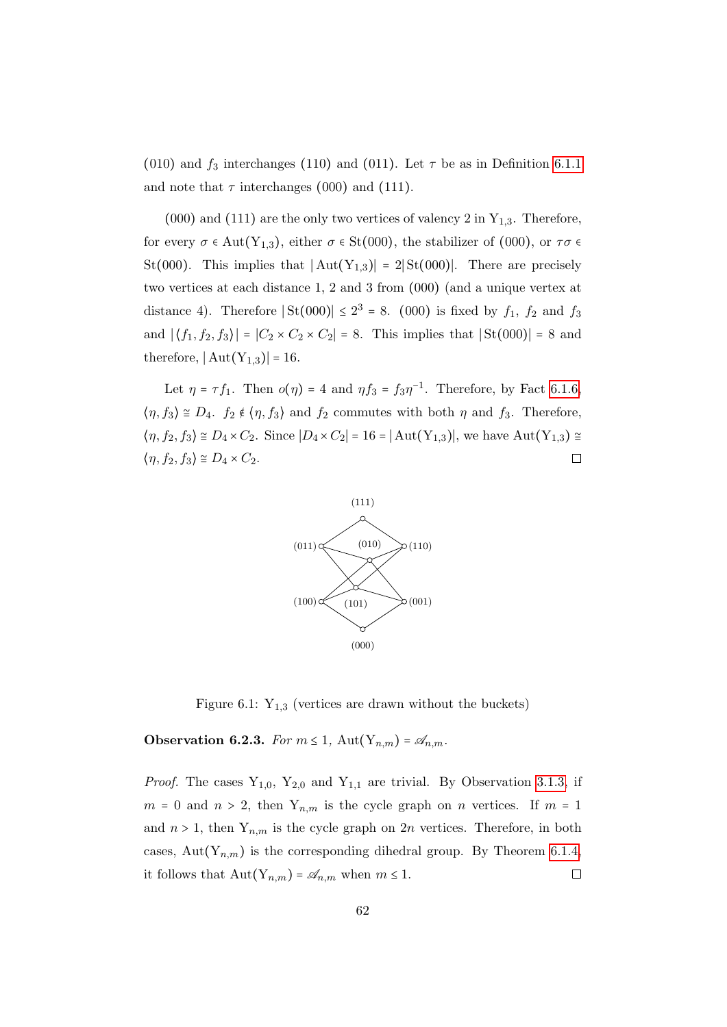(010) and $f_3$ interchanges (110) and (011). Let $\tau$ be as in Definition 6.1.1 and note that $\tau$ interchanges (000) and (111).

(000) and (111) are the only two vertices of valency 2 in $\mathrm{Y}_{1,3}$. Therefore, for every $\sigma \in \mathrm{Aut}(\mathrm{Y}_{1,3})$, either $\sigma \in \mathrm{St}(000)$, the stabilizer of (000), or $\tau\sigma \in \mathrm{St}(000)$. This implies that $|\mathrm{Aut}(\mathrm{Y}_{1,3})| = 2|\mathrm{St}(000)|$. There are precisely two vertices at each distance 1, 2 and 3 from (000) (and a unique vertex at distance 4). Therefore $|\mathrm{St}(000)| \leq 2^3 = 8$. (000) is fixed by $f_1$, $f_2$ and $f_3$ and $|\langle f_1, f_2, f_3\rangle| = |C_2 \times C_2 \times C_2| = 8$. This implies that $|\mathrm{St}(000)| = 8$ and therefore, $|\mathrm{Aut}(\mathrm{Y}_{1,3})| = 16$.

Let $\eta = \tau f_1$. Then $o(\eta) = 4$ and $\eta f_3 = f_3\eta^{-1}$. Therefore, by Fact 6.1.6, $\langle \eta, f_3\rangle \cong D_4$. $f_2 \notin \langle \eta, f_3\rangle$ and $f_2$ commutes with both $\eta$ and $f_3$. Therefore, $\langle \eta, f_2, f_3\rangle \cong D_4 \times C_2$. Since $|D_4 \times C_2| = 16 = |\mathrm{Aut}(\mathrm{Y}_{1,3})|$, we have $\mathrm{Aut}(\mathrm{Y}_{1,3}) \cong \langle \eta, f_2, f_3\rangle \cong D_4 \times C_2$. □

Figure 6.1: $\mathrm{Y}_{1,3}$ (vertices are drawn without the buckets)

**Observation 6.2.3.** *For $m \leq 1$, $\mathrm{Aut}(\mathrm{Y}_{n,m}) = \mathscr{A}_{n,m}$.*

*Proof.* The cases $\mathrm{Y}_{1,0}$, $\mathrm{Y}_{2,0}$ and $\mathrm{Y}_{1,1}$ are trivial. By Observation 3.1.3, if $m = 0$ and $n > 2$, then $\mathrm{Y}_{n,m}$ is the cycle graph on $n$ vertices. If $m = 1$ and $n > 1$, then $\mathrm{Y}_{n,m}$ is the cycle graph on $2n$ vertices. Therefore, in both cases, $\mathrm{Aut}(\mathrm{Y}_{n,m})$ is the corresponding dihedral group. By Theorem 6.1.4, it follows that $\mathrm{Aut}(\mathrm{Y}_{n,m}) = \mathscr{A}_{n,m}$ when $m \leq 1$. □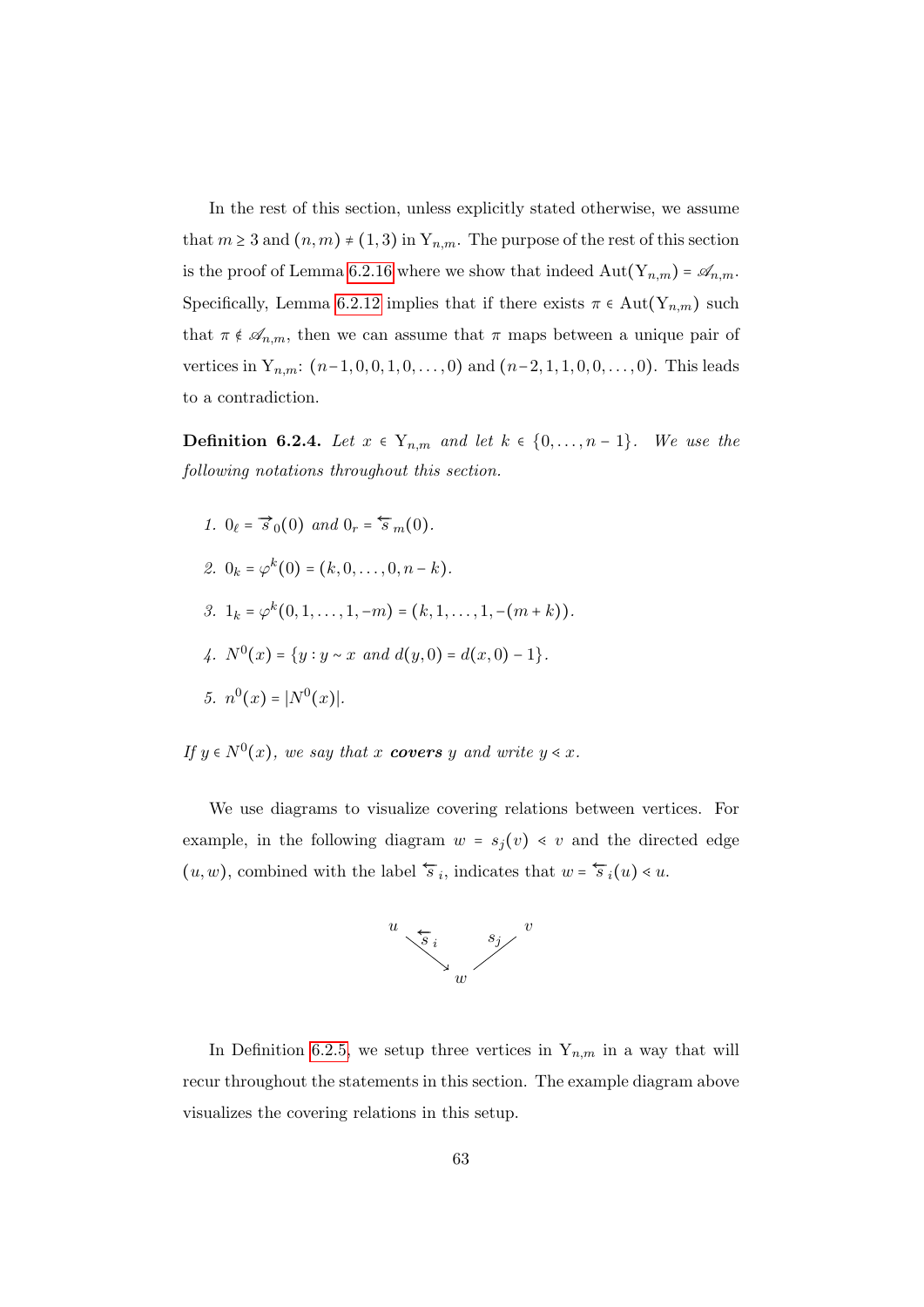In the rest of this section, unless explicitly stated otherwise, we assume that $m \geq 3$ and $(n, m) \neq (1, 3)$ in $\mathrm{Y}_{n,m}$. The purpose of the rest of this section is the proof of Lemma 6.2.16 where we show that indeed $\mathrm{Aut}(\mathrm{Y}_{n,m}) = \mathscr{A}_{n,m}$. Specifically, Lemma 6.2.12 implies that if there exists $\pi \in \mathrm{Aut}(\mathrm{Y}_{n,m})$ such that $\pi \notin \mathscr{A}_{n,m}$, then we can assume that $\pi$ maps between a unique pair of vertices in $\mathrm{Y}_{n,m}$: $(n-1, 0, 0, 1, 0, \ldots, 0)$ and $(n-2, 1, 1, 0, 0, \ldots, 0)$. This leads to a contradiction.

**Definition 6.2.4.** *Let $x \in \mathrm{Y}_{n,m}$ and let $k \in \{0, \ldots, n-1\}$. We use the following notations throughout this section.*

1. $0_\ell = \overrightarrow{s}_0(0)$ *and* $0_r = \overleftarrow{s}_m(0)$.
2. $0_k = \varphi^k(0) = (k, 0, \ldots, 0, n-k)$.
3. $1_k = \varphi^k(0, 1, \ldots, 1, -m) = (k, 1, \ldots, 1, -(m+k))$.
4. $N^0(x) = \{y : y \sim x \text{ and } d(y, 0) = d(x, 0) - 1\}$.
5. $n^0(x) = |N^0(x)|$.

*If $y \in N^0(x)$, we say that $x$ **covers** $y$ and write $y \lessdot x$.*

We use diagrams to visualize covering relations between vertices. For example, in the following diagram $w = s_j(v) \lessdot v$ and the directed edge $(u, w)$, combined with the label $\overleftarrow{s}_i$, indicates that $w = \overleftarrow{s}_i(u) \lessdot u$.

$$u \xrightarrow{\overleftarrow{s}_i} w \xleftarrow{\;s_j\;} v$$

In Definition 6.2.5, we setup three vertices in $\mathrm{Y}_{n,m}$ in a way that will recur throughout the statements in this section. The example diagram above visualizes the covering relations in this setup.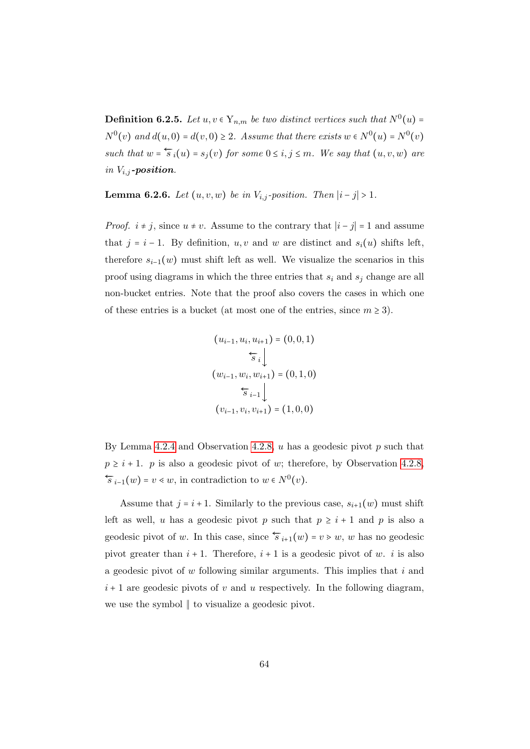**Definition 6.2.5.** *Let $u, v \in \Upsilon_{n,m}$ be two distinct vertices such that $N^0(u) = N^0(v)$ and $d(u,0) = d(v,0) \geq 2$. Assume that there exists $w \in N^0(u) = N^0(v)$ such that $w = \overleftarrow{s}_i(u) = s_j(v)$ for some $0 \leq i, j \leq m$. We say that $(u, v, w)$ are in $V_{i,j}$-**position**.*

**Lemma 6.2.6.** *Let $(u, v, w)$ be in $V_{i,j}$-position. Then $|i - j| > 1$.*

*Proof.* $i \neq j$, since $u \neq v$. Assume to the contrary that $|i - j| = 1$ and assume that $j = i - 1$. By definition, $u, v$ and $w$ are distinct and $s_i(u)$ shifts left, therefore $s_{i-1}(w)$ must shift left as well. We visualize the scenarios in this proof using diagrams in which the three entries that $s_i$ and $s_j$ change are all non-bucket entries. Note that the proof also covers the cases in which one of these entries is a bucket (at most one of the entries, since $m \geq 3$).

$$
\begin{array}{c}
(u_{i-1}, u_i, u_{i+1}) = (0, 0, 1) \\
\overleftarrow{s}_i \big\downarrow \\
(w_{i-1}, w_i, w_{i+1}) = (0, 1, 0) \\
\overleftarrow{s}_{i-1} \big\downarrow \\
(v_{i-1}, v_i, v_{i+1}) = (1, 0, 0)
\end{array}
$$

By Lemma 4.2.4 and Observation 4.2.8, $u$ has a geodesic pivot $p$ such that $p \geq i + 1$. $p$ is also a geodesic pivot of $w$; therefore, by Observation 4.2.8, $\overleftarrow{s}_{i-1}(w) = v \lessdot w$, in contradiction to $w \in N^0(v)$.

Assume that $j = i + 1$. Similarly to the previous case, $s_{i+1}(w)$ must shift left as well, $u$ has a geodesic pivot $p$ such that $p \geq i + 1$ and $p$ is also a geodesic pivot of $w$. In this case, since $\overleftarrow{s}_{i+1}(w) = v \gtrdot w$, $w$ has no geodesic pivot greater than $i + 1$. Therefore, $i + 1$ is a geodesic pivot of $w$. $i$ is also a geodesic pivot of $w$ following similar arguments. This implies that $i$ and $i + 1$ are geodesic pivots of $v$ and $u$ respectively. In the following diagram, we use the symbol $\|$ to visualize a geodesic pivot.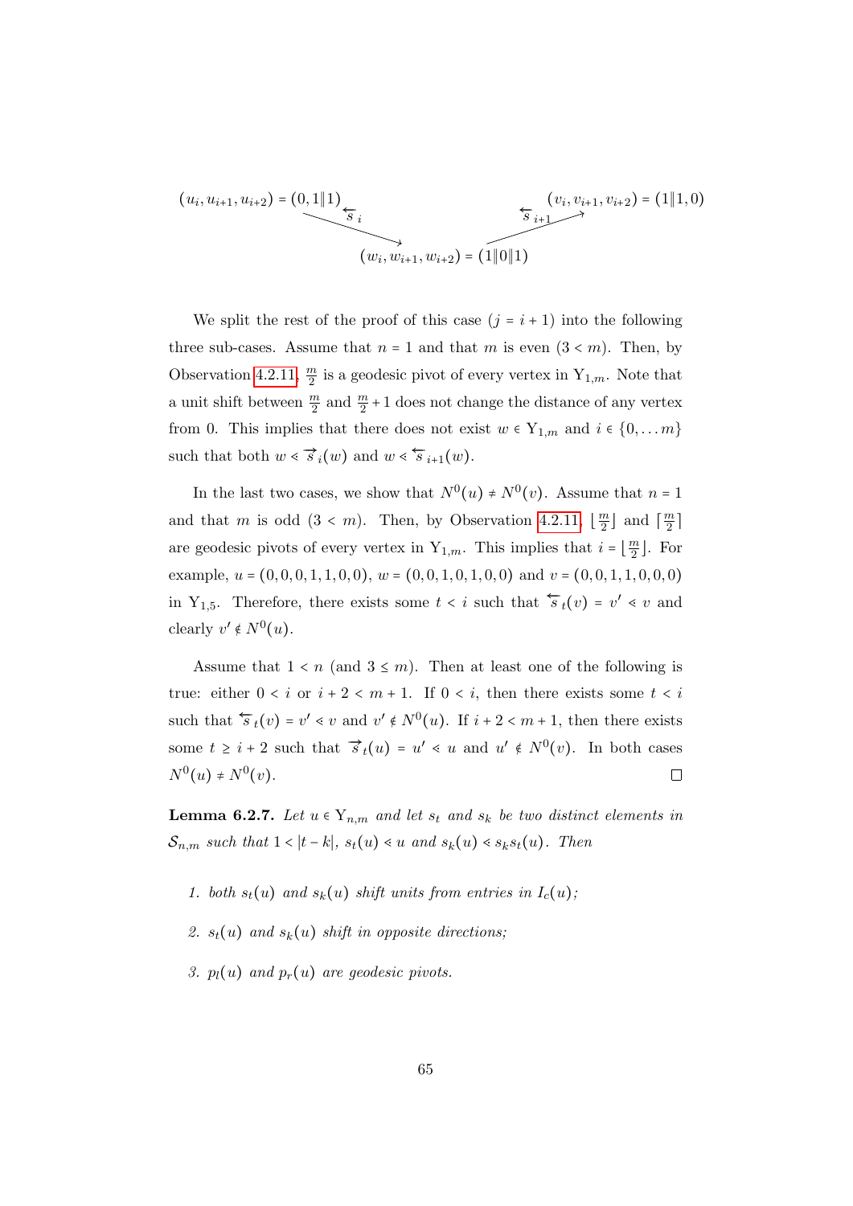$$(u_i, u_{i+1}, u_{i+2}) = (0, 1\|1) \xrightarrow{\overleftarrow{s}_i} (w_i, w_{i+1}, w_{i+2}) = (1\|0\|1) \xleftarrow{\overleftarrow{s}_{i+1}} \cdots \xrightarrow{} (v_i, v_{i+1}, v_{i+2}) = (1\|1, 0)$$

We split the rest of the proof of this case ($j = i+1$) into the following three sub-cases. Assume that $n = 1$ and that $m$ is even ($3 < m$). Then, by Observation 4.2.11, $\frac{m}{2}$ is a geodesic pivot of every vertex in $\mathrm{Y}_{1,m}$. Note that a unit shift between $\frac{m}{2}$ and $\frac{m}{2}+1$ does not change the distance of any vertex from 0. This implies that there does not exist $w \in \mathrm{Y}_{1,m}$ and $i \in \{0, \dots m\}$ such that both $w \lessdot \overrightarrow{s}_i(w)$ and $w \lessdot \overleftarrow{s}_{i+1}(w)$.

In the last two cases, we show that $N^0(u) \neq N^0(v)$. Assume that $n = 1$ and that $m$ is odd ($3 < m$). Then, by Observation 4.2.11, $\lfloor \frac{m}{2} \rfloor$ and $\lceil \frac{m}{2} \rceil$ are geodesic pivots of every vertex in $\mathrm{Y}_{1,m}$. This implies that $i = \lfloor \frac{m}{2} \rfloor$. For example, $u = (0,0,0,1,1,0,0)$, $w = (0,0,1,0,1,0,0)$ and $v = (0,0,1,1,0,0,0)$ in $\mathrm{Y}_{1,5}$. Therefore, there exists some $t < i$ such that $\overleftarrow{s}_t(v) = v' \lessdot v$ and clearly $v' \notin N^0(u)$.

Assume that $1 < n$ (and $3 \leq m$). Then at least one of the following is true: either $0 < i$ or $i + 2 < m + 1$. If $0 < i$, then there exists some $t < i$ such that $\overleftarrow{s}_t(v) = v' \lessdot v$ and $v' \notin N^0(u)$. If $i + 2 < m + 1$, then there exists some $t \geq i + 2$ such that $\overrightarrow{s}_t(u) = u' \lessdot u$ and $u' \notin N^0(v)$. In both cases $N^0(u) \neq N^0(v)$. $\square$

**Lemma 6.2.7.** *Let $u \in \mathrm{Y}_{n,m}$ and let $s_t$ and $s_k$ be two distinct elements in $\mathcal{S}_{n,m}$ such that $1 < |t - k|$, $s_t(u) \lessdot u$ and $s_k(u) \lessdot s_k s_t(u)$. Then*

1. *both $s_t(u)$ and $s_k(u)$ shift units from entries in $I_c(u)$;*
2. *$s_t(u)$ and $s_k(u)$ shift in opposite directions;*
3. *$p_l(u)$ and $p_r(u)$ are geodesic pivots.*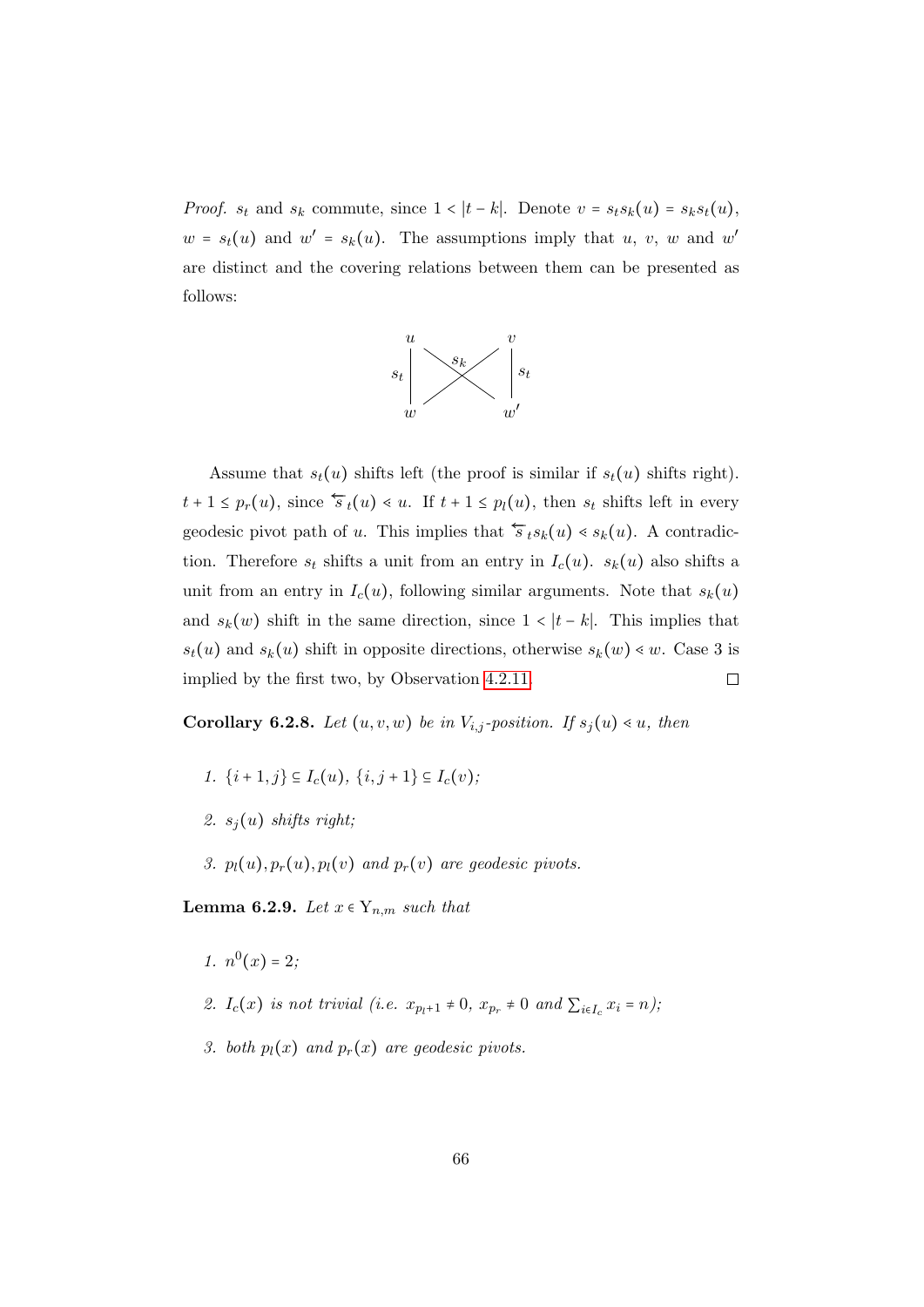*Proof.* $s_t$ and $s_k$ commute, since $1 < |t-k|$. Denote $v = s_t s_k(u) = s_k s_t(u)$, $w = s_t(u)$ and $w' = s_k(u)$. The assumptions imply that $u$, $v$, $w$ and $w'$ are distinct and the covering relations between them can be presented as follows:

$$\begin{array}{ccc} u & & v \\ s_t \Big| & \overset{s_k}{\times} & \Big| s_t \\ w & & w' \end{array}$$

Assume that $s_t(u)$ shifts left (the proof is similar if $s_t(u)$ shifts right). $t+1 \le p_r(u)$, since $\overleftarrow{s}_t(u) \lessdot u$. If $t+1 \le p_l(u)$, then $s_t$ shifts left in every geodesic pivot path of $u$. This implies that $\overleftarrow{s}_t s_k(u) \lessdot s_k(u)$. A contradiction. Therefore $s_t$ shifts a unit from an entry in $I_c(u)$. $s_k(u)$ also shifts a unit from an entry in $I_c(u)$, following similar arguments. Note that $s_k(u)$ and $s_k(w)$ shift in the same direction, since $1 < |t-k|$. This implies that $s_t(u)$ and $s_k(u)$ shift in opposite directions, otherwise $s_k(w) \lessdot w$. Case 3 is implied by the first two, by Observation 4.2.11. $\square$

**Corollary 6.2.8.** *Let $(u, v, w)$ be in $V_{i,j}$-position. If $s_j(u) \lessdot u$, then*

1. *$\{i+1, j\} \subseteq I_c(u)$, $\{i, j+1\} \subseteq I_c(v)$;*
2. *$s_j(u)$ shifts right;*
3. *$p_l(u), p_r(u), p_l(v)$ and $p_r(v)$ are geodesic pivots.*

**Lemma 6.2.9.** *Let $x \in \mathrm{Y}_{n,m}$ such that*

1. *$n^0(x) = 2$;*
2. *$I_c(x)$ is not trivial (i.e. $x_{p_l+1} \neq 0$, $x_{p_r} \neq 0$ and $\sum_{i \in I_c} x_i = n$);*
3. *both $p_l(x)$ and $p_r(x)$ are geodesic pivots.*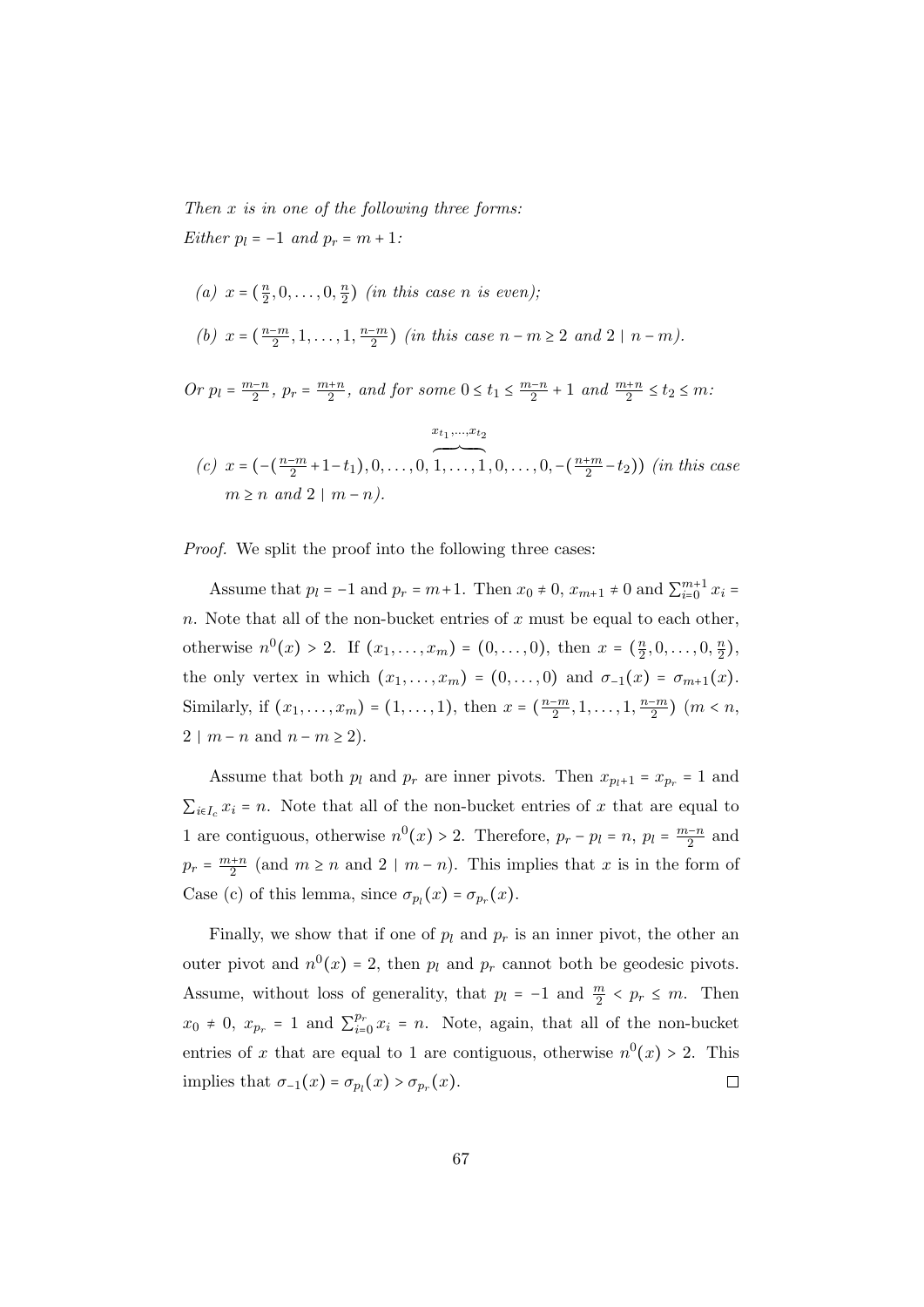*Then $x$ is in one of the following three forms:*

*Either $p_l = -1$ and $p_r = m+1$:*

(a) $x = (\frac{n}{2}, 0, \ldots, 0, \frac{n}{2})$ *(in this case $n$ is even);*

(b) $x = (\frac{n-m}{2}, 1, \ldots, 1, \frac{n-m}{2})$ *(in this case $n - m \geq 2$ and $2 \mid n-m$).*

*Or $p_l = \frac{m-n}{2}$, $p_r = \frac{m+n}{2}$, and for some $0 \leq t_1 \leq \frac{m-n}{2}+1$ and $\frac{m+n}{2} \leq t_2 \leq m$:*

(c) $x = (-(\frac{n-m}{2}+1-t_1), 0, \ldots, 0, \overbrace{1, \ldots, 1}^{x_{t_1}, \ldots, x_{t_2}}, 0, \ldots, 0, -(\frac{n+m}{2}-t_2))$ *(in this case $m \geq n$ and $2 \mid m-n$).*

*Proof.* We split the proof into the following three cases:

Assume that $p_l = -1$ and $p_r = m+1$. Then $x_0 \neq 0$, $x_{m+1} \neq 0$ and $\sum_{i=0}^{m+1} x_i = n$. Note that all of the non-bucket entries of $x$ must be equal to each other, otherwise $n^0(x) > 2$. If $(x_1, \ldots, x_m) = (0, \ldots, 0)$, then $x = (\frac{n}{2}, 0, \ldots, 0, \frac{n}{2})$, the only vertex in which $(x_1, \ldots, x_m) = (0, \ldots, 0)$ and $\sigma_{-1}(x) = \sigma_{m+1}(x)$. Similarly, if $(x_1, \ldots, x_m) = (1, \ldots, 1)$, then $x = (\frac{n-m}{2}, 1, \ldots, 1, \frac{n-m}{2})$ ($m < n$, $2 \mid m-n$ and $n-m \geq 2$).

Assume that both $p_l$ and $p_r$ are inner pivots. Then $x_{p_l+1} = x_{p_r} = 1$ and $\sum_{i \in I_c} x_i = n$. Note that all of the non-bucket entries of $x$ that are equal to 1 are contiguous, otherwise $n^0(x) > 2$. Therefore, $p_r - p_l = n$, $p_l = \frac{m-n}{2}$ and $p_r = \frac{m+n}{2}$ (and $m \geq n$ and $2 \mid m-n$). This implies that $x$ is in the form of Case (c) of this lemma, since $\sigma_{p_l}(x) = \sigma_{p_r}(x)$.

Finally, we show that if one of $p_l$ and $p_r$ is an inner pivot, the other an outer pivot and $n^0(x) = 2$, then $p_l$ and $p_r$ cannot both be geodesic pivots. Assume, without loss of generality, that $p_l = -1$ and $\frac{m}{2} < p_r \leq m$. Then $x_0 \neq 0$, $x_{p_r} = 1$ and $\sum_{i=0}^{p_r} x_i = n$. Note, again, that all of the non-bucket entries of $x$ that are equal to 1 are contiguous, otherwise $n^0(x) > 2$. This implies that $\sigma_{-1}(x) = \sigma_{p_l}(x) > \sigma_{p_r}(x)$. $\square$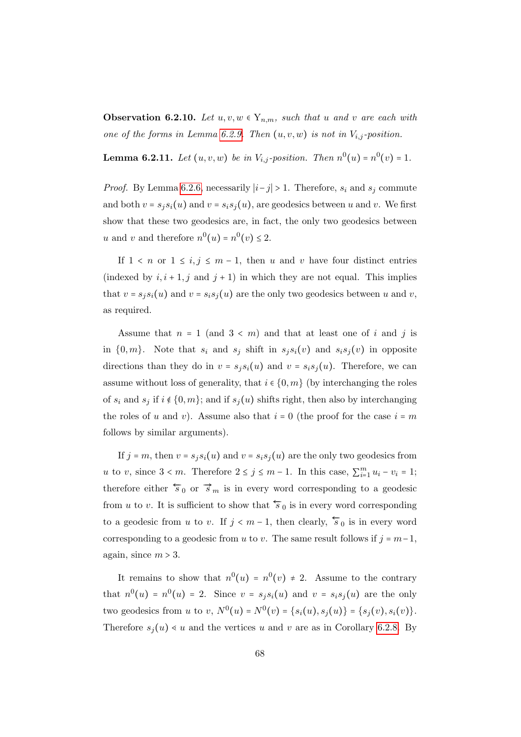**Observation 6.2.10.** *Let $u, v, w \in \Upsilon_{n,m}$, such that $u$ and $v$ are each with one of the forms in Lemma 6.2.9. Then $(u, v, w)$ is not in $V_{i,j}$-position.*

**Lemma 6.2.11.** *Let $(u, v, w)$ be in $V_{i,j}$-position. Then $n^0(u) = n^0(v) = 1$.*

*Proof.* By Lemma 6.2.6, necessarily $|i-j| > 1$. Therefore, $s_i$ and $s_j$ commute and both $v = s_j s_i(u)$ and $v = s_i s_j(u)$, are geodesics between $u$ and $v$. We first show that these two geodesics are, in fact, the only two geodesics between $u$ and $v$ and therefore $n^0(u) = n^0(v) \leq 2$.

If $1 < n$ or $1 \leq i, j \leq m-1$, then $u$ and $v$ have four distinct entries (indexed by $i, i+1, j$ and $j+1$) in which they are not equal. This implies that $v = s_j s_i(u)$ and $v = s_i s_j(u)$ are the only two geodesics between $u$ and $v$, as required.

Assume that $n = 1$ (and $3 < m$) and that at least one of $i$ and $j$ is in $\{0, m\}$. Note that $s_i$ and $s_j$ shift in $s_j s_i(v)$ and $s_i s_j(v)$ in opposite directions than they do in $v = s_j s_i(u)$ and $v = s_i s_j(u)$. Therefore, we can assume without loss of generality, that $i \in \{0, m\}$ (by interchanging the roles of $s_i$ and $s_j$ if $i \notin \{0, m\}$; and if $s_j(u)$ shifts right, then also by interchanging the roles of $u$ and $v$). Assume also that $i = 0$ (the proof for the case $i = m$ follows by similar arguments).

If $j = m$, then $v = s_j s_i(u)$ and $v = s_i s_j(u)$ are the only two geodesics from $u$ to $v$, since $3 < m$. Therefore $2 \leq j \leq m-1$. In this case, $\sum_{i=1}^{m} u_i - v_i = 1$; therefore either $\overleftarrow{s}_0$ or $\overrightarrow{s}_m$ is in every word corresponding to a geodesic from $u$ to $v$. It is sufficient to show that $\overleftarrow{s}_0$ is in every word corresponding to a geodesic from $u$ to $v$. If $j < m-1$, then clearly, $\overleftarrow{s}_0$ is in every word corresponding to a geodesic from $u$ to $v$. The same result follows if $j = m-1$, again, since $m > 3$.

It remains to show that $n^0(u) = n^0(v) \neq 2$. Assume to the contrary that $n^0(u) = n^0(u) = 2$. Since $v = s_j s_i(u)$ and $v = s_i s_j(u)$ are the only two geodesics from $u$ to $v$, $N^0(u) = N^0(v) = \{s_i(u), s_j(u)\} = \{s_j(v), s_i(v)\}$. Therefore $s_j(u) \lessdot u$ and the vertices $u$ and $v$ are as in Corollary 6.2.8. By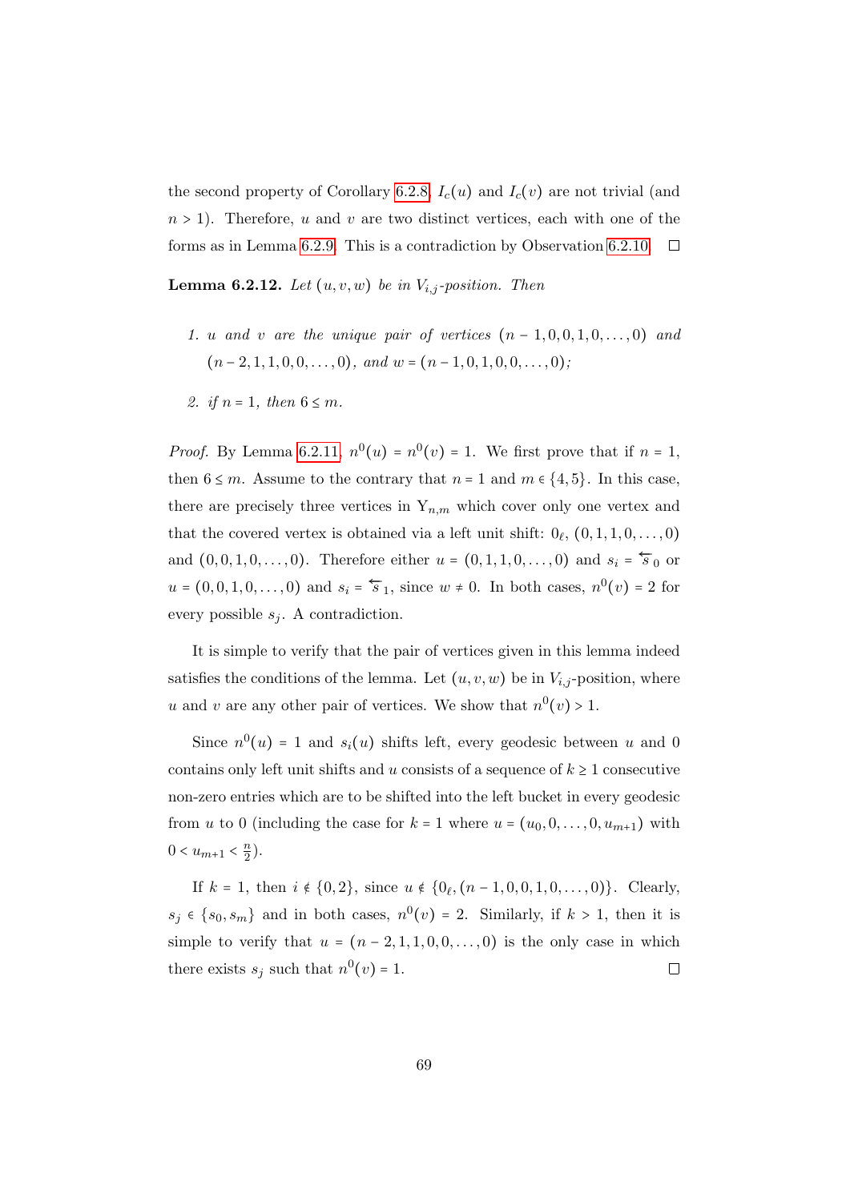the second property of Corollary 6.2.8, $I_c(u)$ and $I_c(v)$ are not trivial (and $n > 1$). Therefore, $u$ and $v$ are two distinct vertices, each with one of the forms as in Lemma 6.2.9. This is a contradiction by Observation 6.2.10. □

**Lemma 6.2.12.** *Let $(u, v, w)$ be in $V_{i,j}$-position. Then*

1. *$u$ and $v$ are the unique pair of vertices $(n-1, 0, 0, 1, 0, \dots, 0)$ and $(n-2, 1, 1, 0, 0, \dots, 0)$, and $w = (n-1, 0, 1, 0, 0, \dots, 0)$;*
2. *if $n = 1$, then $6 \leq m$.*

*Proof.* By Lemma 6.2.11, $n^0(u) = n^0(v) = 1$. We first prove that if $n = 1$, then $6 \leq m$. Assume to the contrary that $n = 1$ and $m \in \{4, 5\}$. In this case, there are precisely three vertices in $\mathrm{Y}_{n,m}$ which cover only one vertex and that the covered vertex is obtained via a left unit shift: $0_\ell$, $(0, 1, 1, 0, \dots, 0)$ and $(0, 0, 1, 0, \dots, 0)$. Therefore either $u = (0, 1, 1, 0, \dots, 0)$ and $s_i = \overleftarrow{s}_0$ or $u = (0, 0, 1, 0, \dots, 0)$ and $s_i = \overleftarrow{s}_1$, since $w \neq 0$. In both cases, $n^0(v) = 2$ for every possible $s_j$. A contradiction.

It is simple to verify that the pair of vertices given in this lemma indeed satisfies the conditions of the lemma. Let $(u, v, w)$ be in $V_{i,j}$-position, where $u$ and $v$ are any other pair of vertices. We show that $n^0(v) > 1$.

Since $n^0(u) = 1$ and $s_i(u)$ shifts left, every geodesic between $u$ and $0$ contains only left unit shifts and $u$ consists of a sequence of $k \geq 1$ consecutive non-zero entries which are to be shifted into the left bucket in every geodesic from $u$ to $0$ (including the case for $k = 1$ where $u = (u_0, 0, \dots, 0, u_{m+1})$ with $0 < u_{m+1} < \frac{n}{2}$).

If $k = 1$, then $i \notin \{0, 2\}$, since $u \notin \{0_\ell, (n-1, 0, 0, 1, 0, \dots, 0)\}$. Clearly, $s_j \in \{s_0, s_m\}$ and in both cases, $n^0(v) = 2$. Similarly, if $k > 1$, then it is simple to verify that $u = (n-2, 1, 1, 0, 0, \dots, 0)$ is the only case in which there exists $s_j$ such that $n^0(v) = 1$. □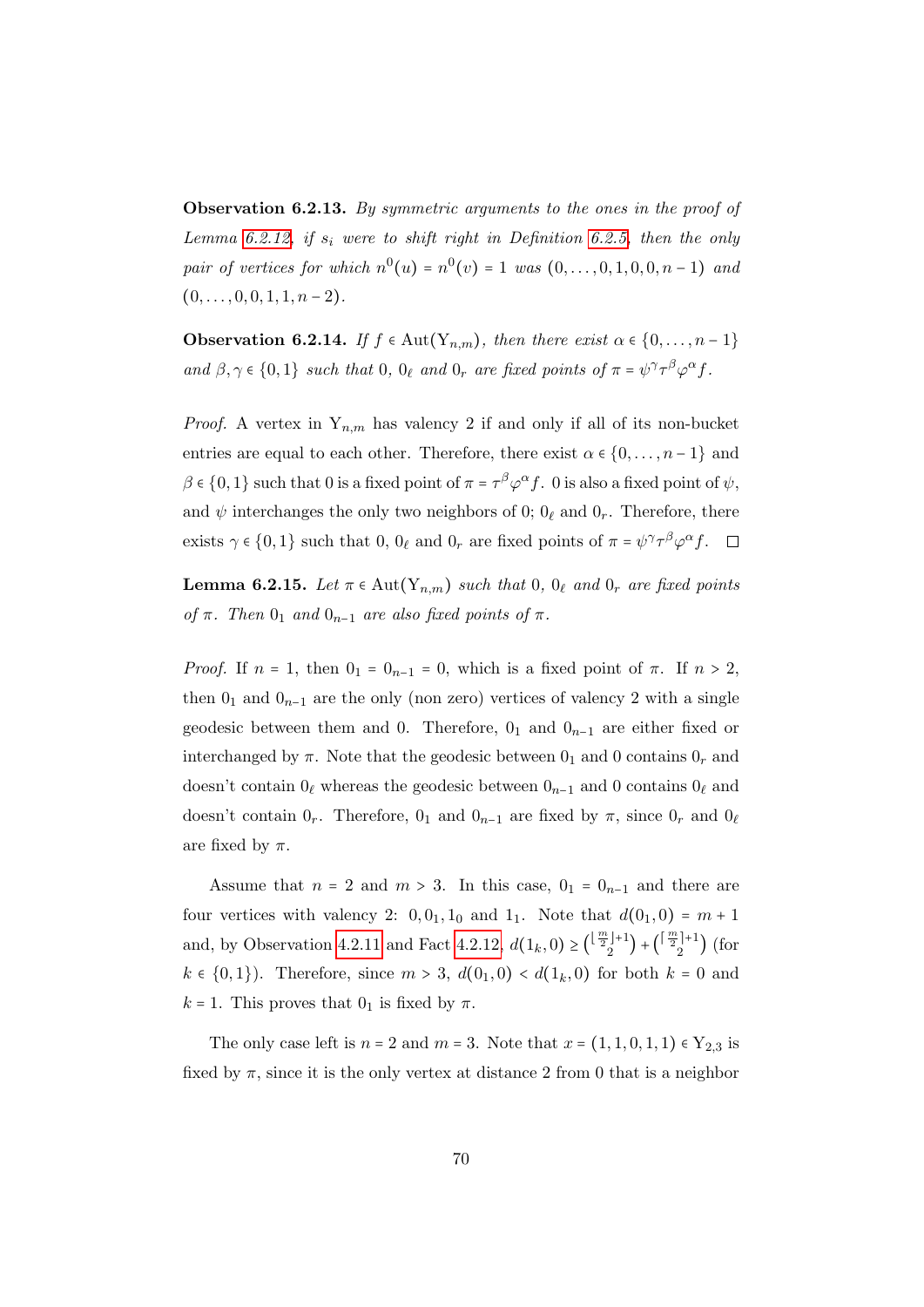**Observation 6.2.13.** *By symmetric arguments to the ones in the proof of Lemma 6.2.12, if $s_i$ were to shift right in Definition 6.2.5, then the only pair of vertices for which $n^0(u) = n^0(v) = 1$ was $(0, \ldots, 0, 1, 0, 0, n-1)$ and $(0, \ldots, 0, 0, 1, 1, n-2)$.*

**Observation 6.2.14.** *If $f \in \mathrm{Aut}(\mathrm{Y}_{n,m})$, then there exist $\alpha \in \{0, \ldots, n-1\}$ and $\beta, \gamma \in \{0, 1\}$ such that $0$, $0_\ell$ and $0_r$ are fixed points of $\pi = \psi^\gamma \tau^\beta \varphi^\alpha f$.*

*Proof.* A vertex in $\mathrm{Y}_{n,m}$ has valency 2 if and only if all of its non-bucket entries are equal to each other. Therefore, there exist $\alpha \in \{0, \ldots, n-1\}$ and $\beta \in \{0, 1\}$ such that 0 is a fixed point of $\pi = \tau^\beta \varphi^\alpha f$. 0 is also a fixed point of $\psi$, and $\psi$ interchanges the only two neighbors of 0; $0_\ell$ and $0_r$. Therefore, there exists $\gamma \in \{0, 1\}$ such that 0, $0_\ell$ and $0_r$ are fixed points of $\pi = \psi^\gamma \tau^\beta \varphi^\alpha f$. □

**Lemma 6.2.15.** *Let $\pi \in \mathrm{Aut}(\mathrm{Y}_{n,m})$ such that $0$, $0_\ell$ and $0_r$ are fixed points of $\pi$. Then $0_1$ and $0_{n-1}$ are also fixed points of $\pi$.*

*Proof.* If $n = 1$, then $0_1 = 0_{n-1} = 0$, which is a fixed point of $\pi$. If $n > 2$, then $0_1$ and $0_{n-1}$ are the only (non zero) vertices of valency 2 with a single geodesic between them and 0. Therefore, $0_1$ and $0_{n-1}$ are either fixed or interchanged by $\pi$. Note that the geodesic between $0_1$ and 0 contains $0_r$ and doesn't contain $0_\ell$ whereas the geodesic between $0_{n-1}$ and 0 contains $0_\ell$ and doesn't contain $0_r$. Therefore, $0_1$ and $0_{n-1}$ are fixed by $\pi$, since $0_r$ and $0_\ell$ are fixed by $\pi$.

Assume that $n = 2$ and $m > 3$. In this case, $0_1 = 0_{n-1}$ and there are four vertices with valency 2: $0, 0_1, 1_0$ and $1_1$. Note that $d(0_1, 0) = m + 1$ and, by Observation 4.2.11 and Fact 4.2.12, $d(1_k, 0) \geq \binom{\lfloor \frac{m}{2} \rfloor + 1}{2} + \binom{\lceil \frac{m}{2} \rceil + 1}{2}$ (for $k \in \{0, 1\}$). Therefore, since $m > 3$, $d(0_1, 0) < d(1_k, 0)$ for both $k = 0$ and $k = 1$. This proves that $0_1$ is fixed by $\pi$.

The only case left is $n = 2$ and $m = 3$. Note that $x = (1, 1, 0, 1, 1) \in \mathrm{Y}_{2,3}$ is fixed by $\pi$, since it is the only vertex at distance 2 from 0 that is a neighbor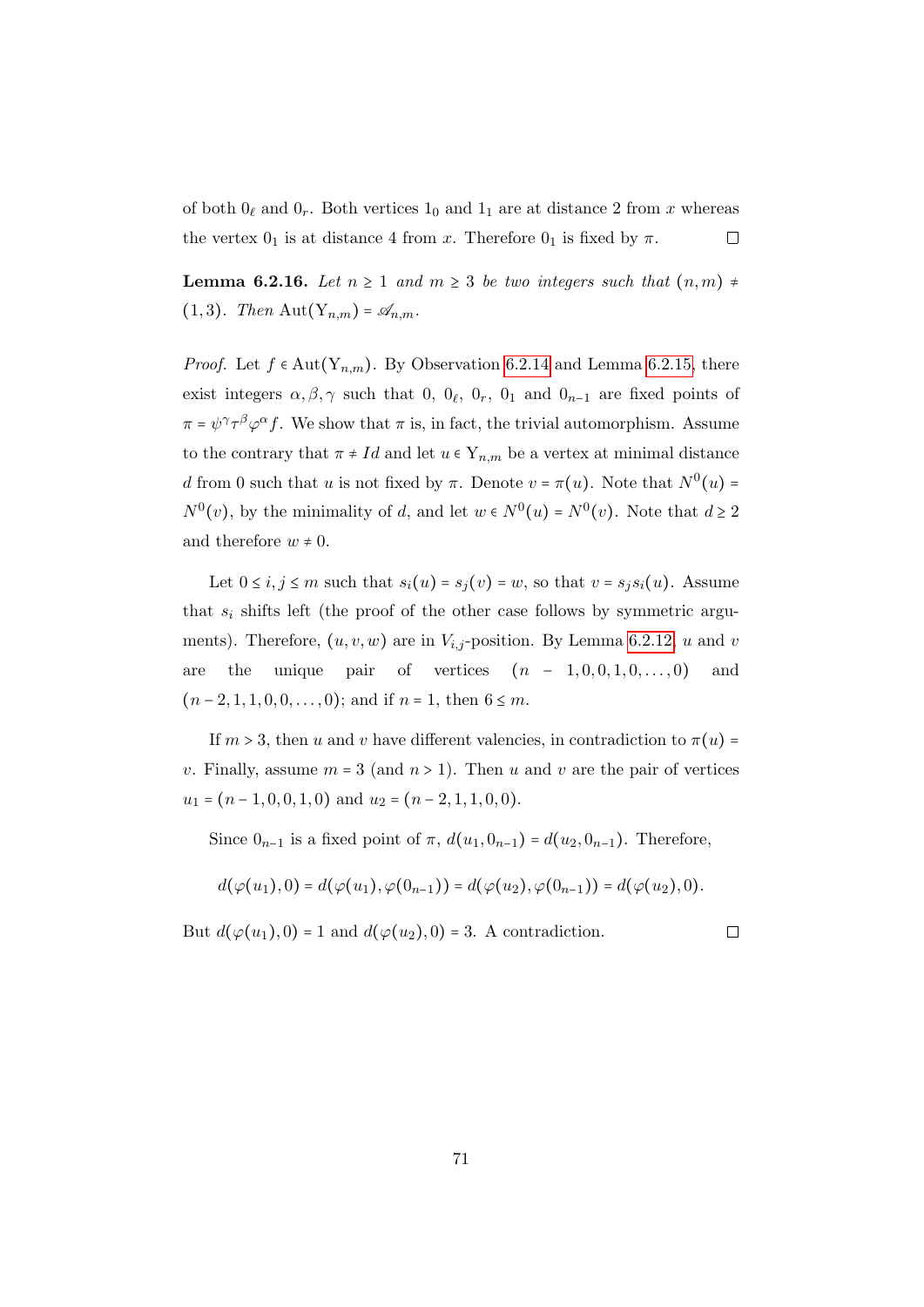of both $0_\ell$ and $0_r$. Both vertices $1_0$ and $1_1$ are at distance 2 from $x$ whereas the vertex $0_1$ is at distance 4 from $x$. Therefore $0_1$ is fixed by $\pi$. $\square$

**Lemma 6.2.16.** *Let $n \geq 1$ and $m \geq 3$ be two integers such that $(n, m) \neq (1, 3)$. Then $\mathrm{Aut}(\mathrm{Y}_{n,m}) = \mathscr{A}_{n,m}$.*

*Proof.* Let $f \in \mathrm{Aut}(\mathrm{Y}_{n,m})$. By Observation 6.2.14 and Lemma 6.2.15, there exist integers $\alpha, \beta, \gamma$ such that $0$, $0_\ell$, $0_r$, $0_1$ and $0_{n-1}$ are fixed points of $\pi = \psi^\gamma \tau^\beta \varphi^\alpha f$. We show that $\pi$ is, in fact, the trivial automorphism. Assume to the contrary that $\pi \neq Id$ and let $u \in \mathrm{Y}_{n,m}$ be a vertex at minimal distance $d$ from 0 such that $u$ is not fixed by $\pi$. Denote $v = \pi(u)$. Note that $N^0(u) = N^0(v)$, by the minimality of $d$, and let $w \in N^0(u) = N^0(v)$. Note that $d \geq 2$ and therefore $w \neq 0$.

Let $0 \leq i, j \leq m$ such that $s_i(u) = s_j(v) = w$, so that $v = s_j s_i(u)$. Assume that $s_i$ shifts left (the proof of the other case follows by symmetric arguments). Therefore, $(u, v, w)$ are in $V_{i,j}$-position. By Lemma 6.2.12, $u$ and $v$ are the unique pair of vertices $(n-1, 0, 0, 1, 0, \ldots, 0)$ and $(n-2, 1, 1, 0, 0, \ldots, 0)$; and if $n = 1$, then $6 \leq m$.

If $m > 3$, then $u$ and $v$ have different valencies, in contradiction to $\pi(u) = v$. Finally, assume $m = 3$ (and $n > 1$). Then $u$ and $v$ are the pair of vertices $u_1 = (n-1, 0, 0, 1, 0)$ and $u_2 = (n-2, 1, 1, 0, 0)$.

Since $0_{n-1}$ is a fixed point of $\pi$, $d(u_1, 0_{n-1}) = d(u_2, 0_{n-1})$. Therefore,

$$d(\varphi(u_1), 0) = d(\varphi(u_1), \varphi(0_{n-1})) = d(\varphi(u_2), \varphi(0_{n-1})) = d(\varphi(u_2), 0).$$

But $d(\varphi(u_1), 0) = 1$ and $d(\varphi(u_2), 0) = 3$. A contradiction. $\square$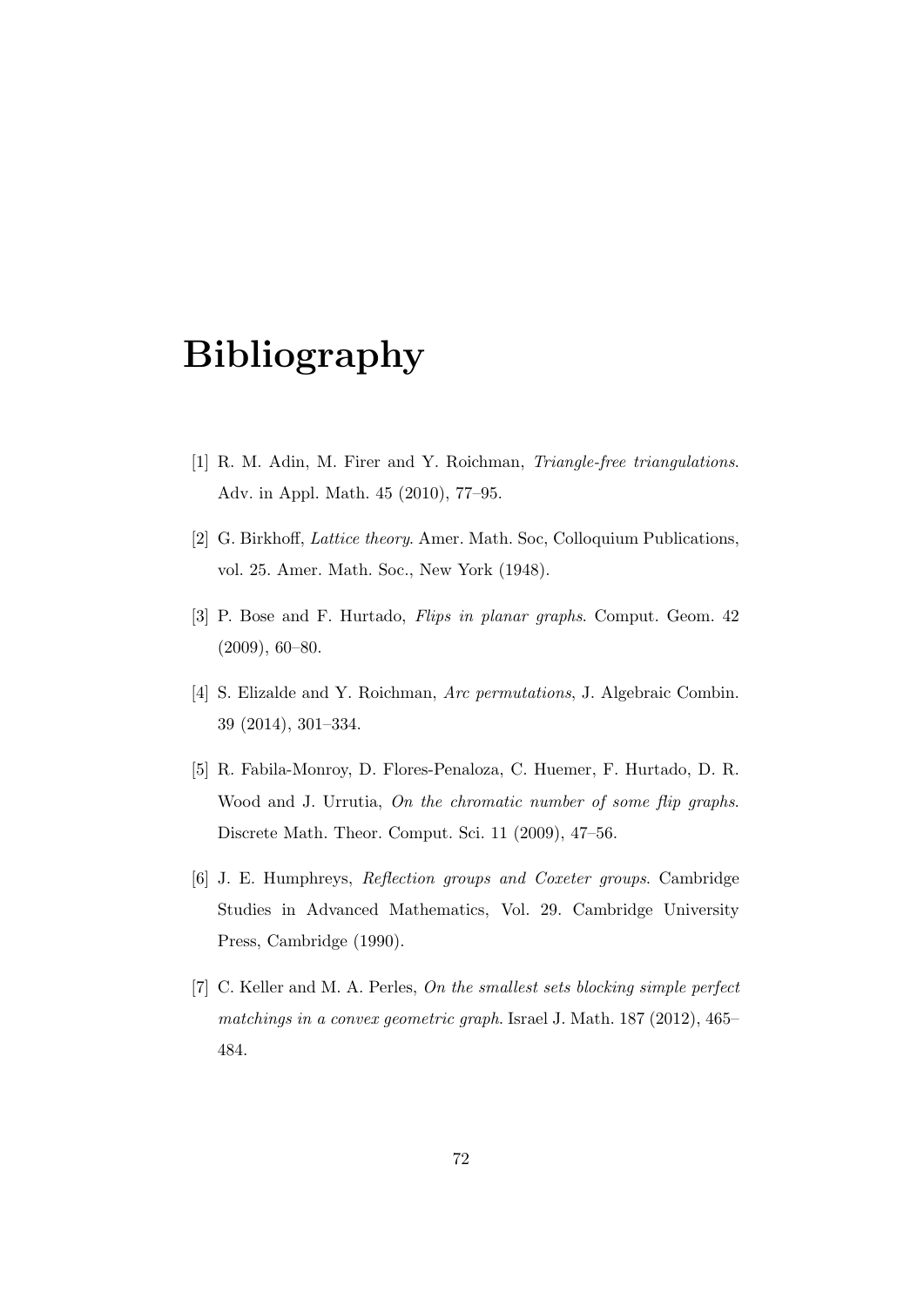# Bibliography

[1] R. M. Adin, M. Firer and Y. Roichman, *Triangle-free triangulations*. Adv. in Appl. Math. 45 (2010), 77–95.

[2] G. Birkhoff, *Lattice theory*. Amer. Math. Soc, Colloquium Publications, vol. 25. Amer. Math. Soc., New York (1948).

[3] P. Bose and F. Hurtado, *Flips in planar graphs*. Comput. Geom. 42 (2009), 60–80.

[4] S. Elizalde and Y. Roichman, *Arc permutations*, J. Algebraic Combin. 39 (2014), 301–334.

[5] R. Fabila-Monroy, D. Flores-Penaloza, C. Huemer, F. Hurtado, D. R. Wood and J. Urrutia, *On the chromatic number of some flip graphs*. Discrete Math. Theor. Comput. Sci. 11 (2009), 47–56.

[6] J. E. Humphreys, *Reflection groups and Coxeter groups*. Cambridge Studies in Advanced Mathematics, Vol. 29. Cambridge University Press, Cambridge (1990).

[7] C. Keller and M. A. Perles, *On the smallest sets blocking simple perfect matchings in a convex geometric graph*. Israel J. Math. 187 (2012), 465–484.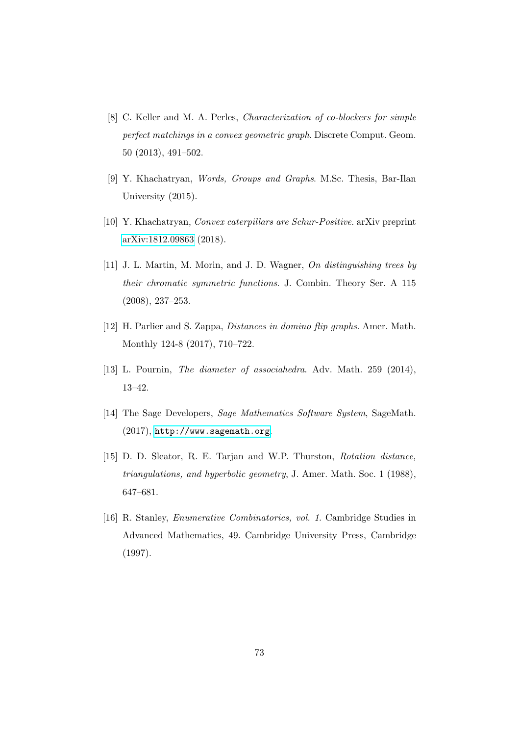[8] C. Keller and M. A. Perles, *Characterization of co-blockers for simple perfect matchings in a convex geometric graph*. Discrete Comput. Geom. 50 (2013), 491–502.

[9] Y. Khachatryan, *Words, Groups and Graphs*. M.Sc. Thesis, Bar-Ilan University (2015).

[10] Y. Khachatryan, *Convex caterpillars are Schur-Positive*. arXiv preprint arXiv:1812.09863 (2018).

[11] J. L. Martin, M. Morin, and J. D. Wagner, *On distinguishing trees by their chromatic symmetric functions*. J. Combin. Theory Ser. A 115 (2008), 237–253.

[12] H. Parlier and S. Zappa, *Distances in domino flip graphs*. Amer. Math. Monthly 124-8 (2017), 710–722.

[13] L. Pournin, *The diameter of associahedra*. Adv. Math. 259 (2014), 13–42.

[14] The Sage Developers, *Sage Mathematics Software System*, SageMath. (2017), http://www.sagemath.org.

[15] D. D. Sleator, R. E. Tarjan and W.P. Thurston, *Rotation distance, triangulations, and hyperbolic geometry*, J. Amer. Math. Soc. 1 (1988), 647–681.

[16] R. Stanley, *Enumerative Combinatorics, vol. 1*. Cambridge Studies in Advanced Mathematics, 49. Cambridge University Press, Cambridge (1997).